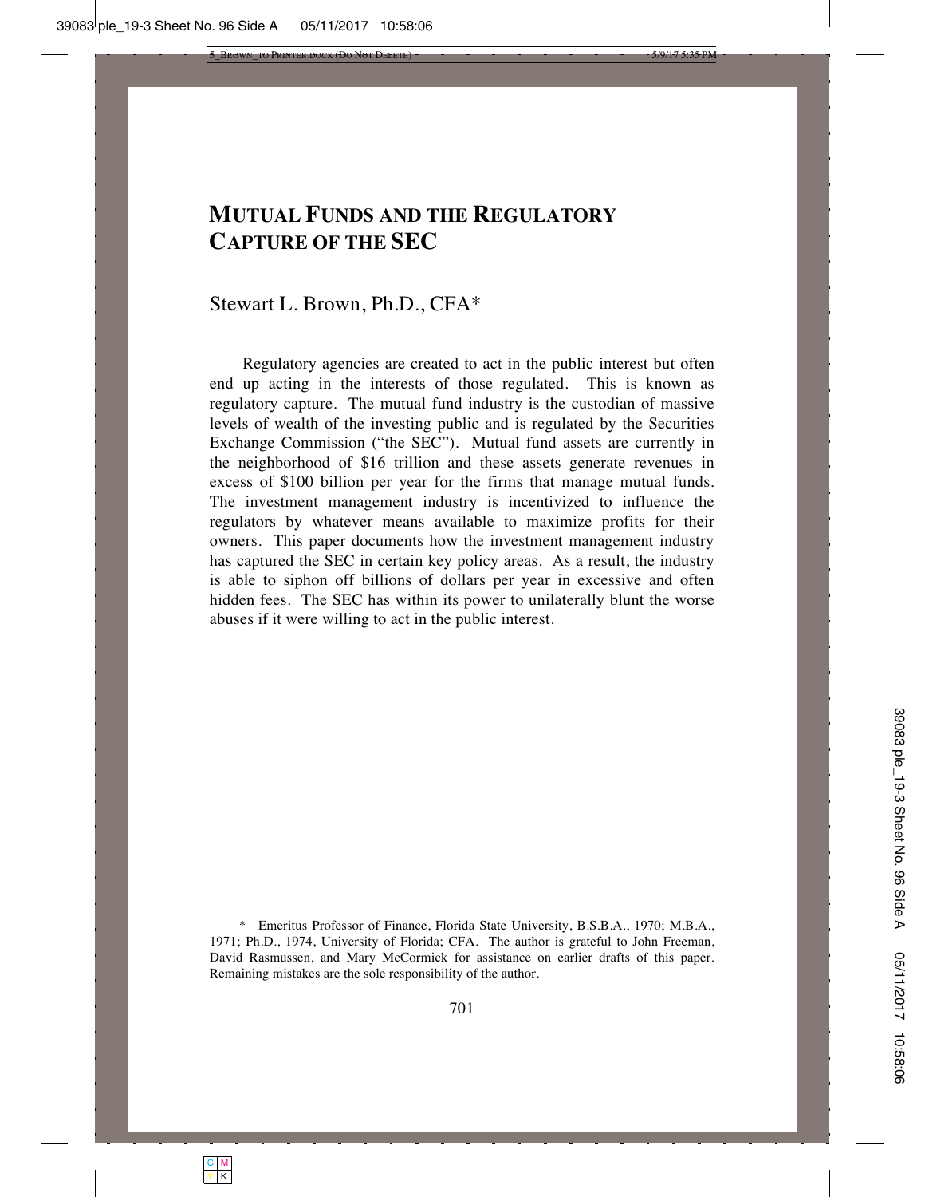# MUTUAL FUNDS AND THE REGULATORY CAPTURE OF THE SEC

Stewart L. Brown, Ph.D., CFA*

Regulatory agencies are created to act in the public interest but often end up acting in the interests of those regulated. This is known as regulatory capture. The mutual fund industry is the custodian of massive levels of wealth of the investing public and is regulated by the Securities Exchange Commission ("the SEC"). Mutual fund assets are currently in the neighborhood of $16 trillion and these assets generate revenues in excess of $100 billion per year for the firms that manage mutual funds. The investment management industry is incentivized to influence the regulators by whatever means available to maximize profits for their owners. This paper documents how the investment management industry has captured the SEC in certain key policy areas. As a result, the industry is able to siphon off billions of dollars per year in excessive and often hidden fees. The SEC has within its power to unilaterally blunt the worse abuses if it were willing to act in the public interest.

---

\* Emeritus Professor of Finance, Florida State University, B.S.B.A., 1970; M.B.A., 1971; Ph.D., 1974, University of Florida; CFA. The author is grateful to John Freeman, David Rasmussen, and Mary McCormick for assistance on earlier drafts of this paper. Remaining mistakes are the sole responsibility of the author.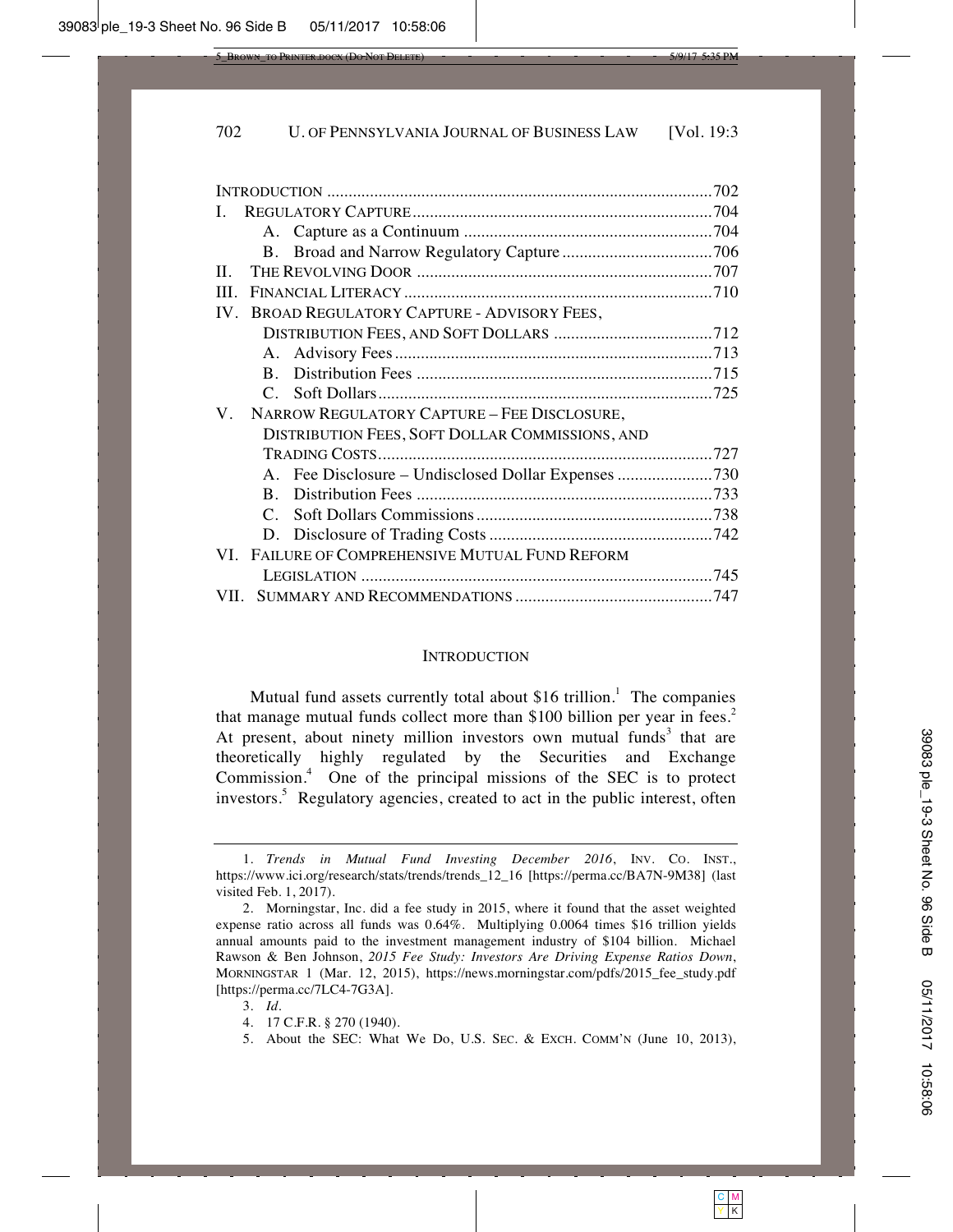| | |
|---|---|
| INTRODUCTION | 702 |
| I. REGULATORY CAPTURE | 704 |
| A. Capture as a Continuum | 704 |
| B. Broad and Narrow Regulatory Capture | 706 |
| II. THE REVOLVING DOOR | 707 |
| III. FINANCIAL LITERACY | 710 |
| IV. BROAD REGULATORY CAPTURE - ADVISORY FEES, DISTRIBUTION FEES, AND SOFT DOLLARS | 712 |
| A. Advisory Fees | 713 |
| B. Distribution Fees | 715 |
| C. Soft Dollars | 725 |
| V. NARROW REGULATORY CAPTURE – FEE DISCLOSURE, DISTRIBUTION FEES, SOFT DOLLAR COMMISSIONS, AND TRADING COSTS | 727 |
| A. Fee Disclosure – Undisclosed Dollar Expenses | 730 |
| B. Distribution Fees | 733 |
| C. Soft Dollars Commissions | 738 |
| D. Disclosure of Trading Costs | 742 |
| VI. FAILURE OF COMPREHENSIVE MUTUAL FUND REFORM LEGISLATION | 745 |
| VII. SUMMARY AND RECOMMENDATIONS | 747 |

## INTRODUCTION

Mutual fund assets currently total about $16 trillion.[1] The companies that manage mutual funds collect more than $100 billion per year in fees.[2] At present, about ninety million investors own mutual funds[3] that are theoretically highly regulated by the Securities and Exchange Commission.[4] One of the principal missions of the SEC is to protect investors.[5] Regulatory agencies, created to act in the public interest, often

---

1. *Trends in Mutual Fund Investing December 2016*, INV. CO. INST., https://www.ici.org/research/stats/trends/trends_12_16 [https://perma.cc/BA7N-9M38] (last visited Feb. 1, 2017).

2. Morningstar, Inc. did a fee study in 2015, where it found that the asset weighted expense ratio across all funds was 0.64%. Multiplying 0.0064 times $16 trillion yields annual amounts paid to the investment management industry of $104 billion. Michael Rawson & Ben Johnson, *2015 Fee Study: Investors Are Driving Expense Ratios Down*, MORNINGSTAR 1 (Mar. 12, 2015), https://news.morningstar.com/pdfs/2015_fee_study.pdf [https://perma.cc/7LC4-7G3A].

3. *Id*.

4. 17 C.F.R. § 270 (1940).

5. About the SEC: What We Do, U.S. SEC. & EXCH. COMM'N (June 10, 2013),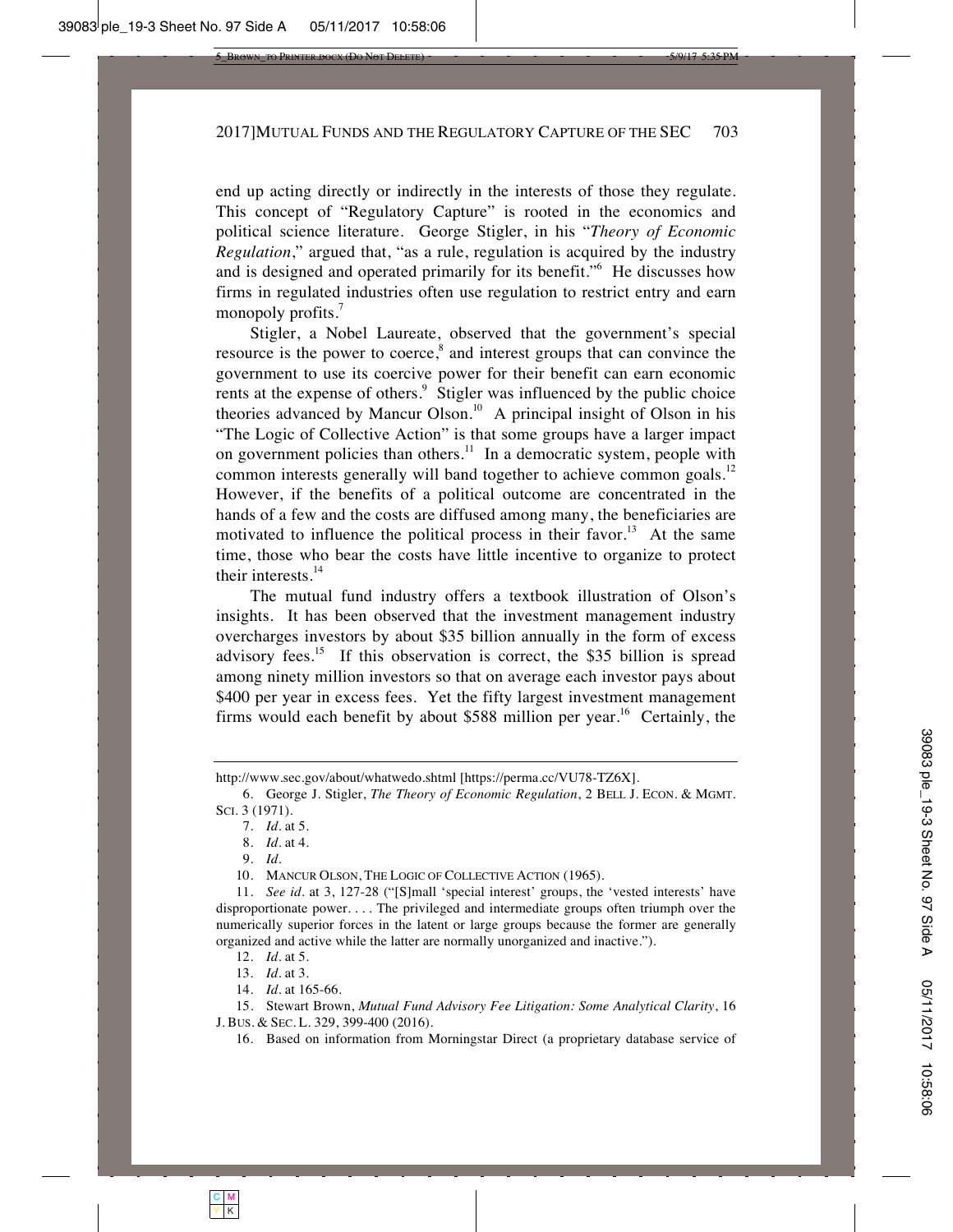end up acting directly or indirectly in the interests of those they regulate. This concept of "Regulatory Capture" is rooted in the economics and political science literature. George Stigler, in his "*Theory of Economic Regulation*," argued that, "as a rule, regulation is acquired by the industry and is designed and operated primarily for its benefit."[6] He discusses how firms in regulated industries often use regulation to restrict entry and earn monopoly profits.[7]

Stigler, a Nobel Laureate, observed that the government's special resource is the power to coerce,[8] and interest groups that can convince the government to use its coercive power for their benefit can earn economic rents at the expense of others.[9] Stigler was influenced by the public choice theories advanced by Mancur Olson.[10] A principal insight of Olson in his "The Logic of Collective Action" is that some groups have a larger impact on government policies than others.[11] In a democratic system, people with common interests generally will band together to achieve common goals.[12] However, if the benefits of a political outcome are concentrated in the hands of a few and the costs are diffused among many, the beneficiaries are motivated to influence the political process in their favor.[13] At the same time, those who bear the costs have little incentive to organize to protect their interests.[14]

The mutual fund industry offers a textbook illustration of Olson's insights. It has been observed that the investment management industry overcharges investors by about $35 billion annually in the form of excess advisory fees.[15] If this observation is correct, the $35 billion is spread among ninety million investors so that on average each investor pays about $400 per year in excess fees. Yet the fifty largest investment management firms would each benefit by about $588 million per year.[16] Certainly, the

---

http://www.sec.gov/about/whatwedo.shtml [https://perma.cc/VU78-TZ6X].

6. George J. Stigler, *The Theory of Economic Regulation*, 2 BELL J. ECON. & MGMT. SCI. 3 (1971).

7. *Id*. at 5.

8. *Id*. at 4.

9. *Id*.

10. MANCUR OLSON, THE LOGIC OF COLLECTIVE ACTION (1965).

11. *See id*. at 3, 127-28 ("[S]mall 'special interest' groups, the 'vested interests' have disproportionate power. . . . The privileged and intermediate groups often triumph over the numerically superior forces in the latent or large groups because the former are generally organized and active while the latter are normally unorganized and inactive.").

12. *Id*. at 5.

13. *Id*. at 3.

14. *Id*. at 165-66.

15. Stewart Brown, *Mutual Fund Advisory Fee Litigation: Some Analytical Clarity*, 16 J. BUS. & SEC. L. 329, 399-400 (2016).

16. Based on information from Morningstar Direct (a proprietary database service of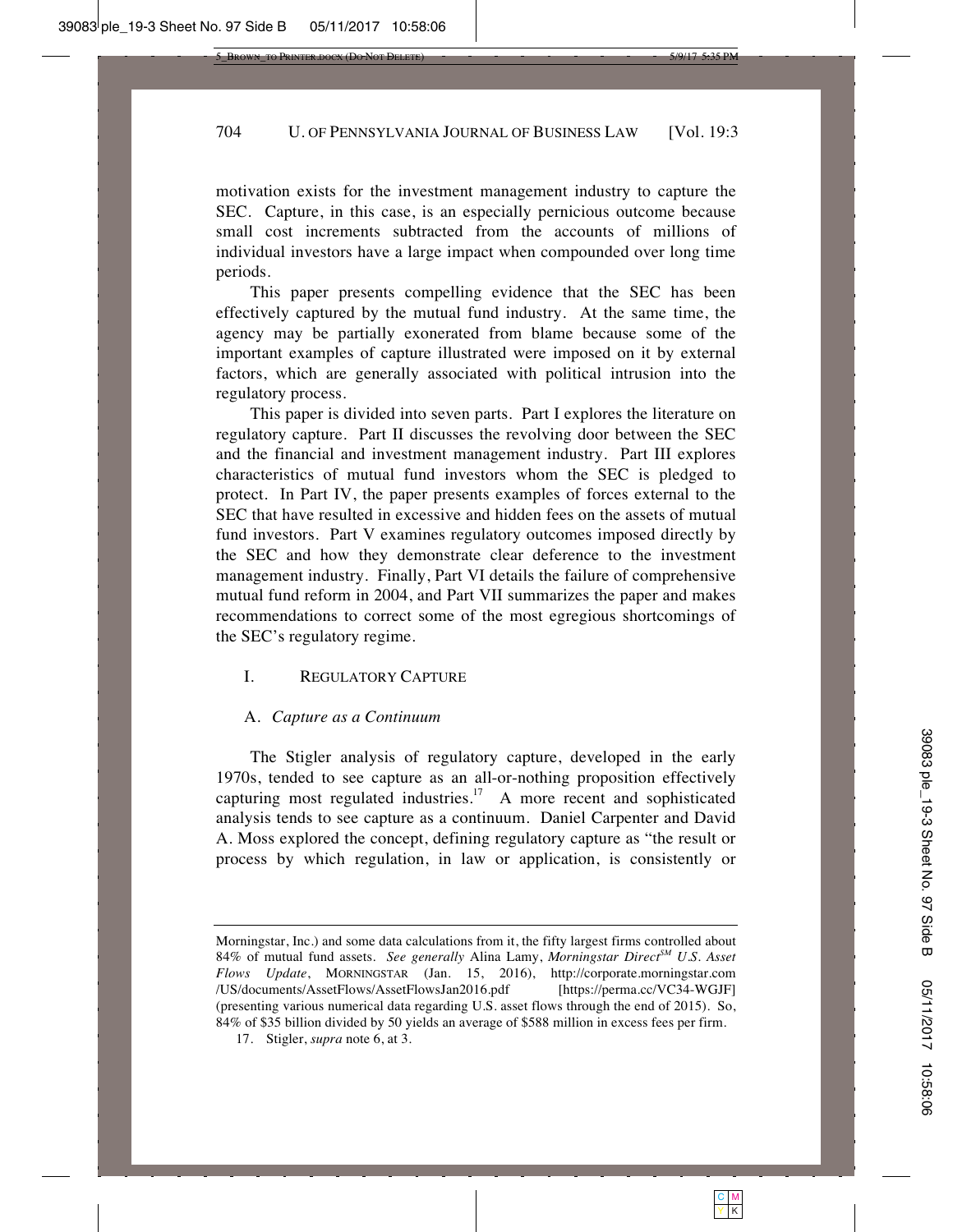motivation exists for the investment management industry to capture the SEC. Capture, in this case, is an especially pernicious outcome because small cost increments subtracted from the accounts of millions of individual investors have a large impact when compounded over long time periods.

This paper presents compelling evidence that the SEC has been effectively captured by the mutual fund industry. At the same time, the agency may be partially exonerated from blame because some of the important examples of capture illustrated were imposed on it by external factors, which are generally associated with political intrusion into the regulatory process.

This paper is divided into seven parts. Part I explores the literature on regulatory capture. Part II discusses the revolving door between the SEC and the financial and investment management industry. Part III explores characteristics of mutual fund investors whom the SEC is pledged to protect. In Part IV, the paper presents examples of forces external to the SEC that have resulted in excessive and hidden fees on the assets of mutual fund investors. Part V examines regulatory outcomes imposed directly by the SEC and how they demonstrate clear deference to the investment management industry. Finally, Part VI details the failure of comprehensive mutual fund reform in 2004, and Part VII summarizes the paper and makes recommendations to correct some of the most egregious shortcomings of the SEC's regulatory regime.

## I. Regulatory Capture

### A. *Capture as a Continuum*

The Stigler analysis of regulatory capture, developed in the early 1970s, tended to see capture as an all-or-nothing proposition effectively capturing most regulated industries.[17] A more recent and sophisticated analysis tends to see capture as a continuum. Daniel Carpenter and David A. Moss explored the concept, defining regulatory capture as "the result or process by which regulation, in law or application, is consistently or

---

Morningstar, Inc.) and some data calculations from it, the fifty largest firms controlled about 84% of mutual fund assets. *See generally* Alina Lamy, *Morningstar Direct[SM] U.S. Asset Flows Update*, MORNINGSTAR (Jan. 15, 2016), http://corporate.morningstar.com/US/documents/AssetFlows/AssetFlowsJan2016.pdf [https://perma.cc/VC34-WGJF] (presenting various numerical data regarding U.S. asset flows through the end of 2015). So, 84% of $35 billion divided by 50 yields an average of $588 million in excess fees per firm.

17. Stigler, *supra* note 6, at 3.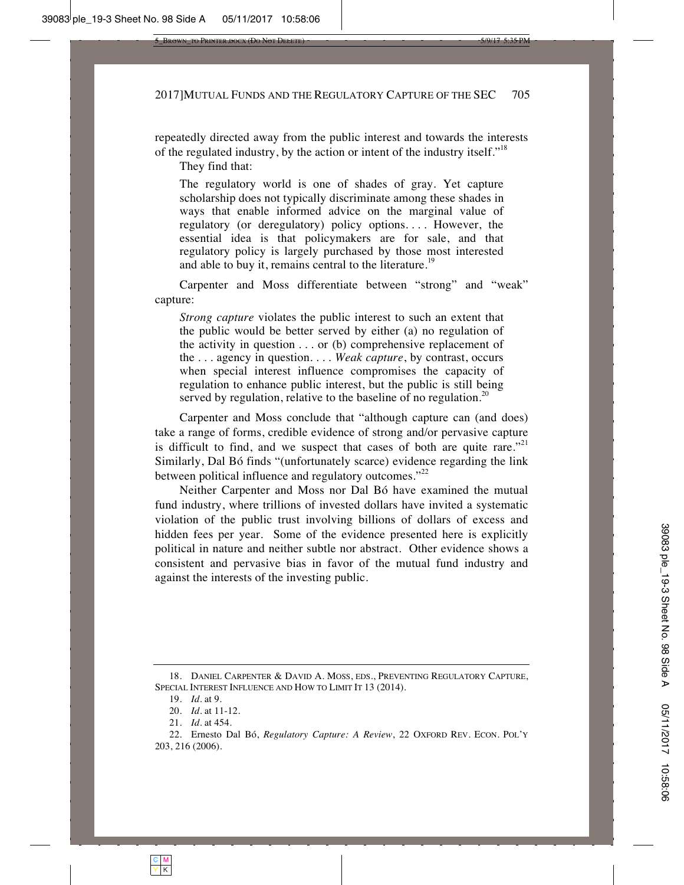repeatedly directed away from the public interest and towards the interests of the regulated industry, by the action or intent of the industry itself."[18]

They find that:

> The regulatory world is one of shades of gray. Yet capture scholarship does not typically discriminate among these shades in ways that enable informed advice on the marginal value of regulatory (or deregulatory) policy options. . . . However, the essential idea is that policymakers are for sale, and that regulatory policy is largely purchased by those most interested and able to buy it, remains central to the literature.[19]

Carpenter and Moss differentiate between "strong" and "weak" capture:

> *Strong capture* violates the public interest to such an extent that the public would be better served by either (a) no regulation of the activity in question . . . or (b) comprehensive replacement of the . . . agency in question. . . . *Weak capture*, by contrast, occurs when special interest influence compromises the capacity of regulation to enhance public interest, but the public is still being served by regulation, relative to the baseline of no regulation.[20]

Carpenter and Moss conclude that "although capture can (and does) take a range of forms, credible evidence of strong and/or pervasive capture is difficult to find, and we suspect that cases of both are quite rare."[21] Similarly, Dal Bó finds "(unfortunately scarce) evidence regarding the link between political influence and regulatory outcomes."[22]

Neither Carpenter and Moss nor Dal Bó have examined the mutual fund industry, where trillions of invested dollars have invited a systematic violation of the public trust involving billions of dollars of excess and hidden fees per year. Some of the evidence presented here is explicitly political in nature and neither subtle nor abstract. Other evidence shows a consistent and pervasive bias in favor of the mutual fund industry and against the interests of the investing public.

---

18. DANIEL CARPENTER & DAVID A. MOSS, EDS., PREVENTING REGULATORY CAPTURE, SPECIAL INTEREST INFLUENCE AND HOW TO LIMIT IT 13 (2014).

19. *Id.* at 9.

20. *Id.* at 11-12.

21. *Id.* at 454.

22. Ernesto Dal Bó, *Regulatory Capture: A Review*, 22 OXFORD REV. ECON. POL'Y 203, 216 (2006).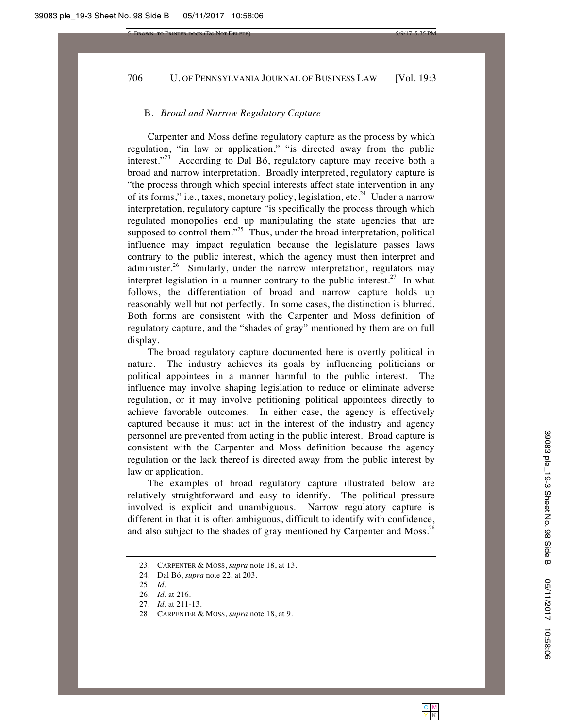## B. *Broad and Narrow Regulatory Capture*

Carpenter and Moss define regulatory capture as the process by which regulation, "in law or application," "is directed away from the public interest."[23] According to Dal Bó, regulatory capture may receive both a broad and narrow interpretation. Broadly interpreted, regulatory capture is "the process through which special interests affect state intervention in any of its forms," i.e., taxes, monetary policy, legislation, etc.[24] Under a narrow interpretation, regulatory capture "is specifically the process through which regulated monopolies end up manipulating the state agencies that are supposed to control them."[25] Thus, under the broad interpretation, political influence may impact regulation because the legislature passes laws contrary to the public interest, which the agency must then interpret and administer.[26] Similarly, under the narrow interpretation, regulators may interpret legislation in a manner contrary to the public interest.[27] In what follows, the differentiation of broad and narrow capture holds up reasonably well but not perfectly. In some cases, the distinction is blurred. Both forms are consistent with the Carpenter and Moss definition of regulatory capture, and the "shades of gray" mentioned by them are on full display.

The broad regulatory capture documented here is overtly political in nature. The industry achieves its goals by influencing politicians or political appointees in a manner harmful to the public interest. The influence may involve shaping legislation to reduce or eliminate adverse regulation, or it may involve petitioning political appointees directly to achieve favorable outcomes. In either case, the agency is effectively captured because it must act in the interest of the industry and agency personnel are prevented from acting in the public interest. Broad capture is consistent with the Carpenter and Moss definition because the agency regulation or the lack thereof is directed away from the public interest by law or application.

The examples of broad regulatory capture illustrated below are relatively straightforward and easy to identify. The political pressure involved is explicit and unambiguous. Narrow regulatory capture is different in that it is often ambiguous, difficult to identify with confidence, and also subject to the shades of gray mentioned by Carpenter and Moss.[28]

---

23. CARPENTER & MOSS, *supra* note 18, at 13.

24. Dal Bó, *supra* note 22, at 203.

25. *Id*.

26. *Id*. at 216.

27. *Id*. at 211-13.

28. CARPENTER & MOSS, *supra* note 18, at 9.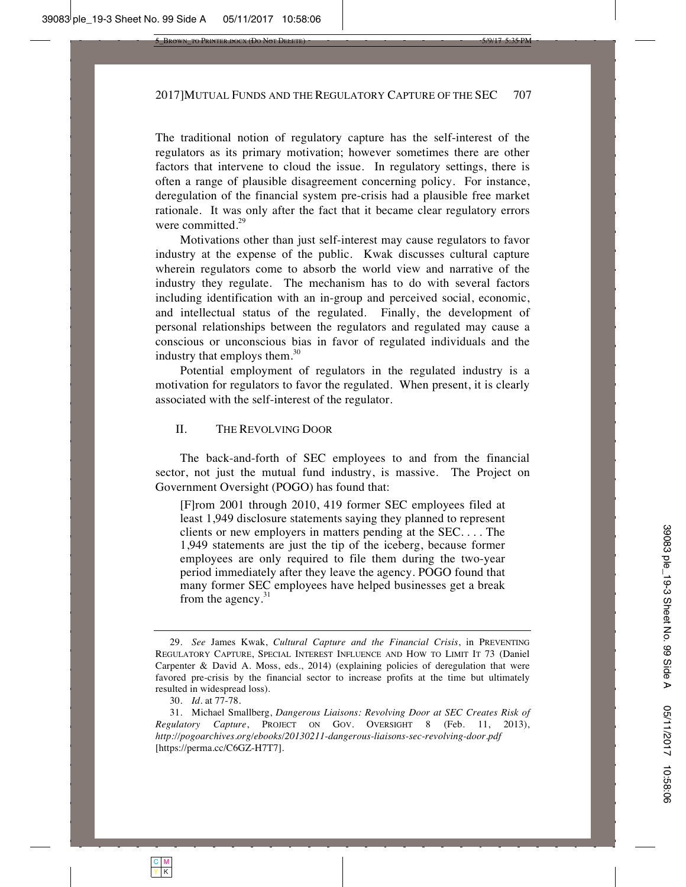The traditional notion of regulatory capture has the self-interest of the regulators as its primary motivation; however sometimes there are other factors that intervene to cloud the issue. In regulatory settings, there is often a range of plausible disagreement concerning policy. For instance, deregulation of the financial system pre-crisis had a plausible free market rationale. It was only after the fact that it became clear regulatory errors were committed.[29]

Motivations other than just self-interest may cause regulators to favor industry at the expense of the public. Kwak discusses cultural capture wherein regulators come to absorb the world view and narrative of the industry they regulate. The mechanism has to do with several factors including identification with an in-group and perceived social, economic, and intellectual status of the regulated. Finally, the development of personal relationships between the regulators and regulated may cause a conscious or unconscious bias in favor of regulated individuals and the industry that employs them.[30]

Potential employment of regulators in the regulated industry is a motivation for regulators to favor the regulated. When present, it is clearly associated with the self-interest of the regulator.

## II. THE REVOLVING DOOR

The back-and-forth of SEC employees to and from the financial sector, not just the mutual fund industry, is massive. The Project on Government Oversight (POGO) has found that:

> [F]rom 2001 through 2010, 419 former SEC employees filed at least 1,949 disclosure statements saying they planned to represent clients or new employers in matters pending at the SEC. . . . The 1,949 statements are just the tip of the iceberg, because former employees are only required to file them during the two-year period immediately after they leave the agency. POGO found that many former SEC employees have helped businesses get a break from the agency.[31]

---

29. *See* James Kwak, *Cultural Capture and the Financial Crisis*, in PREVENTING REGULATORY CAPTURE, SPECIAL INTEREST INFLUENCE AND HOW TO LIMIT IT 73 (Daniel Carpenter & David A. Moss, eds., 2014) (explaining policies of deregulation that were favored pre-crisis by the financial sector to increase profits at the time but ultimately resulted in widespread loss).

30. *Id.* at 77-78.

31. Michael Smallberg, *Dangerous Liaisons: Revolving Door at SEC Creates Risk of Regulatory Capture*, PROJECT ON GOV. OVERSIGHT 8 (Feb. 11, 2013), *http://pogoarchives.org/ebooks/20130211-dangerous-liaisons-sec-revolving-door.pdf* [https://perma.cc/C6GZ-H7T7].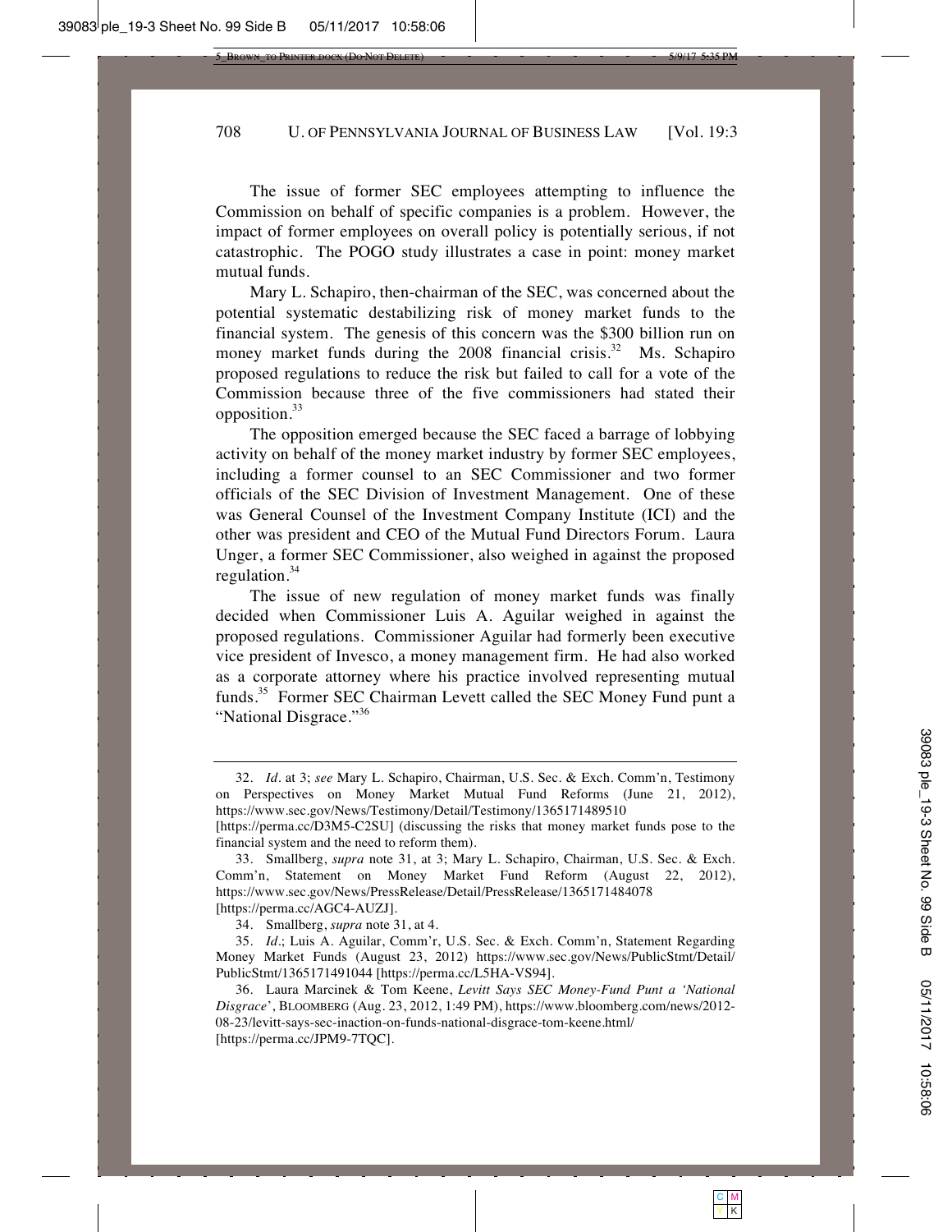The issue of former SEC employees attempting to influence the Commission on behalf of specific companies is a problem. However, the impact of former employees on overall policy is potentially serious, if not catastrophic. The POGO study illustrates a case in point: money market mutual funds.

Mary L. Schapiro, then-chairman of the SEC, was concerned about the potential systematic destabilizing risk of money market funds to the financial system. The genesis of this concern was the $300 billion run on money market funds during the 2008 financial crisis.[32] Ms. Schapiro proposed regulations to reduce the risk but failed to call for a vote of the Commission because three of the five commissioners had stated their opposition.[33]

The opposition emerged because the SEC faced a barrage of lobbying activity on behalf of the money market industry by former SEC employees, including a former counsel to an SEC Commissioner and two former officials of the SEC Division of Investment Management. One of these was General Counsel of the Investment Company Institute (ICI) and the other was president and CEO of the Mutual Fund Directors Forum. Laura Unger, a former SEC Commissioner, also weighed in against the proposed regulation.[34]

The issue of new regulation of money market funds was finally decided when Commissioner Luis A. Aguilar weighed in against the proposed regulations. Commissioner Aguilar had formerly been executive vice president of Invesco, a money management firm. He had also worked as a corporate attorney where his practice involved representing mutual funds.[35] Former SEC Chairman Levett called the SEC Money Fund punt a "National Disgrace."[36]

---

32. *Id*. at 3; *see* Mary L. Schapiro, Chairman, U.S. Sec. & Exch. Comm'n, Testimony on Perspectives on Money Market Mutual Fund Reforms (June 21, 2012), https://www.sec.gov/News/Testimony/Detail/Testimony/1365171489510 [https://perma.cc/D3M5-C2SU] (discussing the risks that money market funds pose to the financial system and the need to reform them).

33. Smallberg, *supra* note 31, at 3; Mary L. Schapiro, Chairman, U.S. Sec. & Exch. Comm'n, Statement on Money Market Fund Reform (August 22, 2012), https://www.sec.gov/News/PressRelease/Detail/PressRelease/1365171484078 [https://perma.cc/AGC4-AUZJ].

34. Smallberg, *supra* note 31, at 4.

35. *Id*.; Luis A. Aguilar, Comm'r, U.S. Sec. & Exch. Comm'n, Statement Regarding Money Market Funds (August 23, 2012) https://www.sec.gov/News/PublicStmt/Detail/PublicStmt/1365171491044 [https://perma.cc/L5HA-VS94].

36. Laura Marcinek & Tom Keene, *Levitt Says SEC Money-Fund Punt a 'National Disgrace'*, BLOOMBERG (Aug. 23, 2012, 1:49 PM), https://www.bloomberg.com/news/2012-08-23/levitt-says-sec-inaction-on-funds-national-disgrace-tom-keene.html/ [https://perma.cc/JPM9-7TQC].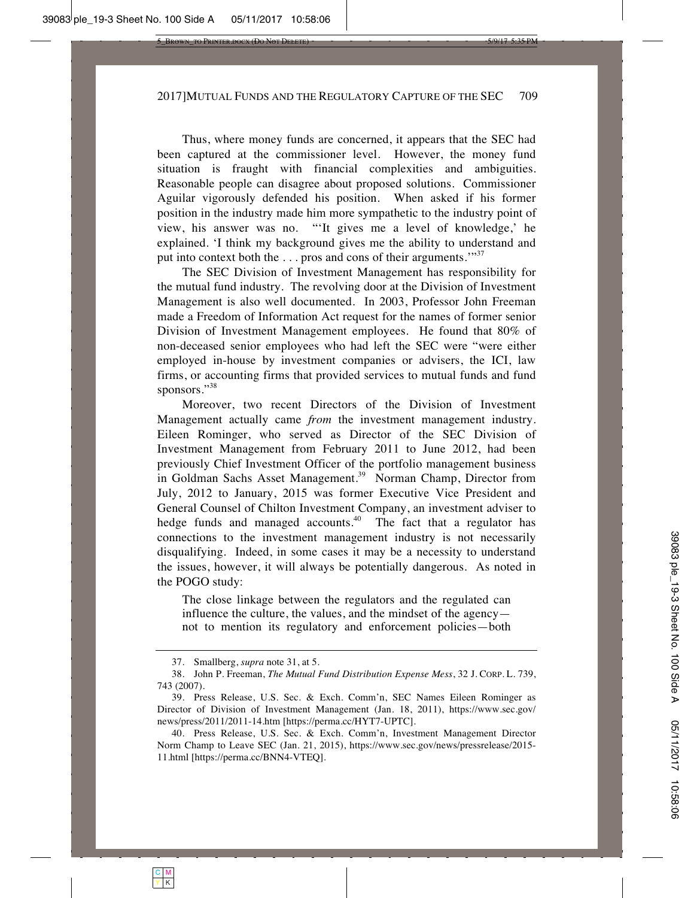Thus, where money funds are concerned, it appears that the SEC had been captured at the commissioner level. However, the money fund situation is fraught with financial complexities and ambiguities. Reasonable people can disagree about proposed solutions. Commissioner Aguilar vigorously defended his position. When asked if his former position in the industry made him more sympathetic to the industry point of view, his answer was no. "'It gives me a level of knowledge,' he explained. 'I think my background gives me the ability to understand and put into context both the . . . pros and cons of their arguments.'"[37]

The SEC Division of Investment Management has responsibility for the mutual fund industry. The revolving door at the Division of Investment Management is also well documented. In 2003, Professor John Freeman made a Freedom of Information Act request for the names of former senior Division of Investment Management employees. He found that 80% of non-deceased senior employees who had left the SEC were "were either employed in-house by investment companies or advisers, the ICI, law firms, or accounting firms that provided services to mutual funds and fund sponsors."[38]

Moreover, two recent Directors of the Division of Investment Management actually came *from* the investment management industry. Eileen Rominger, who served as Director of the SEC Division of Investment Management from February 2011 to June 2012, had been previously Chief Investment Officer of the portfolio management business in Goldman Sachs Asset Management.[39] Norman Champ, Director from July, 2012 to January, 2015 was former Executive Vice President and General Counsel of Chilton Investment Company, an investment adviser to hedge funds and managed accounts.[40] The fact that a regulator has connections to the investment management industry is not necessarily disqualifying. Indeed, in some cases it may be a necessity to understand the issues, however, it will always be potentially dangerous. As noted in the POGO study:

> The close linkage between the regulators and the regulated can influence the culture, the values, and the mindset of the agency—not to mention its regulatory and enforcement policies—both

---

37. Smallberg, *supra* note 31, at 5.

38. John P. Freeman, *The Mutual Fund Distribution Expense Mess*, 32 J. CORP. L. 739, 743 (2007).

39. Press Release, U.S. Sec. & Exch. Comm'n, SEC Names Eileen Rominger as Director of Division of Investment Management (Jan. 18, 2011), https://www.sec.gov/news/press/2011/2011-14.htm [https://perma.cc/HYT7-UPTC].

40. Press Release, U.S. Sec. & Exch. Comm'n, Investment Management Director Norm Champ to Leave SEC (Jan. 21, 2015), https://www.sec.gov/news/pressrelease/2015-11.html [https://perma.cc/BNN4-VTEQ].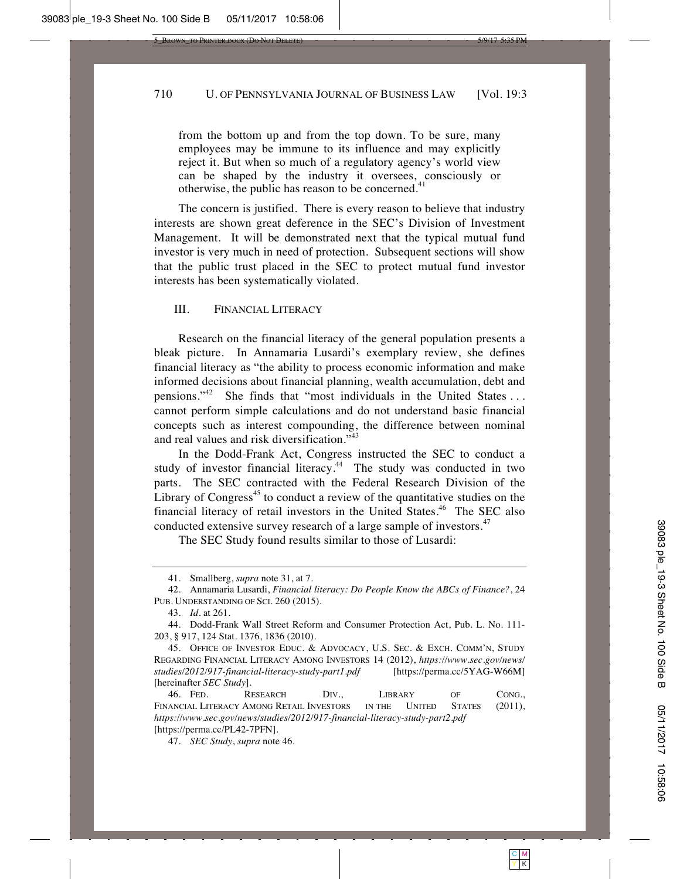from the bottom up and from the top down. To be sure, many employees may be immune to its influence and may explicitly reject it. But when so much of a regulatory agency's world view can be shaped by the industry it oversees, consciously or otherwise, the public has reason to be concerned.[41]

The concern is justified. There is every reason to believe that industry interests are shown great deference in the SEC's Division of Investment Management. It will be demonstrated next that the typical mutual fund investor is very much in need of protection. Subsequent sections will show that the public trust placed in the SEC to protect mutual fund investor interests has been systematically violated.

## III. FINANCIAL LITERACY

Research on the financial literacy of the general population presents a bleak picture. In Annamaria Lusardi's exemplary review, she defines financial literacy as "the ability to process economic information and make informed decisions about financial planning, wealth accumulation, debt and pensions."[42] She finds that "most individuals in the United States . . . cannot perform simple calculations and do not understand basic financial concepts such as interest compounding, the difference between nominal and real values and risk diversification."[43]

In the Dodd-Frank Act, Congress instructed the SEC to conduct a study of investor financial literacy.[44] The study was conducted in two parts. The SEC contracted with the Federal Research Division of the Library of Congress[45] to conduct a review of the quantitative studies on the financial literacy of retail investors in the United States.[46] The SEC also conducted extensive survey research of a large sample of investors.[47]

The SEC Study found results similar to those of Lusardi:

---

41. Smallberg, *supra* note 31, at 7.

42. Annamaria Lusardi, *Financial literacy: Do People Know the ABCs of Finance?*, 24 PUB. UNDERSTANDING OF SCI. 260 (2015).

43. *Id.* at 261.

44. Dodd-Frank Wall Street Reform and Consumer Protection Act, Pub. L. No. 111-203, § 917, 124 Stat. 1376, 1836 (2010).

45. OFFICE OF INVESTOR EDUC. & ADVOCACY, U.S. SEC. & EXCH. COMM'N, STUDY REGARDING FINANCIAL LITERACY AMONG INVESTORS 14 (2012), *https://www.sec.gov/news/studies/2012/917-financial-literacy-study-part1.pdf* [https://perma.cc/5YAG-W66M] [hereinafter *SEC Study*].

46. FED. RESEARCH DIV., LIBRARY OF CONG., FINANCIAL LITERACY AMONG RETAIL INVESTORS IN THE UNITED STATES (2011), *https://www.sec.gov/news/studies/2012/917-financial-literacy-study-part2.pdf* [https://perma.cc/PL42-7PFN].

47. *SEC Study*, *supra* note 46.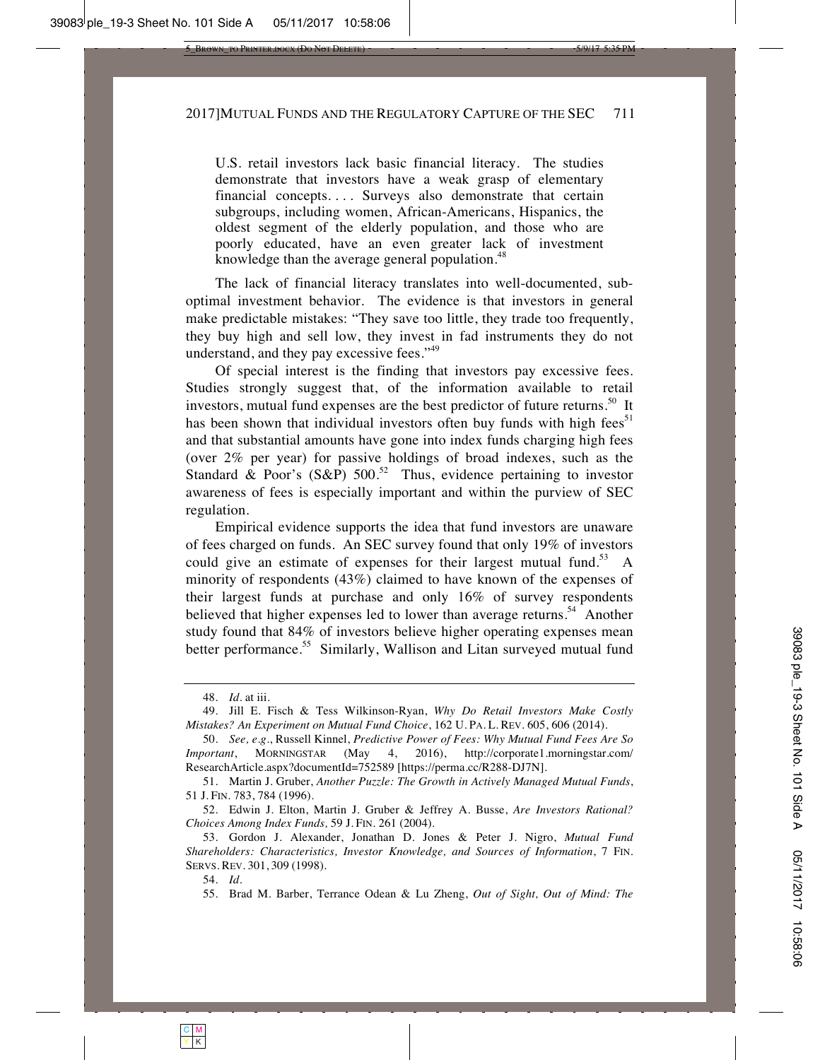U.S. retail investors lack basic financial literacy. The studies demonstrate that investors have a weak grasp of elementary financial concepts. . . . Surveys also demonstrate that certain subgroups, including women, African-Americans, Hispanics, the oldest segment of the elderly population, and those who are poorly educated, have an even greater lack of investment knowledge than the average general population.[48]

The lack of financial literacy translates into well-documented, sub-optimal investment behavior. The evidence is that investors in general make predictable mistakes: "They save too little, they trade too frequently, they buy high and sell low, they invest in fad instruments they do not understand, and they pay excessive fees."[49]

Of special interest is the finding that investors pay excessive fees. Studies strongly suggest that, of the information available to retail investors, mutual fund expenses are the best predictor of future returns.[50] It has been shown that individual investors often buy funds with high fees[51] and that substantial amounts have gone into index funds charging high fees (over 2% per year) for passive holdings of broad indexes, such as the Standard & Poor's (S&P) 500.[52] Thus, evidence pertaining to investor awareness of fees is especially important and within the purview of SEC regulation.

Empirical evidence supports the idea that fund investors are unaware of fees charged on funds. An SEC survey found that only 19% of investors could give an estimate of expenses for their largest mutual fund.[53] A minority of respondents (43%) claimed to have known of the expenses of their largest funds at purchase and only 16% of survey respondents believed that higher expenses led to lower than average returns.[54] Another study found that 84% of investors believe higher operating expenses mean better performance.[55] Similarly, Wallison and Litan surveyed mutual fund

---

48. *Id.* at iii.

49. Jill E. Fisch & Tess Wilkinson-Ryan, *Why Do Retail Investors Make Costly Mistakes? An Experiment on Mutual Fund Choice*, 162 U. PA. L. REV. 605, 606 (2014).

50. *See, e.g.*, Russell Kinnel, *Predictive Power of Fees: Why Mutual Fund Fees Are So Important*, MORNINGSTAR (May 4, 2016), http://corporate1.morningstar.com/ResearchArticle.aspx?documentId=752589 [https://perma.cc/R288-DJ7N].

51. Martin J. Gruber, *Another Puzzle: The Growth in Actively Managed Mutual Funds*, 51 J. FIN. 783, 784 (1996).

52. Edwin J. Elton, Martin J. Gruber & Jeffrey A. Busse, *Are Investors Rational? Choices Among Index Funds,* 59 J. FIN. 261 (2004).

53. Gordon J. Alexander, Jonathan D. Jones & Peter J. Nigro, *Mutual Fund Shareholders: Characteristics, Investor Knowledge, and Sources of Information*, 7 FIN. SERVS. REV. 301, 309 (1998).

54. *Id.*

55. Brad M. Barber, Terrance Odean & Lu Zheng, *Out of Sight, Out of Mind: The*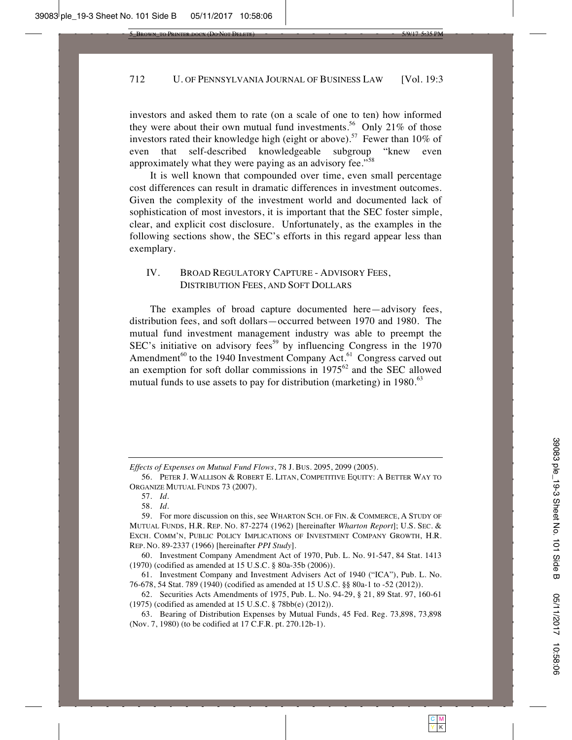investors and asked them to rate (on a scale of one to ten) how informed they were about their own mutual fund investments.[56] Only 21% of those investors rated their knowledge high (eight or above).[57] Fewer than 10% of even that self-described knowledgeable subgroup "knew even approximately what they were paying as an advisory fee."[58]

It is well known that compounded over time, even small percentage cost differences can result in dramatic differences in investment outcomes. Given the complexity of the investment world and documented lack of sophistication of most investors, it is important that the SEC foster simple, clear, and explicit cost disclosure. Unfortunately, as the examples in the following sections show, the SEC's efforts in this regard appear less than exemplary.

## IV. BROAD REGULATORY CAPTURE - ADVISORY FEES, DISTRIBUTION FEES, AND SOFT DOLLARS

The examples of broad capture documented here—advisory fees, distribution fees, and soft dollars—occurred between 1970 and 1980. The mutual fund investment management industry was able to preempt the SEC's initiative on advisory fees[59] by influencing Congress in the 1970 Amendment[60] to the 1940 Investment Company Act.[61] Congress carved out an exemption for soft dollar commissions in 1975[62] and the SEC allowed mutual funds to use assets to pay for distribution (marketing) in 1980.[63]

---

*Effects of Expenses on Mutual Fund Flows*, 78 J. BUS. 2095, 2099 (2005).

56. PETER J. WALLISON & ROBERT E. LITAN, COMPETITIVE EQUITY: A BETTER WAY TO ORGANIZE MUTUAL FUNDS 73 (2007).

57. *Id.*

58. *Id.*

59. For more discussion on this, see WHARTON SCH. OF FIN. & COMMERCE, A STUDY OF MUTUAL FUNDS, H.R. REP. NO. 87-2274 (1962) [hereinafter *Wharton Report*]; U.S. SEC. & EXCH. COMM'N, PUBLIC POLICY IMPLICATIONS OF INVESTMENT COMPANY GROWTH, H.R. REP. NO. 89-2337 (1966) [hereinafter *PPI Study*].

60. Investment Company Amendment Act of 1970, Pub. L. No. 91-547, 84 Stat. 1413 (1970) (codified as amended at 15 U.S.C. § 80a-35b (2006)).

61. Investment Company and Investment Advisers Act of 1940 ("ICA"), Pub. L. No. 76-678, 54 Stat. 789 (1940) (codified as amended at 15 U.S.C. §§ 80a-1 to -52 (2012)).

62. Securities Acts Amendments of 1975, Pub. L. No. 94-29, § 21, 89 Stat. 97, 160-61 (1975) (codified as amended at 15 U.S.C. § 78bb(e) (2012)).

63. Bearing of Distribution Expenses by Mutual Funds, 45 Fed. Reg. 73,898, 73,898 (Nov. 7, 1980) (to be codified at 17 C.F.R. pt. 270.12b-1).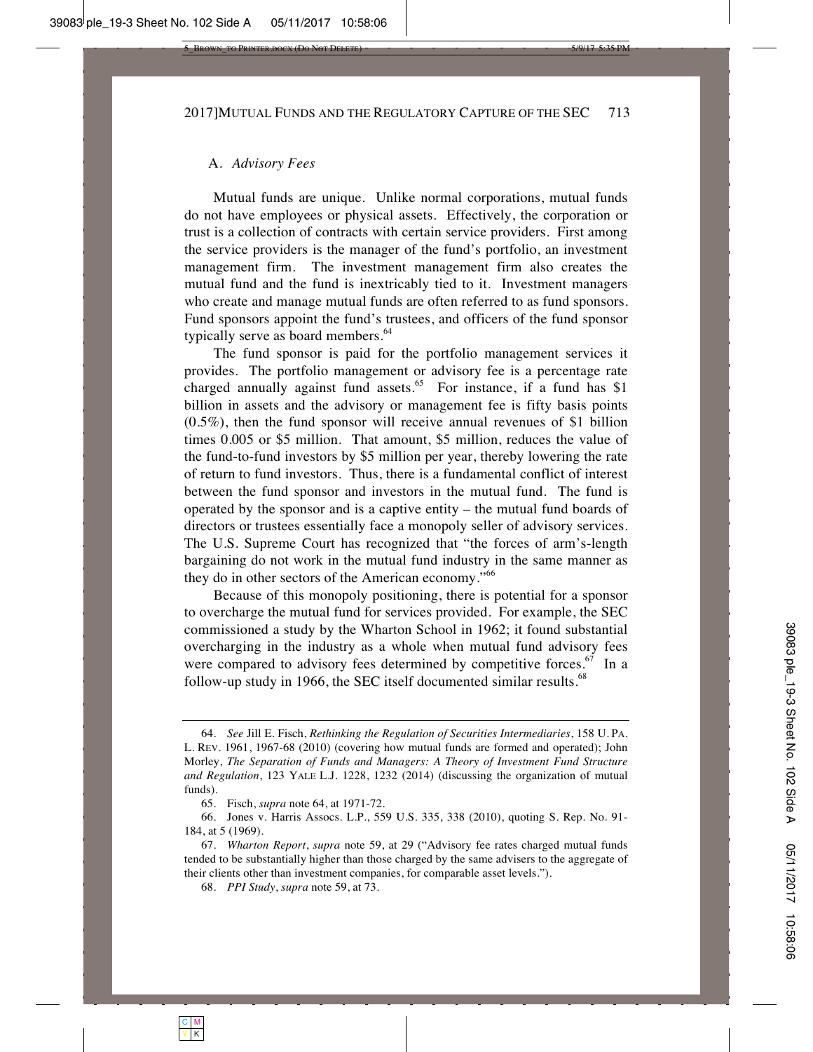## A. *Advisory Fees*

Mutual funds are unique. Unlike normal corporations, mutual funds do not have employees or physical assets. Effectively, the corporation or trust is a collection of contracts with certain service providers. First among the service providers is the manager of the fund's portfolio, an investment management firm. The investment management firm also creates the mutual fund and the fund is inextricably tied to it. Investment managers who create and manage mutual funds are often referred to as fund sponsors. Fund sponsors appoint the fund's trustees, and officers of the fund sponsor typically serve as board members.[64]

The fund sponsor is paid for the portfolio management services it provides. The portfolio management or advisory fee is a percentage rate charged annually against fund assets.[65] For instance, if a fund has $1 billion in assets and the advisory or management fee is fifty basis points (0.5%), then the fund sponsor will receive annual revenues of $1 billion times 0.005 or $5 million. That amount, $5 million, reduces the value of the fund-to-fund investors by $5 million per year, thereby lowering the rate of return to fund investors. Thus, there is a fundamental conflict of interest between the fund sponsor and investors in the mutual fund. The fund is operated by the sponsor and is a captive entity – the mutual fund boards of directors or trustees essentially face a monopoly seller of advisory services. The U.S. Supreme Court has recognized that "the forces of arm's-length bargaining do not work in the mutual fund industry in the same manner as they do in other sectors of the American economy."[66]

Because of this monopoly positioning, there is potential for a sponsor to overcharge the mutual fund for services provided. For example, the SEC commissioned a study by the Wharton School in 1962; it found substantial overcharging in the industry as a whole when mutual fund advisory fees were compared to advisory fees determined by competitive forces.[67] In a follow-up study in 1966, the SEC itself documented similar results.[68]

---

64. *See* Jill E. Fisch, *Rethinking the Regulation of Securities Intermediaries*, 158 U. PA. L. REV. 1961, 1967-68 (2010) (covering how mutual funds are formed and operated); John Morley, *The Separation of Funds and Managers: A Theory of Investment Fund Structure and Regulation*, 123 YALE L.J. 1228, 1232 (2014) (discussing the organization of mutual funds).

65. Fisch, *supra* note 64, at 1971-72.

66. Jones v. Harris Assocs. L.P., 559 U.S. 335, 338 (2010), quoting S. Rep. No. 91-184, at 5 (1969).

67. *Wharton Report*, *supra* note 59, at 29 ("Advisory fee rates charged mutual funds tended to be substantially higher than those charged by the same advisers to the aggregate of their clients other than investment companies, for comparable asset levels.").

68. *PPI Study*, *supra* note 59, at 73.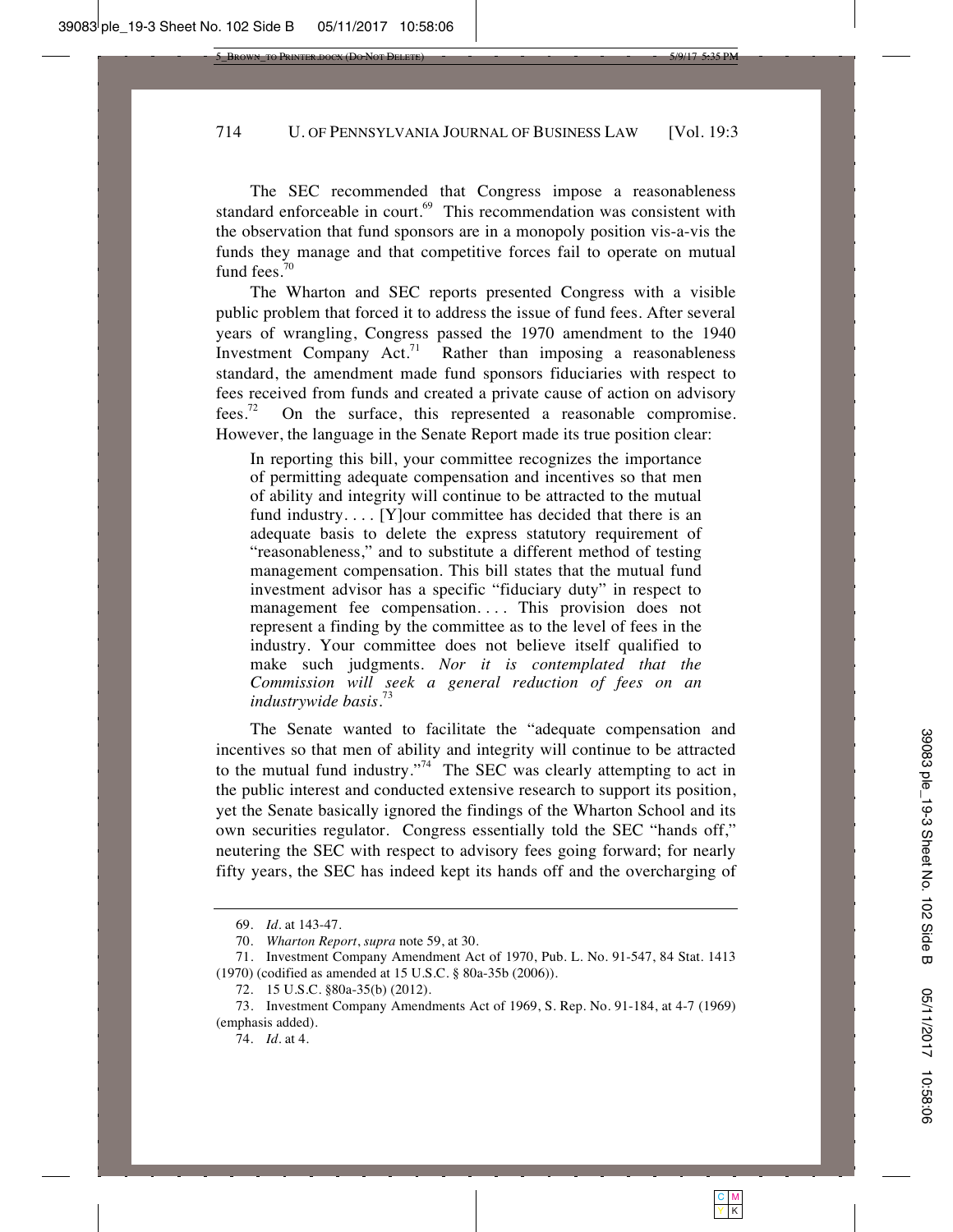The SEC recommended that Congress impose a reasonableness standard enforceable in court.[69] This recommendation was consistent with the observation that fund sponsors are in a monopoly position vis-a-vis the funds they manage and that competitive forces fail to operate on mutual fund fees.[70]

The Wharton and SEC reports presented Congress with a visible public problem that forced it to address the issue of fund fees. After several years of wrangling, Congress passed the 1970 amendment to the 1940 Investment Company Act.[71] Rather than imposing a reasonableness standard, the amendment made fund sponsors fiduciaries with respect to fees received from funds and created a private cause of action on advisory fees.[72] On the surface, this represented a reasonable compromise. However, the language in the Senate Report made its true position clear:

> In reporting this bill, your committee recognizes the importance of permitting adequate compensation and incentives so that men of ability and integrity will continue to be attracted to the mutual fund industry. . . . [Y]our committee has decided that there is an adequate basis to delete the express statutory requirement of "reasonableness," and to substitute a different method of testing management compensation. This bill states that the mutual fund investment advisor has a specific "fiduciary duty" in respect to management fee compensation. . . . This provision does not represent a finding by the committee as to the level of fees in the industry. Your committee does not believe itself qualified to make such judgments. *Nor it is contemplated that the Commission will seek a general reduction of fees on an industrywide basis*.[73]

The Senate wanted to facilitate the "adequate compensation and incentives so that men of ability and integrity will continue to be attracted to the mutual fund industry."[74] The SEC was clearly attempting to act in the public interest and conducted extensive research to support its position, yet the Senate basically ignored the findings of the Wharton School and its own securities regulator. Congress essentially told the SEC "hands off," neutering the SEC with respect to advisory fees going forward; for nearly fifty years, the SEC has indeed kept its hands off and the overcharging of

---

69. *Id*. at 143-47.

70. *Wharton Report*, *supra* note 59, at 30.

71. Investment Company Amendment Act of 1970, Pub. L. No. 91-547, 84 Stat. 1413 (1970) (codified as amended at 15 U.S.C. § 80a-35b (2006)).

72. 15 U.S.C. §80a-35(b) (2012).

73. Investment Company Amendments Act of 1969, S. Rep. No. 91-184, at 4-7 (1969) (emphasis added).

74. *Id*. at 4.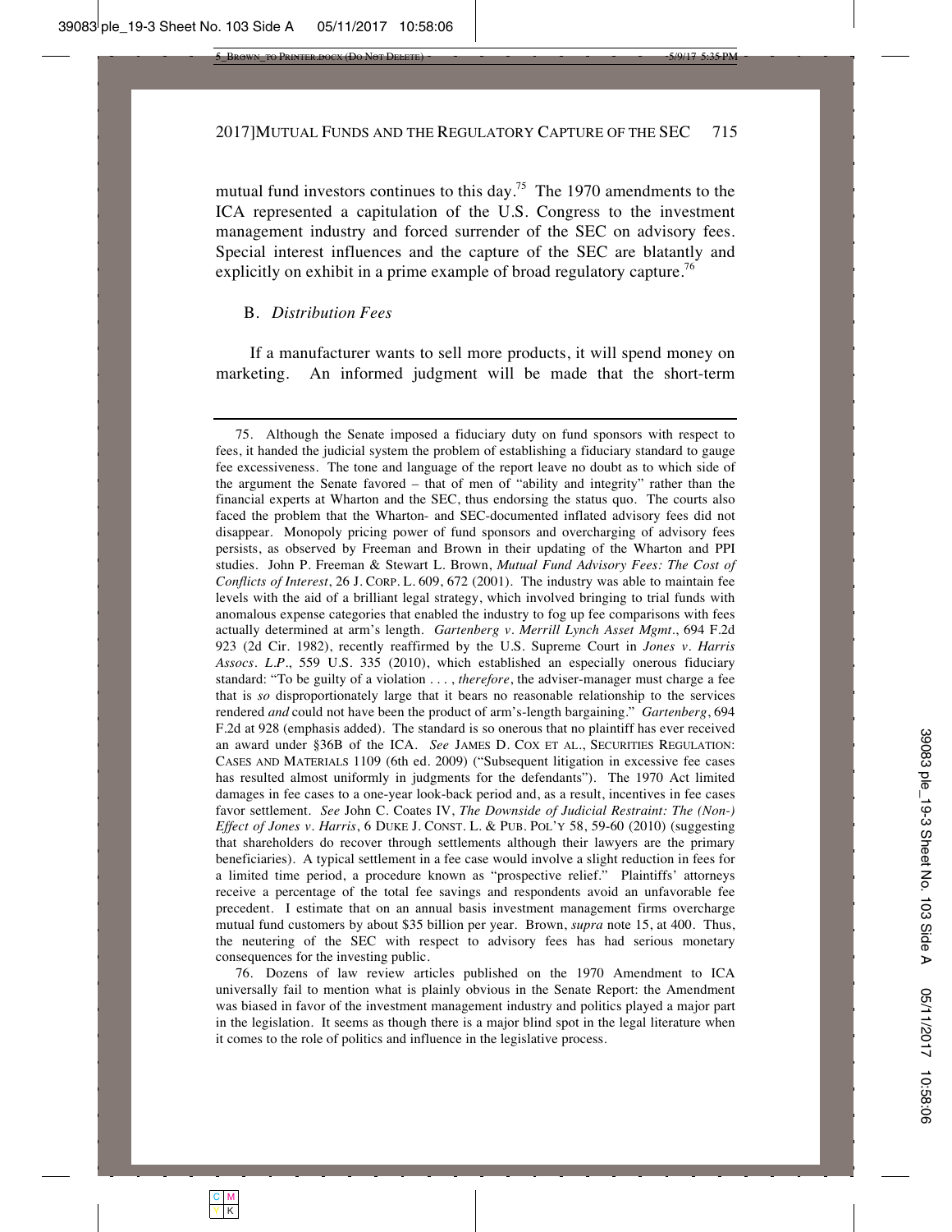mutual fund investors continues to this day.[75] The 1970 amendments to the ICA represented a capitulation of the U.S. Congress to the investment management industry and forced surrender of the SEC on advisory fees. Special interest influences and the capture of the SEC are blatantly and explicitly on exhibit in a prime example of broad regulatory capture.[76]

## B. *Distribution Fees*

If a manufacturer wants to sell more products, it will spend money on marketing. An informed judgment will be made that the short-term

---

75. Although the Senate imposed a fiduciary duty on fund sponsors with respect to fees, it handed the judicial system the problem of establishing a fiduciary standard to gauge fee excessiveness. The tone and language of the report leave no doubt as to which side of the argument the Senate favored – that of men of "ability and integrity" rather than the financial experts at Wharton and the SEC, thus endorsing the status quo. The courts also faced the problem that the Wharton- and SEC-documented inflated advisory fees did not disappear. Monopoly pricing power of fund sponsors and overcharging of advisory fees persists, as observed by Freeman and Brown in their updating of the Wharton and PPI studies. John P. Freeman & Stewart L. Brown, *Mutual Fund Advisory Fees: The Cost of Conflicts of Interest*, 26 J. CORP. L. 609, 672 (2001). The industry was able to maintain fee levels with the aid of a brilliant legal strategy, which involved bringing to trial funds with anomalous expense categories that enabled the industry to fog up fee comparisons with fees actually determined at arm's length. *Gartenberg v. Merrill Lynch Asset Mgmt*., 694 F.2d 923 (2d Cir. 1982), recently reaffirmed by the U.S. Supreme Court in *Jones v. Harris Assocs. L.P*., 559 U.S. 335 (2010), which established an especially onerous fiduciary standard: "To be guilty of a violation . . . , *therefore*, the adviser-manager must charge a fee that is *so* disproportionately large that it bears no reasonable relationship to the services rendered *and* could not have been the product of arm's-length bargaining." *Gartenberg*, 694 F.2d at 928 (emphasis added). The standard is so onerous that no plaintiff has ever received an award under §36B of the ICA. *See* JAMES D. COX ET AL., SECURITIES REGULATION: CASES AND MATERIALS 1109 (6th ed. 2009) ("Subsequent litigation in excessive fee cases has resulted almost uniformly in judgments for the defendants"). The 1970 Act limited damages in fee cases to a one-year look-back period and, as a result, incentives in fee cases favor settlement. *See* John C. Coates IV, *The Downside of Judicial Restraint: The (Non-) Effect of Jones v. Harris*, 6 DUKE J. CONST. L. & PUB. POL'Y 58, 59-60 (2010) (suggesting that shareholders do recover through settlements although their lawyers are the primary beneficiaries). A typical settlement in a fee case would involve a slight reduction in fees for a limited time period, a procedure known as "prospective relief." Plaintiffs' attorneys receive a percentage of the total fee savings and respondents avoid an unfavorable fee precedent. I estimate that on an annual basis investment management firms overcharge mutual fund customers by about $35 billion per year. Brown, *supra* note 15, at 400. Thus, the neutering of the SEC with respect to advisory fees has had serious monetary consequences for the investing public.

76. Dozens of law review articles published on the 1970 Amendment to ICA universally fail to mention what is plainly obvious in the Senate Report: the Amendment was biased in favor of the investment management industry and politics played a major part in the legislation. It seems as though there is a major blind spot in the legal literature when it comes to the role of politics and influence in the legislative process.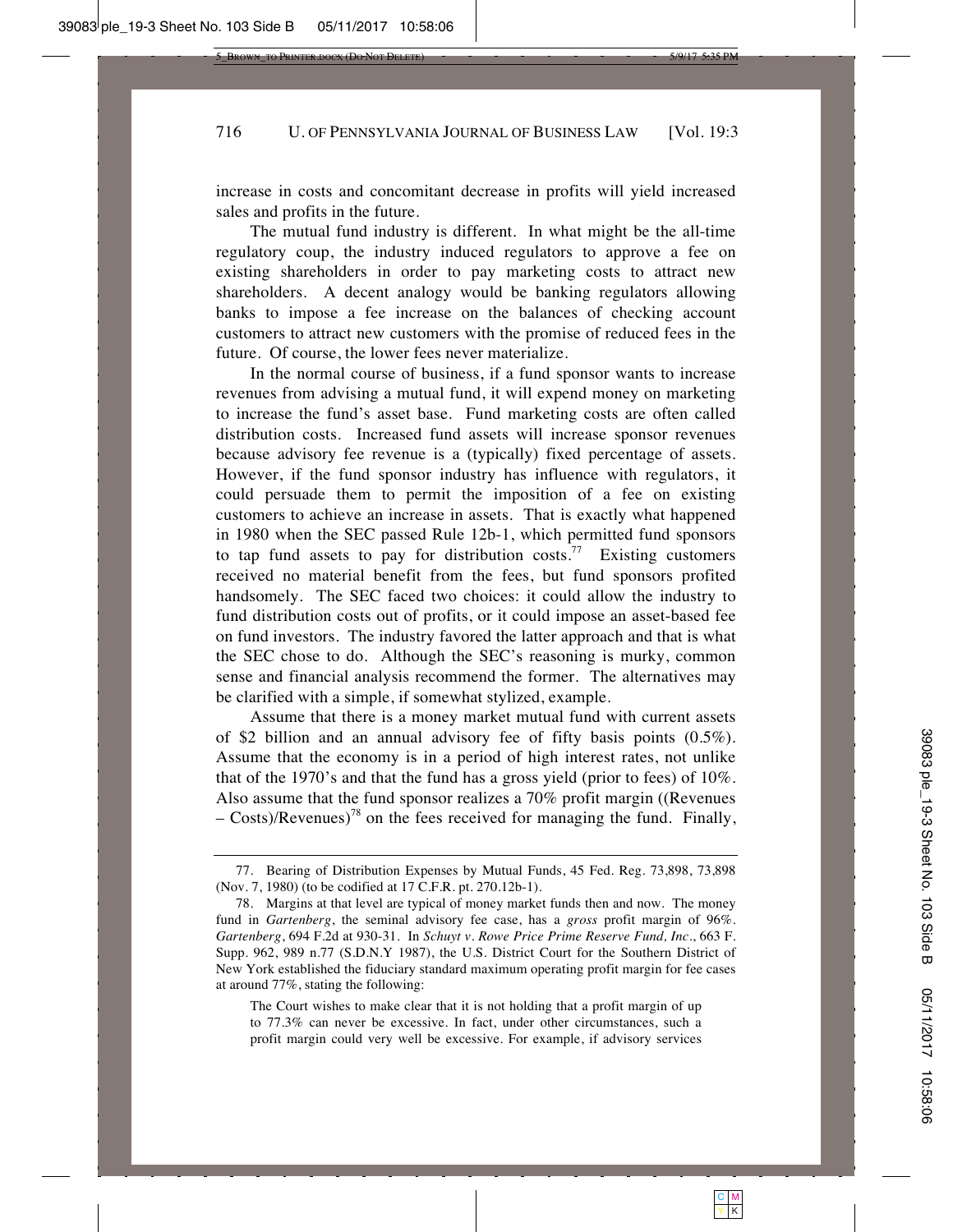increase in costs and concomitant decrease in profits will yield increased sales and profits in the future.

The mutual fund industry is different. In what might be the all-time regulatory coup, the industry induced regulators to approve a fee on existing shareholders in order to pay marketing costs to attract new shareholders. A decent analogy would be banking regulators allowing banks to impose a fee increase on the balances of checking account customers to attract new customers with the promise of reduced fees in the future. Of course, the lower fees never materialize.

In the normal course of business, if a fund sponsor wants to increase revenues from advising a mutual fund, it will expend money on marketing to increase the fund's asset base. Fund marketing costs are often called distribution costs. Increased fund assets will increase sponsor revenues because advisory fee revenue is a (typically) fixed percentage of assets. However, if the fund sponsor industry has influence with regulators, it could persuade them to permit the imposition of a fee on existing customers to achieve an increase in assets. That is exactly what happened in 1980 when the SEC passed Rule 12b-1, which permitted fund sponsors to tap fund assets to pay for distribution costs.[77] Existing customers received no material benefit from the fees, but fund sponsors profited handsomely. The SEC faced two choices: it could allow the industry to fund distribution costs out of profits, or it could impose an asset-based fee on fund investors. The industry favored the latter approach and that is what the SEC chose to do. Although the SEC's reasoning is murky, common sense and financial analysis recommend the former. The alternatives may be clarified with a simple, if somewhat stylized, example.

Assume that there is a money market mutual fund with current assets of \$2 billion and an annual advisory fee of fifty basis points (0.5%). Assume that the economy is in a period of high interest rates, not unlike that of the 1970's and that the fund has a gross yield (prior to fees) of 10%. Also assume that the fund sponsor realizes a 70% profit margin ((Revenues – Costs)/Revenues)[78] on the fees received for managing the fund. Finally,

---

77. Bearing of Distribution Expenses by Mutual Funds, 45 Fed. Reg. 73,898, 73,898 (Nov. 7, 1980) (to be codified at 17 C.F.R. pt. 270.12b-1).

78. Margins at that level are typical of money market funds then and now. The money fund in *Gartenberg*, the seminal advisory fee case, has a *gross* profit margin of 96%. *Gartenberg*, 694 F.2d at 930-31. In *Schuyt v. Rowe Price Prime Reserve Fund, Inc*., 663 F. Supp. 962, 989 n.77 (S.D.N.Y 1987), the U.S. District Court for the Southern District of New York established the fiduciary standard maximum operating profit margin for fee cases at around 77%, stating the following:

> The Court wishes to make clear that it is not holding that a profit margin of up to 77.3% can never be excessive. In fact, under other circumstances, such a profit margin could very well be excessive. For example, if advisory services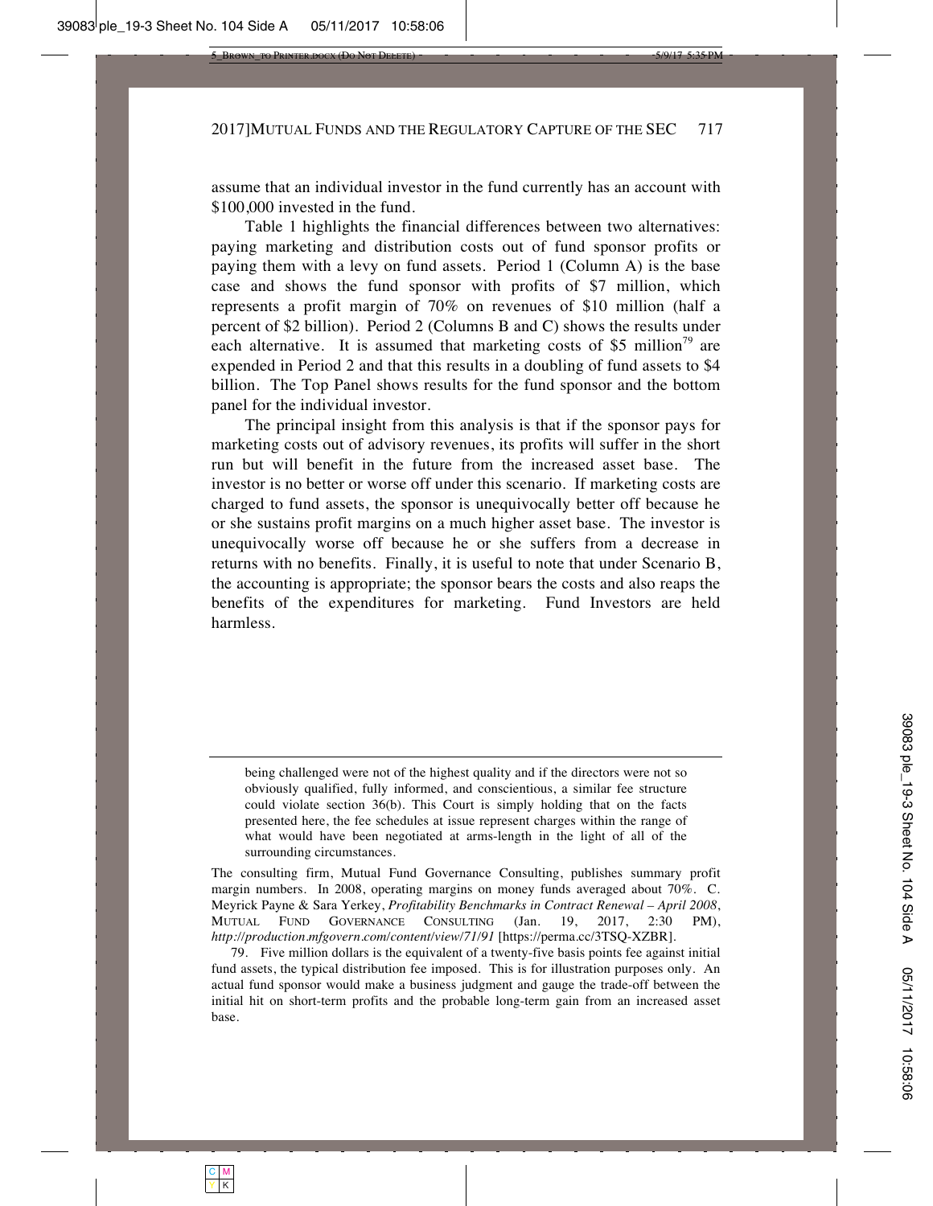assume that an individual investor in the fund currently has an account with $100,000 invested in the fund.

Table 1 highlights the financial differences between two alternatives: paying marketing and distribution costs out of fund sponsor profits or paying them with a levy on fund assets. Period 1 (Column A) is the base case and shows the fund sponsor with profits of $7 million, which represents a profit margin of 70% on revenues of $10 million (half a percent of $2 billion). Period 2 (Columns B and C) shows the results under each alternative. It is assumed that marketing costs of $5 million[79] are expended in Period 2 and that this results in a doubling of fund assets to $4 billion. The Top Panel shows results for the fund sponsor and the bottom panel for the individual investor.

The principal insight from this analysis is that if the sponsor pays for marketing costs out of advisory revenues, its profits will suffer in the short run but will benefit in the future from the increased asset base. The investor is no better or worse off under this scenario. If marketing costs are charged to fund assets, the sponsor is unequivocally better off because he or she sustains profit margins on a much higher asset base. The investor is unequivocally worse off because he or she suffers from a decrease in returns with no benefits. Finally, it is useful to note that under Scenario B, the accounting is appropriate; the sponsor bears the costs and also reaps the benefits of the expenditures for marketing. Fund Investors are held harmless.

---

> being challenged were not of the highest quality and if the directors were not so obviously qualified, fully informed, and conscientious, a similar fee structure could violate section 36(b). This Court is simply holding that on the facts presented here, the fee schedules at issue represent charges within the range of what would have been negotiated at arms-length in the light of all of the surrounding circumstances.

The consulting firm, Mutual Fund Governance Consulting, publishes summary profit margin numbers. In 2008, operating margins on money funds averaged about 70%. C. Meyrick Payne & Sara Yerkey, *Profitability Benchmarks in Contract Renewal – April 2008*, MUTUAL FUND GOVERNANCE CONSULTING (Jan. 19, 2017, 2:30 PM), *http://production.mfgovern.com/content/view/71/91* [https://perma.cc/3TSQ-XZBR].

79. Five million dollars is the equivalent of a twenty-five basis points fee against initial fund assets, the typical distribution fee imposed. This is for illustration purposes only. An actual fund sponsor would make a business judgment and gauge the trade-off between the initial hit on short-term profits and the probable long-term gain from an increased asset base.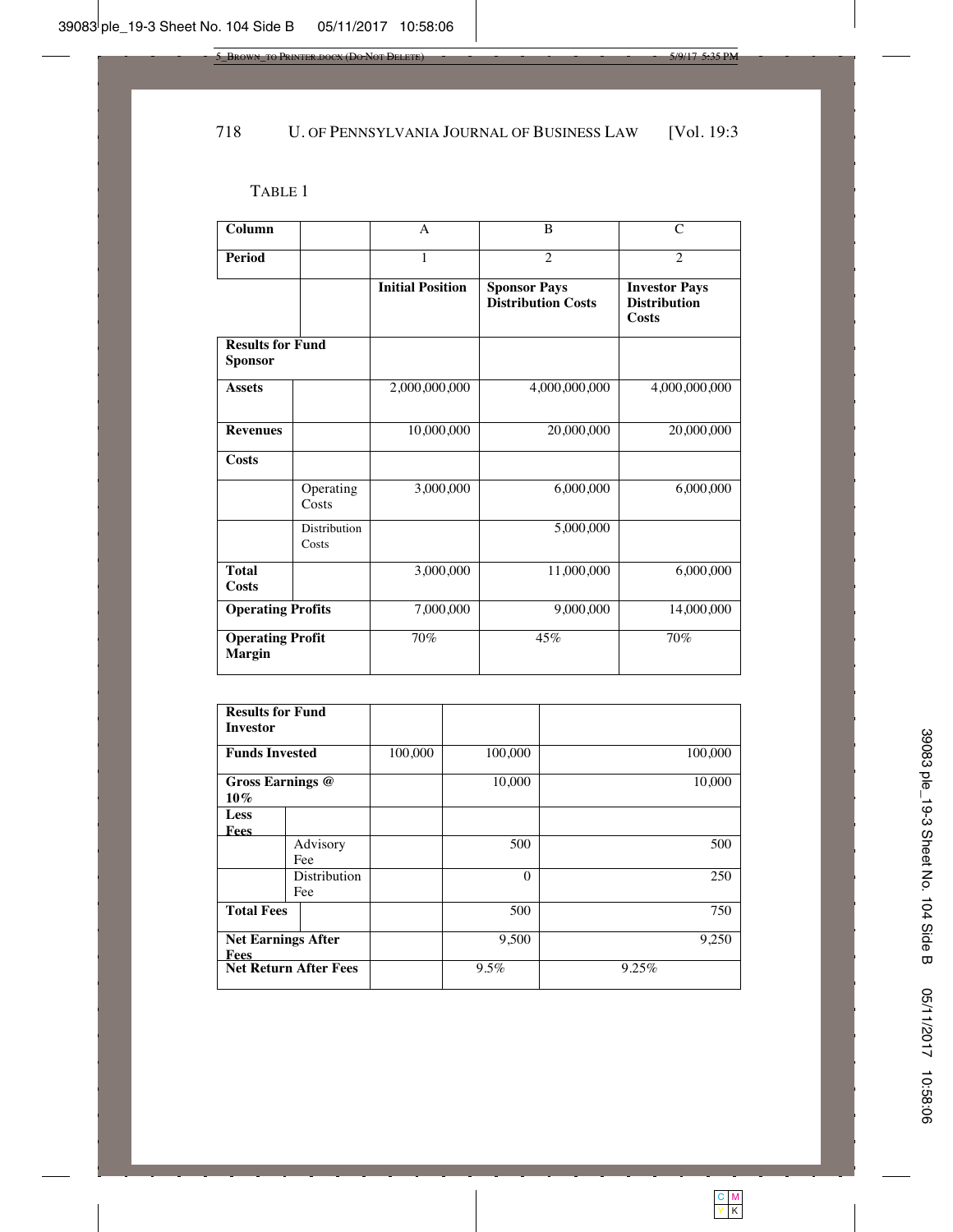TABLE 1

| Column | | A | B | C |
|---|---|---|---|---|
| Period | | 1 | 2 | 2 |
| | | **Initial Position** | **Sponsor Pays Distribution Costs** | **Investor Pays Distribution Costs** |
| **Results for Fund Sponsor** | | | | |
| **Assets** | | 2,000,000,000 | 4,000,000,000 | 4,000,000,000 |
| **Revenues** | | 10,000,000 | 20,000,000 | 20,000,000 |
| **Costs** | | | | |
| | Operating Costs | 3,000,000 | 6,000,000 | 6,000,000 |
| | Distribution Costs | | 5,000,000 | |
| **Total Costs** | | 3,000,000 | 11,000,000 | 6,000,000 |
| **Operating Profits** | | 7,000,000 | 9,000,000 | 14,000,000 |
| **Operating Profit Margin** | | 70% | 45% | 70% |

| **Results for Fund Investor** | | | | |
|---|---|---|---|---|
| **Funds Invested** | | 100,000 | 100,000 | 100,000 |
| **Gross Earnings @ 10%** | | | 10,000 | 10,000 |
| **Less Fees** | | | | |
| | Advisory Fee | | 500 | 500 |
| | Distribution Fee | | 0 | 250 |
| **Total Fees** | | | 500 | 750 |
| **Net Earnings After Fees** | | | 9,500 | 9,250 |
| **Net Return After Fees** | | | 9.5% | 9.25% |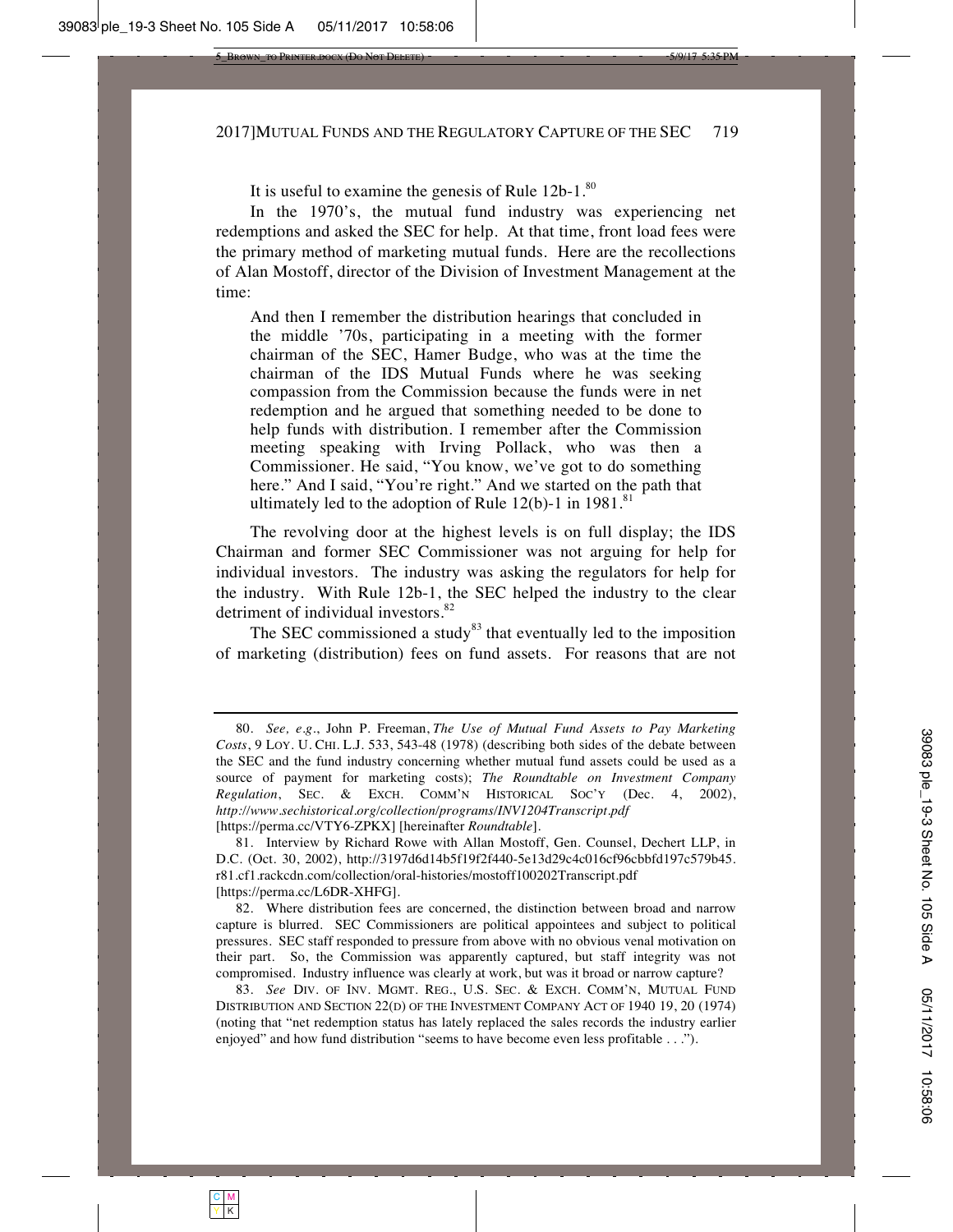It is useful to examine the genesis of Rule 12b-1.[80]

In the 1970's, the mutual fund industry was experiencing net redemptions and asked the SEC for help. At that time, front load fees were the primary method of marketing mutual funds. Here are the recollections of Alan Mostoff, director of the Division of Investment Management at the time:

> And then I remember the distribution hearings that concluded in the middle '70s, participating in a meeting with the former chairman of the SEC, Hamer Budge, who was at the time the chairman of the IDS Mutual Funds where he was seeking compassion from the Commission because the funds were in net redemption and he argued that something needed to be done to help funds with distribution. I remember after the Commission meeting speaking with Irving Pollack, who was then a Commissioner. He said, "You know, we've got to do something here." And I said, "You're right." And we started on the path that ultimately led to the adoption of Rule 12(b)-1 in 1981.[81]

The revolving door at the highest levels is on full display; the IDS Chairman and former SEC Commissioner was not arguing for help for individual investors. The industry was asking the regulators for help for the industry. With Rule 12b-1, the SEC helped the industry to the clear detriment of individual investors.[82]

The SEC commissioned a study[83] that eventually led to the imposition of marketing (distribution) fees on fund assets. For reasons that are not

---

80. *See, e.g.*, John P. Freeman, *The Use of Mutual Fund Assets to Pay Marketing Costs*, 9 LOY. U. CHI. L.J. 533, 543-48 (1978) (describing both sides of the debate between the SEC and the fund industry concerning whether mutual fund assets could be used as a source of payment for marketing costs); *The Roundtable on Investment Company Regulation*, SEC. & EXCH. COMM'N HISTORICAL SOC'Y (Dec. 4, 2002), *http://www.sechistorical.org/collection/programs/INV1204Transcript.pdf* [https://perma.cc/VTY6-ZPKX] [hereinafter *Roundtable*].

81. Interview by Richard Rowe with Allan Mostoff, Gen. Counsel, Dechert LLP, in D.C. (Oct. 30, 2002), http://3197d6d14b5f19f2f440-5e13d29c4c016cf96cbbfd197c579b45.r81.cf1.rackcdn.com/collection/oral-histories/mostoff100202Transcript.pdf [https://perma.cc/L6DR-XHFG].

82. Where distribution fees are concerned, the distinction between broad and narrow capture is blurred. SEC Commissioners are political appointees and subject to political pressures. SEC staff responded to pressure from above with no obvious venal motivation on their part. So, the Commission was apparently captured, but staff integrity was not compromised. Industry influence was clearly at work, but was it broad or narrow capture?

83. *See* DIV. OF INV. MGMT. REG., U.S. SEC. & EXCH. COMM'N, MUTUAL FUND DISTRIBUTION AND SECTION 22(D) OF THE INVESTMENT COMPANY ACT OF 1940 19, 20 (1974) (noting that "net redemption status has lately replaced the sales records the industry earlier enjoyed" and how fund distribution "seems to have become even less profitable . . .").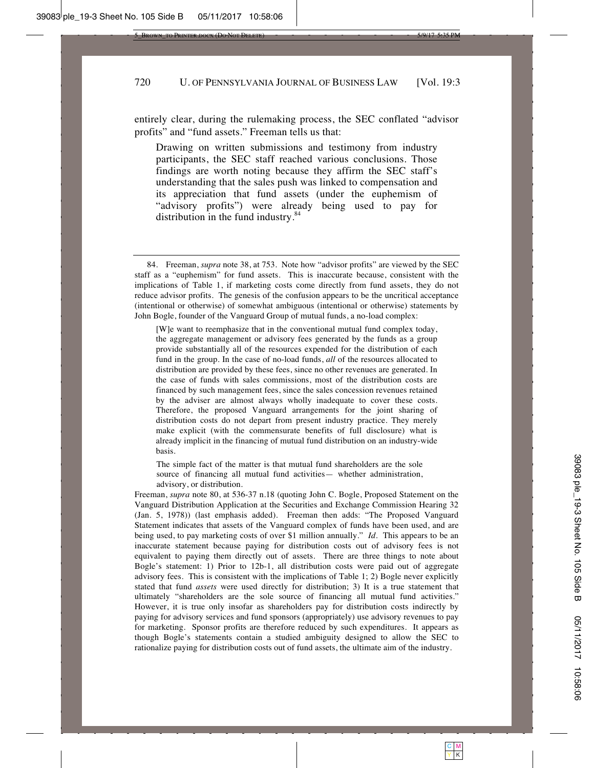entirely clear, during the rulemaking process, the SEC conflated "advisor profits" and "fund assets." Freeman tells us that:

> Drawing on written submissions and testimony from industry participants, the SEC staff reached various conclusions. Those findings are worth noting because they affirm the SEC staff's understanding that the sales push was linked to compensation and its appreciation that fund assets (under the euphemism of "advisory profits") were already being used to pay for distribution in the fund industry.[84]

---

84. Freeman, *supra* note 38, at 753. Note how "advisor profits" are viewed by the SEC staff as a "euphemism" for fund assets. This is inaccurate because, consistent with the implications of Table 1, if marketing costs come directly from fund assets, they do not reduce advisor profits. The genesis of the confusion appears to be the uncritical acceptance (intentional or otherwise) of somewhat ambiguous (intentional or otherwise) statements by John Bogle, founder of the Vanguard Group of mutual funds, a no-load complex:

> [W]e want to reemphasize that in the conventional mutual fund complex today, the aggregate management or advisory fees generated by the funds as a group provide substantially all of the resources expended for the distribution of each fund in the group. In the case of no-load funds, *all* of the resources allocated to distribution are provided by these fees, since no other revenues are generated. In the case of funds with sales commissions, most of the distribution costs are financed by such management fees, since the sales concession revenues retained by the adviser are almost always wholly inadequate to cover these costs. Therefore, the proposed Vanguard arrangements for the joint sharing of distribution costs do not depart from present industry practice. They merely make explicit (with the commensurate benefits of full disclosure) what is already implicit in the financing of mutual fund distribution on an industry-wide basis.
>
> The simple fact of the matter is that mutual fund shareholders are the sole source of financing all mutual fund activities— whether administration, advisory, or distribution.

Freeman, *supra* note 80, at 536-37 n.18 (quoting John C. Bogle, Proposed Statement on the Vanguard Distribution Application at the Securities and Exchange Commission Hearing 32 (Jan. 5, 1978)) (last emphasis added). Freeman then adds: "The Proposed Vanguard Statement indicates that assets of the Vanguard complex of funds have been used, and are being used, to pay marketing costs of over $1 million annually." *Id*. This appears to be an inaccurate statement because paying for distribution costs out of advisory fees is not equivalent to paying them directly out of assets. There are three things to note about Bogle's statement: 1) Prior to 12b-1, all distribution costs were paid out of aggregate advisory fees. This is consistent with the implications of Table 1; 2) Bogle never explicitly stated that fund *assets* were used directly for distribution; 3) It is a true statement that ultimately "shareholders are the sole source of financing all mutual fund activities." However, it is true only insofar as shareholders pay for distribution costs indirectly by paying for advisory services and fund sponsors (appropriately) use advisory revenues to pay for marketing. Sponsor profits are therefore reduced by such expenditures. It appears as though Bogle's statements contain a studied ambiguity designed to allow the SEC to rationalize paying for distribution costs out of fund assets, the ultimate aim of the industry.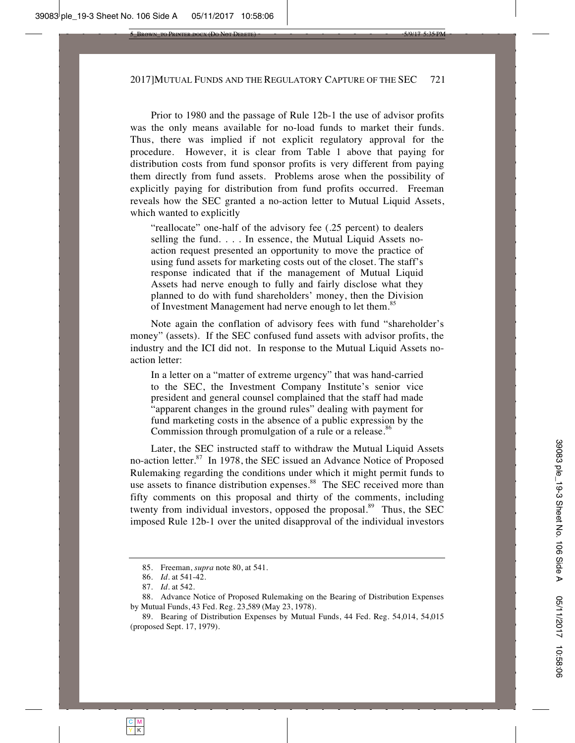Prior to 1980 and the passage of Rule 12b-1 the use of advisor profits was the only means available for no-load funds to market their funds. Thus, there was implied if not explicit regulatory approval for the procedure. However, it is clear from Table 1 above that paying for distribution costs from fund sponsor profits is very different from paying them directly from fund assets. Problems arose when the possibility of explicitly paying for distribution from fund profits occurred. Freeman reveals how the SEC granted a no-action letter to Mutual Liquid Assets, which wanted to explicitly

> "reallocate" one-half of the advisory fee (.25 percent) to dealers selling the fund. . . . In essence, the Mutual Liquid Assets no-action request presented an opportunity to move the practice of using fund assets for marketing costs out of the closet. The staff's response indicated that if the management of Mutual Liquid Assets had nerve enough to fully and fairly disclose what they planned to do with fund shareholders' money, then the Division of Investment Management had nerve enough to let them.[85]

Note again the conflation of advisory fees with fund "shareholder's money" (assets). If the SEC confused fund assets with advisor profits, the industry and the ICI did not. In response to the Mutual Liquid Assets no-action letter:

> In a letter on a "matter of extreme urgency" that was hand-carried to the SEC, the Investment Company Institute's senior vice president and general counsel complained that the staff had made "apparent changes in the ground rules" dealing with payment for fund marketing costs in the absence of a public expression by the Commission through promulgation of a rule or a release.[86]

Later, the SEC instructed staff to withdraw the Mutual Liquid Assets no-action letter.[87] In 1978, the SEC issued an Advance Notice of Proposed Rulemaking regarding the conditions under which it might permit funds to use assets to finance distribution expenses.[88] The SEC received more than fifty comments on this proposal and thirty of the comments, including twenty from individual investors, opposed the proposal.[89] Thus, the SEC imposed Rule 12b-1 over the united disapproval of the individual investors

85. Freeman, *supra* note 80, at 541.

86. *Id*. at 541-42.

87. *Id*. at 542.

88. Advance Notice of Proposed Rulemaking on the Bearing of Distribution Expenses by Mutual Funds, 43 Fed. Reg. 23,589 (May 23, 1978).

89. Bearing of Distribution Expenses by Mutual Funds, 44 Fed. Reg. 54,014, 54,015 (proposed Sept. 17, 1979).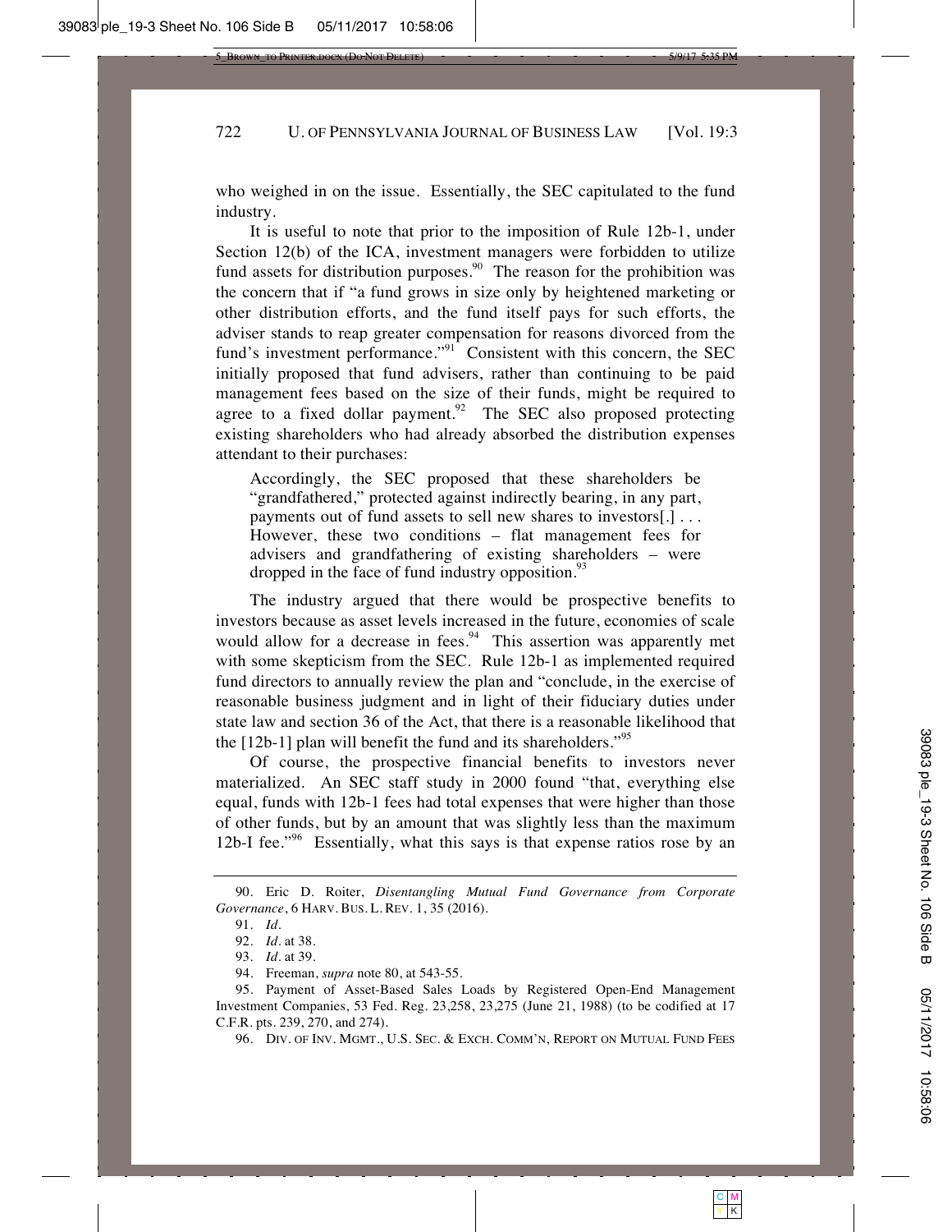who weighed in on the issue. Essentially, the SEC capitulated to the fund industry.

It is useful to note that prior to the imposition of Rule 12b-1, under Section 12(b) of the ICA, investment managers were forbidden to utilize fund assets for distribution purposes.[90] The reason for the prohibition was the concern that if "a fund grows in size only by heightened marketing or other distribution efforts, and the fund itself pays for such efforts, the adviser stands to reap greater compensation for reasons divorced from the fund's investment performance."[91] Consistent with this concern, the SEC initially proposed that fund advisers, rather than continuing to be paid management fees based on the size of their funds, might be required to agree to a fixed dollar payment.[92] The SEC also proposed protecting existing shareholders who had already absorbed the distribution expenses attendant to their purchases:

> Accordingly, the SEC proposed that these shareholders be "grandfathered," protected against indirectly bearing, in any part, payments out of fund assets to sell new shares to investors[.] . . . However, these two conditions – flat management fees for advisers and grandfathering of existing shareholders – were dropped in the face of fund industry opposition.[93]

The industry argued that there would be prospective benefits to investors because as asset levels increased in the future, economies of scale would allow for a decrease in fees.[94] This assertion was apparently met with some skepticism from the SEC. Rule 12b-1 as implemented required fund directors to annually review the plan and "conclude, in the exercise of reasonable business judgment and in light of their fiduciary duties under state law and section 36 of the Act, that there is a reasonable likelihood that the [12b-1] plan will benefit the fund and its shareholders."[95]

Of course, the prospective financial benefits to investors never materialized. An SEC staff study in 2000 found "that, everything else equal, funds with 12b-1 fees had total expenses that were higher than those of other funds, but by an amount that was slightly less than the maximum 12b-I fee."[96] Essentially, what this says is that expense ratios rose by an

---

90. Eric D. Roiter, *Disentangling Mutual Fund Governance from Corporate Governance*, 6 HARV. BUS. L. REV. 1, 35 (2016).

91. *Id*.

92. *Id*. at 38.

93. *Id*. at 39.

94. Freeman, *supra* note 80, at 543-55.

95. Payment of Asset-Based Sales Loads by Registered Open-End Management Investment Companies, 53 Fed. Reg. 23,258, 23,275 (June 21, 1988) (to be codified at 17 C.F.R. pts. 239, 270, and 274).

96. DIV. OF INV. MGMT., U.S. SEC. & EXCH. COMM'N, REPORT ON MUTUAL FUND FEES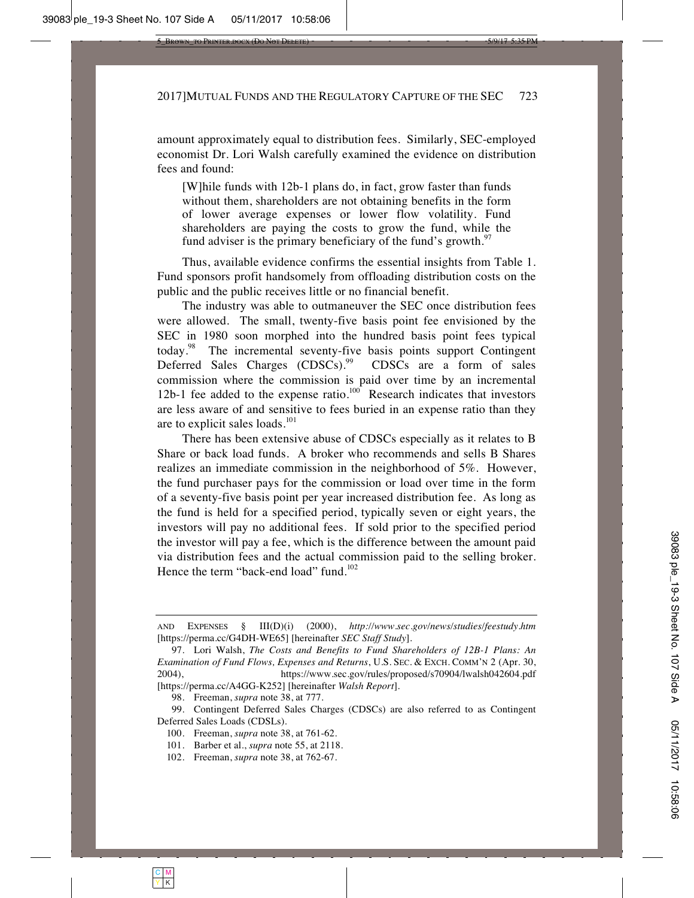amount approximately equal to distribution fees. Similarly, SEC-employed economist Dr. Lori Walsh carefully examined the evidence on distribution fees and found:

> [W]hile funds with 12b-1 plans do, in fact, grow faster than funds without them, shareholders are not obtaining benefits in the form of lower average expenses or lower flow volatility. Fund shareholders are paying the costs to grow the fund, while the fund adviser is the primary beneficiary of the fund's growth.[97]

Thus, available evidence confirms the essential insights from Table 1. Fund sponsors profit handsomely from offloading distribution costs on the public and the public receives little or no financial benefit.

The industry was able to outmaneuver the SEC once distribution fees were allowed. The small, twenty-five basis point fee envisioned by the SEC in 1980 soon morphed into the hundred basis point fees typical today.[98] The incremental seventy-five basis points support Contingent Deferred Sales Charges (CDSCs).[99] CDSCs are a form of sales commission where the commission is paid over time by an incremental 12b-1 fee added to the expense ratio.[100] Research indicates that investors are less aware of and sensitive to fees buried in an expense ratio than they are to explicit sales loads.[101]

There has been extensive abuse of CDSCs especially as it relates to B Share or back load funds. A broker who recommends and sells B Shares realizes an immediate commission in the neighborhood of 5%. However, the fund purchaser pays for the commission or load over time in the form of a seventy-five basis point per year increased distribution fee. As long as the fund is held for a specified period, typically seven or eight years, the investors will pay no additional fees. If sold prior to the specified period the investor will pay a fee, which is the difference between the amount paid via distribution fees and the actual commission paid to the selling broker. Hence the term "back-end load" fund.[102]

---

AND EXPENSES § III(D)(i) (2000), *http://www.sec.gov/news/studies/feestudy.htm* [https://perma.cc/G4DH-WE65] [hereinafter *SEC Staff Study*].

97. Lori Walsh, *The Costs and Benefits to Fund Shareholders of 12B-1 Plans: An Examination of Fund Flows, Expenses and Returns*, U.S. SEC. & EXCH. COMM'N 2 (Apr. 30, 2004), https://www.sec.gov/rules/proposed/s70904/lwalsh042604.pdf [https://perma.cc/A4GG-K252] [hereinafter *Walsh Report*].

98. Freeman, *supra* note 38, at 777.

99. Contingent Deferred Sales Charges (CDSCs) are also referred to as Contingent Deferred Sales Loads (CDSLs).

100. Freeman, *supra* note 38, at 761-62.

101. Barber et al., *supra* note 55, at 2118.

102. Freeman, *supra* note 38, at 762-67.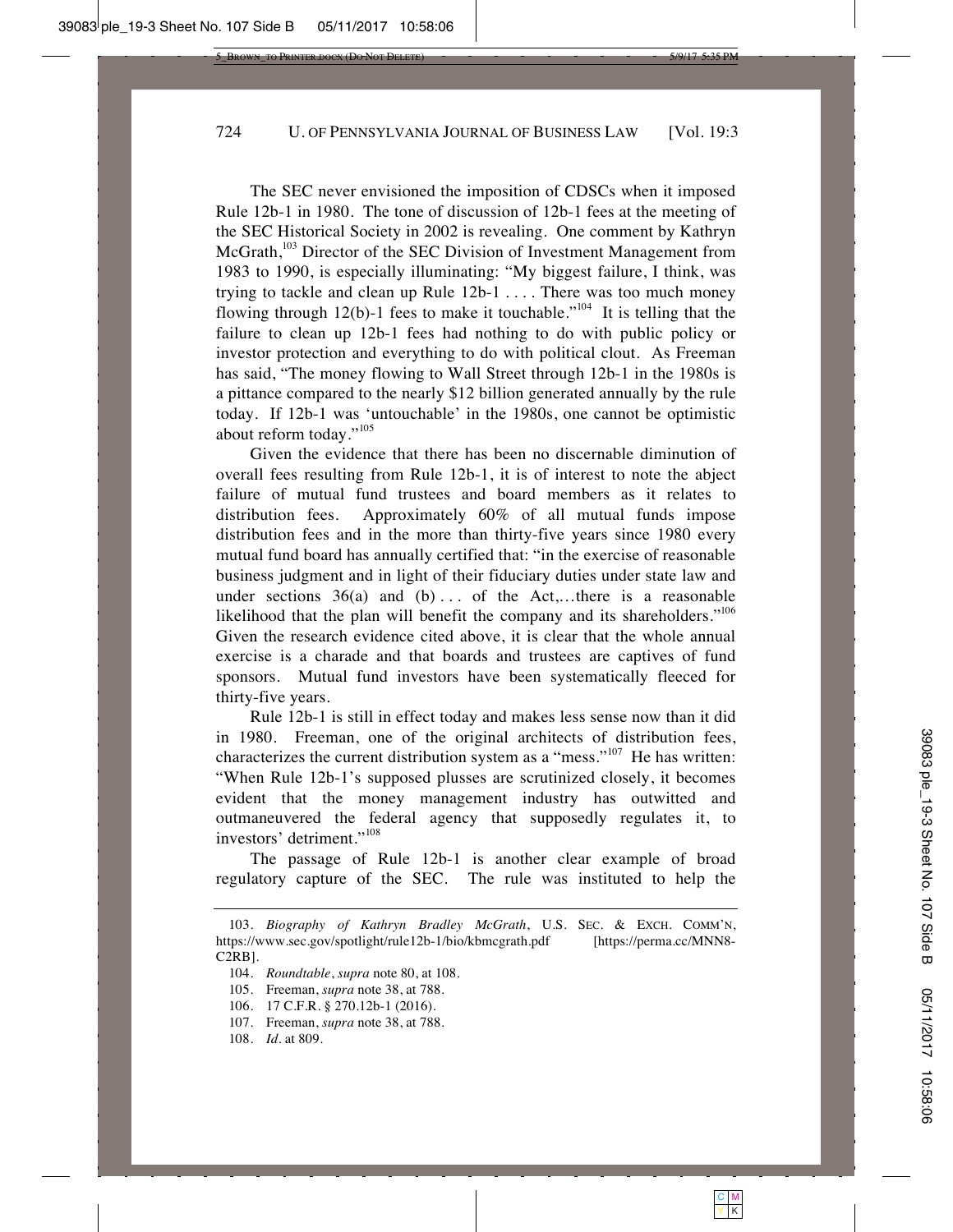The SEC never envisioned the imposition of CDSCs when it imposed Rule 12b-1 in 1980. The tone of discussion of 12b-1 fees at the meeting of the SEC Historical Society in 2002 is revealing. One comment by Kathryn McGrath,[103] Director of the SEC Division of Investment Management from 1983 to 1990, is especially illuminating: "My biggest failure, I think, was trying to tackle and clean up Rule 12b-1 . . . . There was too much money flowing through 12(b)-1 fees to make it touchable."[104] It is telling that the failure to clean up 12b-1 fees had nothing to do with public policy or investor protection and everything to do with political clout. As Freeman has said, "The money flowing to Wall Street through 12b-1 in the 1980s is a pittance compared to the nearly $12 billion generated annually by the rule today. If 12b-1 was 'untouchable' in the 1980s, one cannot be optimistic about reform today."[105]

Given the evidence that there has been no discernable diminution of overall fees resulting from Rule 12b-1, it is of interest to note the abject failure of mutual fund trustees and board members as it relates to distribution fees. Approximately 60% of all mutual funds impose distribution fees and in the more than thirty-five years since 1980 every mutual fund board has annually certified that: "in the exercise of reasonable business judgment and in light of their fiduciary duties under state law and under sections 36(a) and (b) . . . of the Act,...there is a reasonable likelihood that the plan will benefit the company and its shareholders."[106] Given the research evidence cited above, it is clear that the whole annual exercise is a charade and that boards and trustees are captives of fund sponsors. Mutual fund investors have been systematically fleeced for thirty-five years.

Rule 12b-1 is still in effect today and makes less sense now than it did in 1980. Freeman, one of the original architects of distribution fees, characterizes the current distribution system as a "mess."[107] He has written: "When Rule 12b-1's supposed plusses are scrutinized closely, it becomes evident that the money management industry has outwitted and outmaneuvered the federal agency that supposedly regulates it, to investors' detriment."[108]

The passage of Rule 12b-1 is another clear example of broad regulatory capture of the SEC. The rule was instituted to help the

---

103. *Biography of Kathryn Bradley McGrath*, U.S. SEC. & EXCH. COMM'N, https://www.sec.gov/spotlight/rule12b-1/bio/kbmcgrath.pdf [https://perma.cc/MNN8-C2RB].

104. *Roundtable*, *supra* note 80, at 108.

105. Freeman, *supra* note 38, at 788.

106. 17 C.F.R. § 270.12b-1 (2016).

107. Freeman, *supra* note 38, at 788.

108. *Id.* at 809.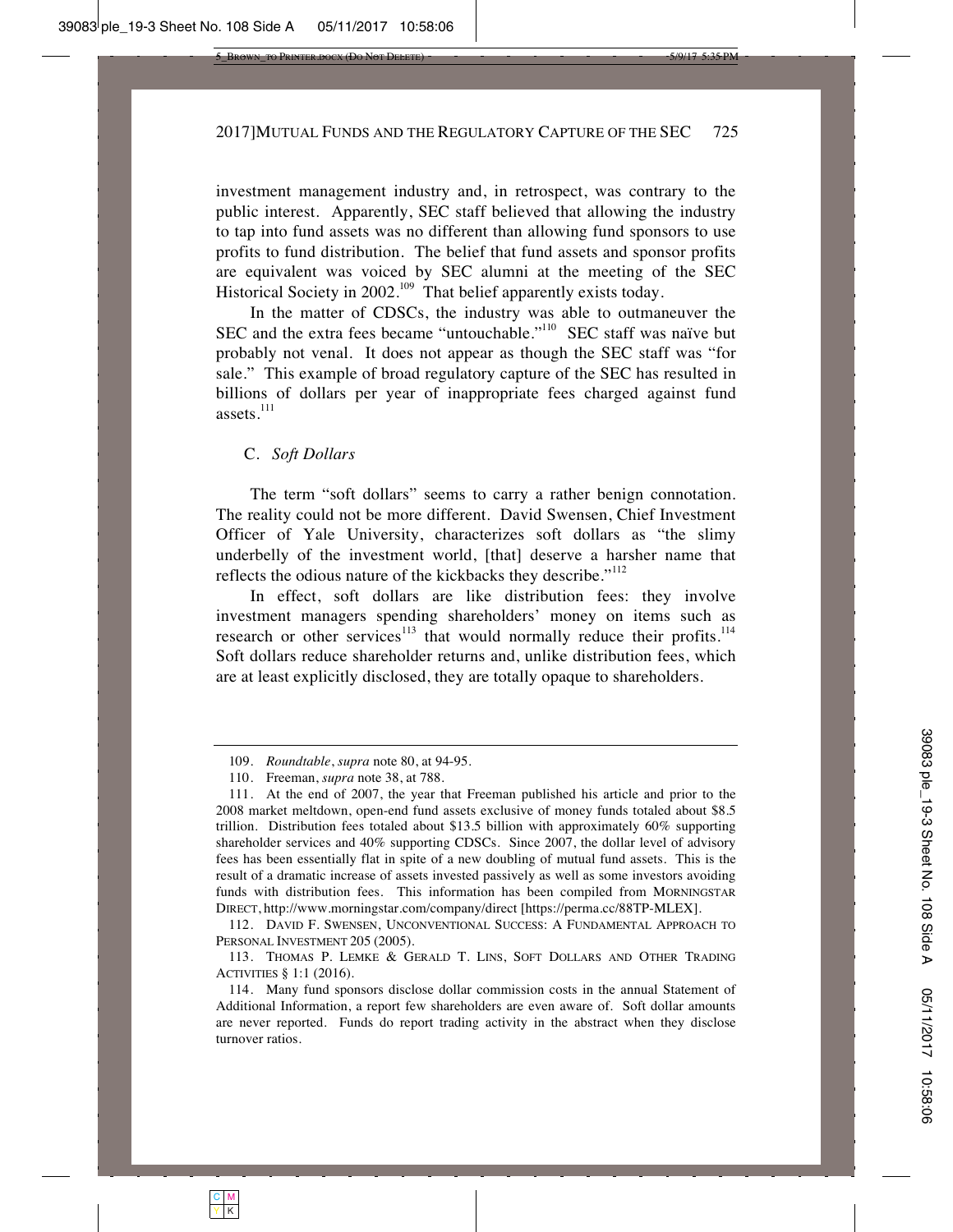investment management industry and, in retrospect, was contrary to the public interest. Apparently, SEC staff believed that allowing the industry to tap into fund assets was no different than allowing fund sponsors to use profits to fund distribution. The belief that fund assets and sponsor profits are equivalent was voiced by SEC alumni at the meeting of the SEC Historical Society in 2002.[109] That belief apparently exists today.

In the matter of CDSCs, the industry was able to outmaneuver the SEC and the extra fees became "untouchable."[110] SEC staff was naïve but probably not venal. It does not appear as though the SEC staff was "for sale." This example of broad regulatory capture of the SEC has resulted in billions of dollars per year of inappropriate fees charged against fund assets.[111]

### C. *Soft Dollars*

The term "soft dollars" seems to carry a rather benign connotation. The reality could not be more different. David Swensen, Chief Investment Officer of Yale University, characterizes soft dollars as "the slimy underbelly of the investment world, [that] deserve a harsher name that reflects the odious nature of the kickbacks they describe."[112]

In effect, soft dollars are like distribution fees: they involve investment managers spending shareholders' money on items such as research or other services[113] that would normally reduce their profits.[114] Soft dollars reduce shareholder returns and, unlike distribution fees, which are at least explicitly disclosed, they are totally opaque to shareholders.

---

109. *Roundtable*, *supra* note 80, at 94-95.

110. Freeman, *supra* note 38, at 788.

111. At the end of 2007, the year that Freeman published his article and prior to the 2008 market meltdown, open-end fund assets exclusive of money funds totaled about $8.5 trillion. Distribution fees totaled about $13.5 billion with approximately 60% supporting shareholder services and 40% supporting CDSCs. Since 2007, the dollar level of advisory fees has been essentially flat in spite of a new doubling of mutual fund assets. This is the result of a dramatic increase of assets invested passively as well as some investors avoiding funds with distribution fees. This information has been compiled from MORNINGSTAR DIRECT, http://www.morningstar.com/company/direct [https://perma.cc/88TP-MLEX].

112. DAVID F. SWENSEN, UNCONVENTIONAL SUCCESS: A FUNDAMENTAL APPROACH TO PERSONAL INVESTMENT 205 (2005).

113. THOMAS P. LEMKE & GERALD T. LINS, SOFT DOLLARS AND OTHER TRADING ACTIVITIES § 1:1 (2016).

114. Many fund sponsors disclose dollar commission costs in the annual Statement of Additional Information, a report few shareholders are even aware of. Soft dollar amounts are never reported. Funds do report trading activity in the abstract when they disclose turnover ratios.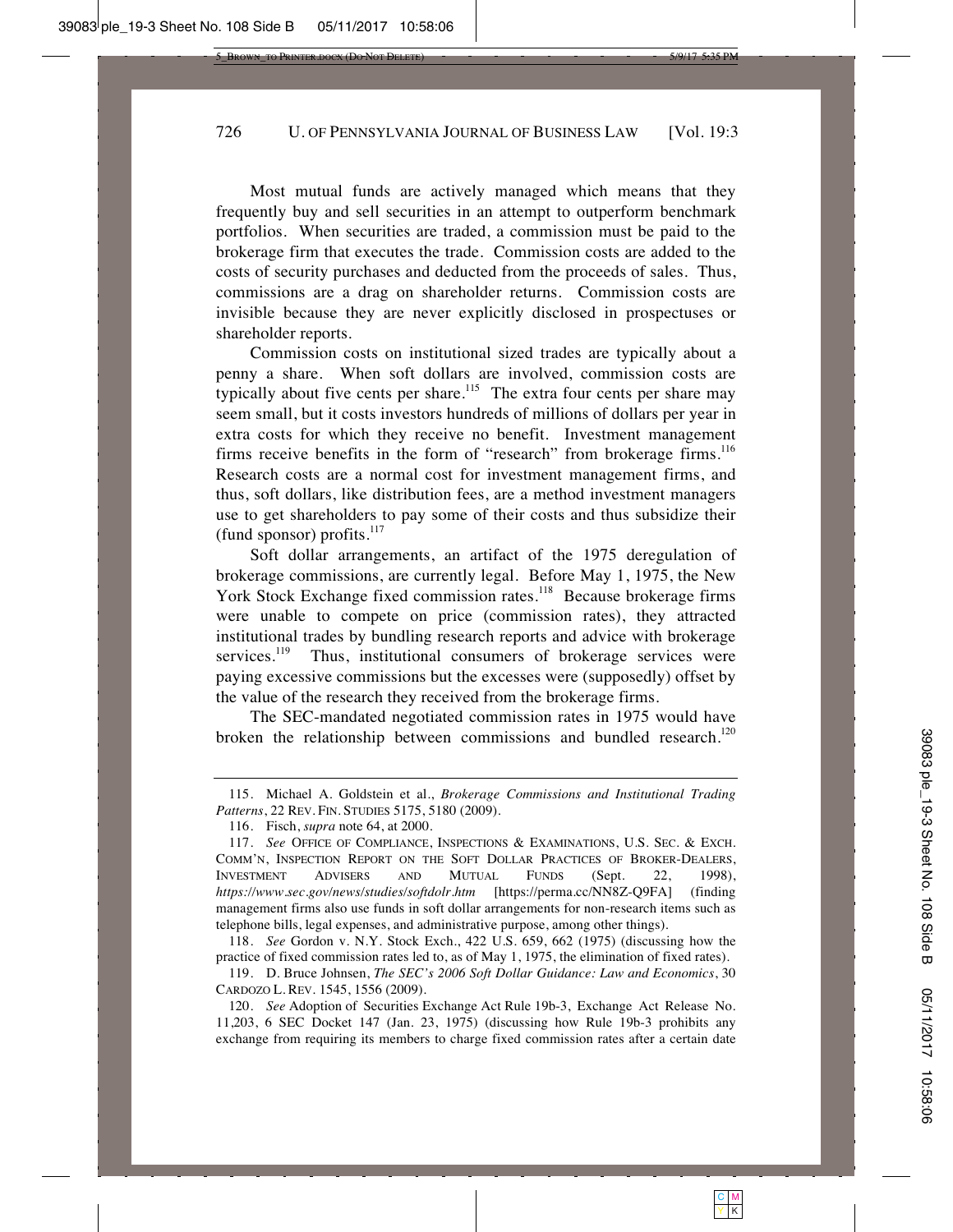Most mutual funds are actively managed which means that they frequently buy and sell securities in an attempt to outperform benchmark portfolios. When securities are traded, a commission must be paid to the brokerage firm that executes the trade. Commission costs are added to the costs of security purchases and deducted from the proceeds of sales. Thus, commissions are a drag on shareholder returns. Commission costs are invisible because they are never explicitly disclosed in prospectuses or shareholder reports.

Commission costs on institutional sized trades are typically about a penny a share. When soft dollars are involved, commission costs are typically about five cents per share.[115] The extra four cents per share may seem small, but it costs investors hundreds of millions of dollars per year in extra costs for which they receive no benefit. Investment management firms receive benefits in the form of "research" from brokerage firms.[116] Research costs are a normal cost for investment management firms, and thus, soft dollars, like distribution fees, are a method investment managers use to get shareholders to pay some of their costs and thus subsidize their (fund sponsor) profits.[117]

Soft dollar arrangements, an artifact of the 1975 deregulation of brokerage commissions, are currently legal. Before May 1, 1975, the New York Stock Exchange fixed commission rates.[118] Because brokerage firms were unable to compete on price (commission rates), they attracted institutional trades by bundling research reports and advice with brokerage services.[119] Thus, institutional consumers of brokerage services were paying excessive commissions but the excesses were (supposedly) offset by the value of the research they received from the brokerage firms.

The SEC-mandated negotiated commission rates in 1975 would have broken the relationship between commissions and bundled research.[120]

---

115. Michael A. Goldstein et al., *Brokerage Commissions and Institutional Trading Patterns*, 22 REV. FIN. STUDIES 5175, 5180 (2009).

116. Fisch, *supra* note 64, at 2000.

117. *See* OFFICE OF COMPLIANCE, INSPECTIONS & EXAMINATIONS, U.S. SEC. & EXCH. COMM'N, INSPECTION REPORT ON THE SOFT DOLLAR PRACTICES OF BROKER-DEALERS, INVESTMENT ADVISERS AND MUTUAL FUNDS (Sept. 22, 1998), *https://www.sec.gov/news/studies/softdolr.htm* [https://perma.cc/NN8Z-Q9FA] (finding management firms also use funds in soft dollar arrangements for non-research items such as telephone bills, legal expenses, and administrative purpose, among other things).

118. *See* Gordon v. N.Y. Stock Exch., 422 U.S. 659, 662 (1975) (discussing how the practice of fixed commission rates led to, as of May 1, 1975, the elimination of fixed rates).

119. D. Bruce Johnsen, *The SEC's 2006 Soft Dollar Guidance: Law and Economics*, 30 CARDOZO L. REV. 1545, 1556 (2009).

120. *See* Adoption of Securities Exchange Act Rule 19b-3, Exchange Act Release No. 11,203, 6 SEC Docket 147 (Jan. 23, 1975) (discussing how Rule 19b-3 prohibits any exchange from requiring its members to charge fixed commission rates after a certain date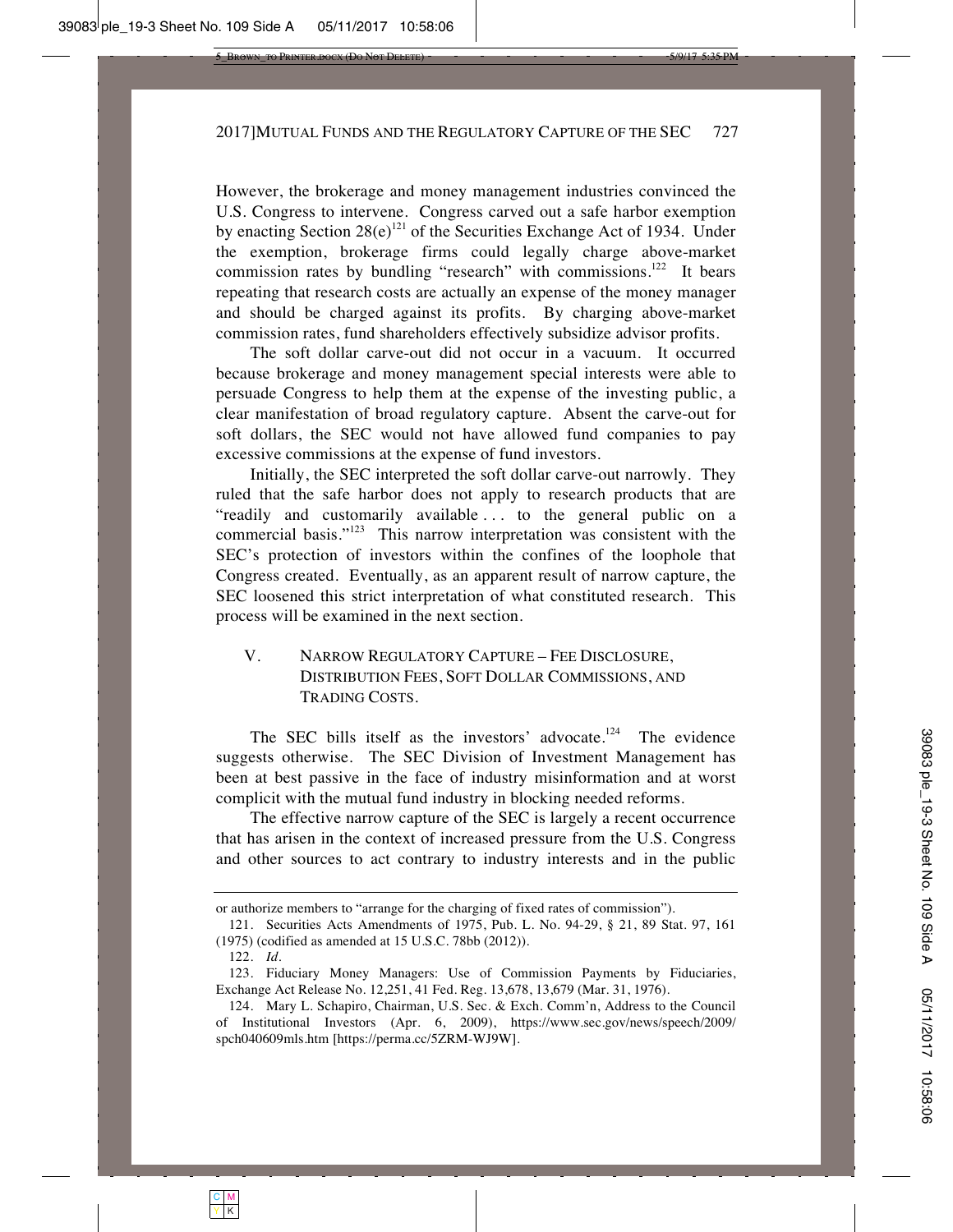However, the brokerage and money management industries convinced the U.S. Congress to intervene. Congress carved out a safe harbor exemption by enacting Section 28(e)[121] of the Securities Exchange Act of 1934. Under the exemption, brokerage firms could legally charge above-market commission rates by bundling "research" with commissions.[122] It bears repeating that research costs are actually an expense of the money manager and should be charged against its profits. By charging above-market commission rates, fund shareholders effectively subsidize advisor profits.

The soft dollar carve-out did not occur in a vacuum. It occurred because brokerage and money management special interests were able to persuade Congress to help them at the expense of the investing public, a clear manifestation of broad regulatory capture. Absent the carve-out for soft dollars, the SEC would not have allowed fund companies to pay excessive commissions at the expense of fund investors.

Initially, the SEC interpreted the soft dollar carve-out narrowly. They ruled that the safe harbor does not apply to research products that are "readily and customarily available . . . to the general public on a commercial basis."[123] This narrow interpretation was consistent with the SEC's protection of investors within the confines of the loophole that Congress created. Eventually, as an apparent result of narrow capture, the SEC loosened this strict interpretation of what constituted research. This process will be examined in the next section.

## V. NARROW REGULATORY CAPTURE – FEE DISCLOSURE, DISTRIBUTION FEES, SOFT DOLLAR COMMISSIONS, AND TRADING COSTS.

The SEC bills itself as the investors' advocate.[124] The evidence suggests otherwise. The SEC Division of Investment Management has been at best passive in the face of industry misinformation and at worst complicit with the mutual fund industry in blocking needed reforms.

The effective narrow capture of the SEC is largely a recent occurrence that has arisen in the context of increased pressure from the U.S. Congress and other sources to act contrary to industry interests and in the public

---

or authorize members to "arrange for the charging of fixed rates of commission").

121. Securities Acts Amendments of 1975, Pub. L. No. 94-29, § 21, 89 Stat. 97, 161 (1975) (codified as amended at 15 U.S.C. 78bb (2012)).

122. *Id.*

123. Fiduciary Money Managers: Use of Commission Payments by Fiduciaries, Exchange Act Release No. 12,251, 41 Fed. Reg. 13,678, 13,679 (Mar. 31, 1976).

124. Mary L. Schapiro, Chairman, U.S. Sec. & Exch. Comm'n, Address to the Council of Institutional Investors (Apr. 6, 2009), https://www.sec.gov/news/speech/2009/spch040609mls.htm [https://perma.cc/5ZRM-WJ9W].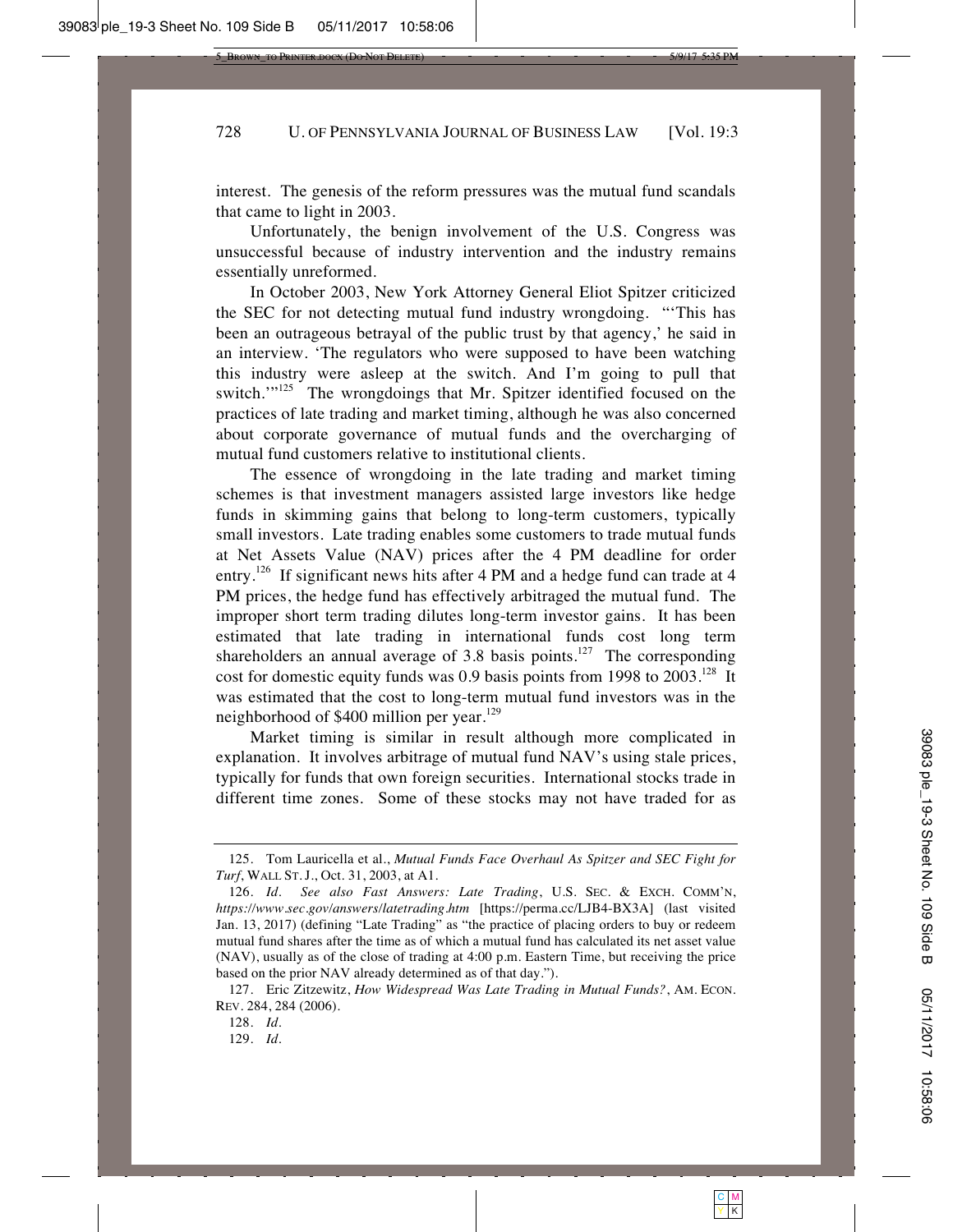interest. The genesis of the reform pressures was the mutual fund scandals that came to light in 2003.

Unfortunately, the benign involvement of the U.S. Congress was unsuccessful because of industry intervention and the industry remains essentially unreformed.

In October 2003, New York Attorney General Eliot Spitzer criticized the SEC for not detecting mutual fund industry wrongdoing. "'This has been an outrageous betrayal of the public trust by that agency,' he said in an interview. 'The regulators who were supposed to have been watching this industry were asleep at the switch. And I'm going to pull that switch.'"[125] The wrongdoings that Mr. Spitzer identified focused on the practices of late trading and market timing, although he was also concerned about corporate governance of mutual funds and the overcharging of mutual fund customers relative to institutional clients.

The essence of wrongdoing in the late trading and market timing schemes is that investment managers assisted large investors like hedge funds in skimming gains that belong to long-term customers, typically small investors. Late trading enables some customers to trade mutual funds at Net Assets Value (NAV) prices after the 4 PM deadline for order entry.[126] If significant news hits after 4 PM and a hedge fund can trade at 4 PM prices, the hedge fund has effectively arbitraged the mutual fund. The improper short term trading dilutes long-term investor gains. It has been estimated that late trading in international funds cost long term shareholders an annual average of 3.8 basis points.[127] The corresponding cost for domestic equity funds was 0.9 basis points from 1998 to 2003.[128] It was estimated that the cost to long-term mutual fund investors was in the neighborhood of $400 million per year.[129]

Market timing is similar in result although more complicated in explanation. It involves arbitrage of mutual fund NAV's using stale prices, typically for funds that own foreign securities. International stocks trade in different time zones. Some of these stocks may not have traded for as

---

125. Tom Lauricella et al., *Mutual Funds Face Overhaul As Spitzer and SEC Fight for Turf*, WALL ST. J., Oct. 31, 2003, at A1.

126. *Id. See also Fast Answers: Late Trading*, U.S. SEC. & EXCH. COMM'N, *https://www.sec.gov/answers/latetrading.htm* [https://perma.cc/LJB4-BX3A] (last visited Jan. 13, 2017) (defining "Late Trading" as "the practice of placing orders to buy or redeem mutual fund shares after the time as of which a mutual fund has calculated its net asset value (NAV), usually as of the close of trading at 4:00 p.m. Eastern Time, but receiving the price based on the prior NAV already determined as of that day.").

127. Eric Zitzewitz, *How Widespread Was Late Trading in Mutual Funds?*, AM. ECON. REV. 284, 284 (2006).

128. *Id.*

129. *Id.*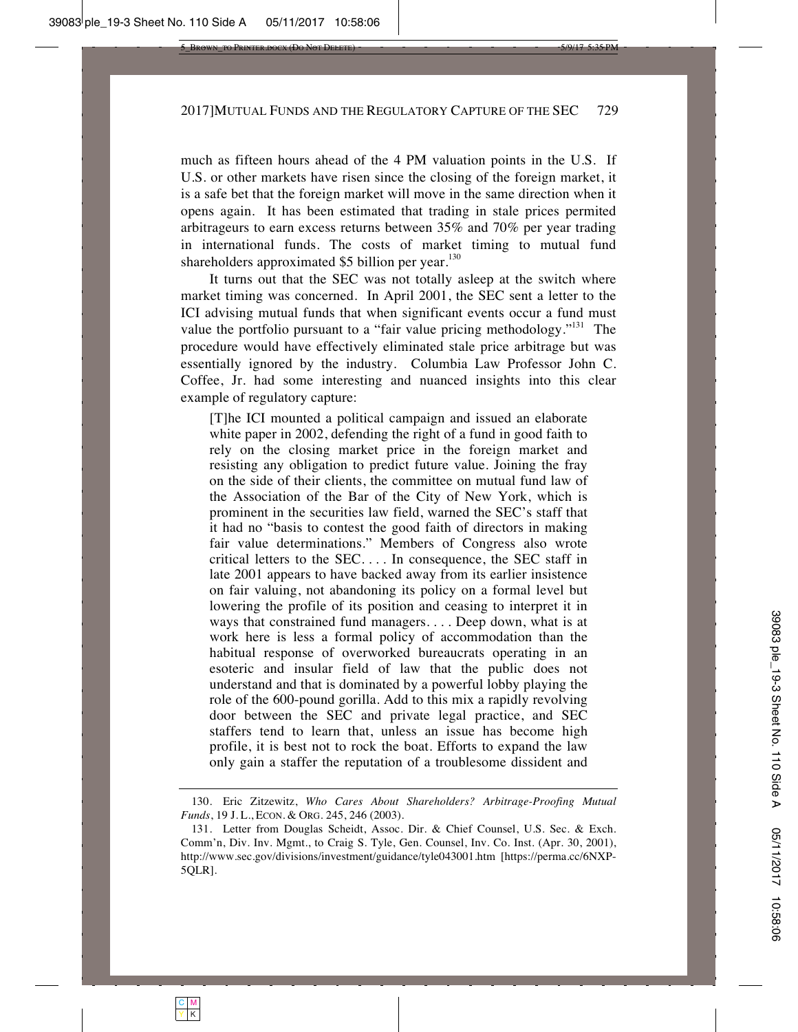much as fifteen hours ahead of the 4 PM valuation points in the U.S. If U.S. or other markets have risen since the closing of the foreign market, it is a safe bet that the foreign market will move in the same direction when it opens again. It has been estimated that trading in stale prices permited arbitrageurs to earn excess returns between 35% and 70% per year trading in international funds. The costs of market timing to mutual fund shareholders approximated $5 billion per year.[130]

It turns out that the SEC was not totally asleep at the switch where market timing was concerned. In April 2001, the SEC sent a letter to the ICI advising mutual funds that when significant events occur a fund must value the portfolio pursuant to a "fair value pricing methodology."[131] The procedure would have effectively eliminated stale price arbitrage but was essentially ignored by the industry. Columbia Law Professor John C. Coffee, Jr. had some interesting and nuanced insights into this clear example of regulatory capture:

> [T]he ICI mounted a political campaign and issued an elaborate white paper in 2002, defending the right of a fund in good faith to rely on the closing market price in the foreign market and resisting any obligation to predict future value. Joining the fray on the side of their clients, the committee on mutual fund law of the Association of the Bar of the City of New York, which is prominent in the securities law field, warned the SEC's staff that it had no "basis to contest the good faith of directors in making fair value determinations." Members of Congress also wrote critical letters to the SEC. . . . In consequence, the SEC staff in late 2001 appears to have backed away from its earlier insistence on fair valuing, not abandoning its policy on a formal level but lowering the profile of its position and ceasing to interpret it in ways that constrained fund managers. . . . Deep down, what is at work here is less a formal policy of accommodation than the habitual response of overworked bureaucrats operating in an esoteric and insular field of law that the public does not understand and that is dominated by a powerful lobby playing the role of the 600-pound gorilla. Add to this mix a rapidly revolving door between the SEC and private legal practice, and SEC staffers tend to learn that, unless an issue has become high profile, it is best not to rock the boat. Efforts to expand the law only gain a staffer the reputation of a troublesome dissident and

---

130. Eric Zitzewitz, *Who Cares About Shareholders? Arbitrage-Proofing Mutual Funds*, 19 J. L., ECON. & ORG. 245, 246 (2003).

131. Letter from Douglas Scheidt, Assoc. Dir. & Chief Counsel, U.S. Sec. & Exch. Comm'n, Div. Inv. Mgmt., to Craig S. Tyle, Gen. Counsel, Inv. Co. Inst. (Apr. 30, 2001), http://www.sec.gov/divisions/investment/guidance/tyle043001.htm [https://perma.cc/6NXP-5QLR].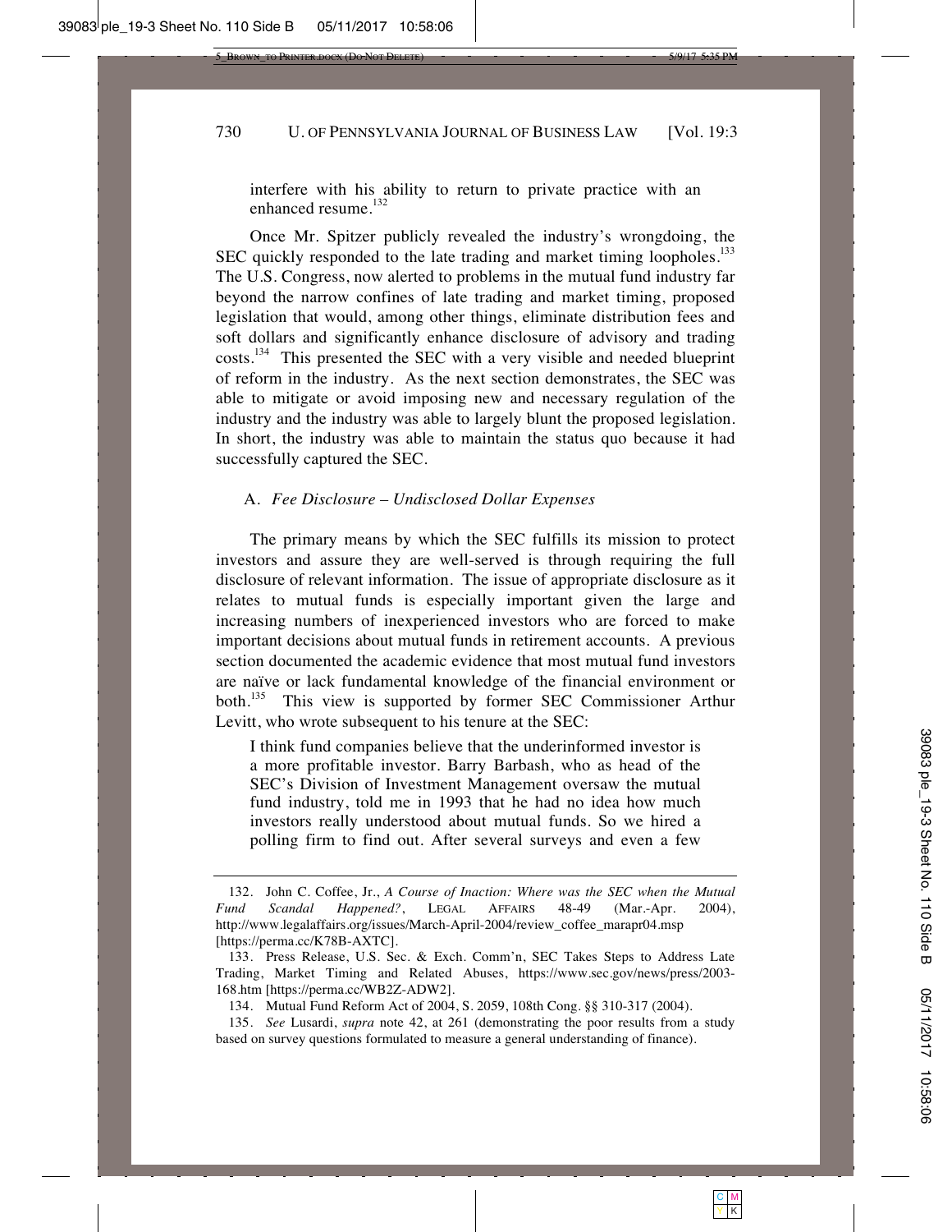interfere with his ability to return to private practice with an enhanced resume.[132]

Once Mr. Spitzer publicly revealed the industry's wrongdoing, the SEC quickly responded to the late trading and market timing loopholes.[133] The U.S. Congress, now alerted to problems in the mutual fund industry far beyond the narrow confines of late trading and market timing, proposed legislation that would, among other things, eliminate distribution fees and soft dollars and significantly enhance disclosure of advisory and trading costs.[134] This presented the SEC with a very visible and needed blueprint of reform in the industry. As the next section demonstrates, the SEC was able to mitigate or avoid imposing new and necessary regulation of the industry and the industry was able to largely blunt the proposed legislation. In short, the industry was able to maintain the status quo because it had successfully captured the SEC.

### A. *Fee Disclosure – Undisclosed Dollar Expenses*

The primary means by which the SEC fulfills its mission to protect investors and assure they are well-served is through requiring the full disclosure of relevant information. The issue of appropriate disclosure as it relates to mutual funds is especially important given the large and increasing numbers of inexperienced investors who are forced to make important decisions about mutual funds in retirement accounts. A previous section documented the academic evidence that most mutual fund investors are naïve or lack fundamental knowledge of the financial environment or both.[135] This view is supported by former SEC Commissioner Arthur Levitt, who wrote subsequent to his tenure at the SEC:

> I think fund companies believe that the underinformed investor is a more profitable investor. Barry Barbash, who as head of the SEC's Division of Investment Management oversaw the mutual fund industry, told me in 1993 that he had no idea how much investors really understood about mutual funds. So we hired a polling firm to find out. After several surveys and even a few

---

132. John C. Coffee, Jr., *A Course of Inaction: Where was the SEC when the Mutual Fund Scandal Happened?*, LEGAL AFFAIRS 48-49 (Mar.-Apr. 2004), http://www.legalaffairs.org/issues/March-April-2004/review_coffee_marapr04.msp [https://perma.cc/K78B-AXTC].

133. Press Release, U.S. Sec. & Exch. Comm'n, SEC Takes Steps to Address Late Trading, Market Timing and Related Abuses, https://www.sec.gov/news/press/2003-168.htm [https://perma.cc/WB2Z-ADW2].

134. Mutual Fund Reform Act of 2004, S. 2059, 108th Cong. §§ 310-317 (2004).

135. *See* Lusardi, *supra* note 42, at 261 (demonstrating the poor results from a study based on survey questions formulated to measure a general understanding of finance).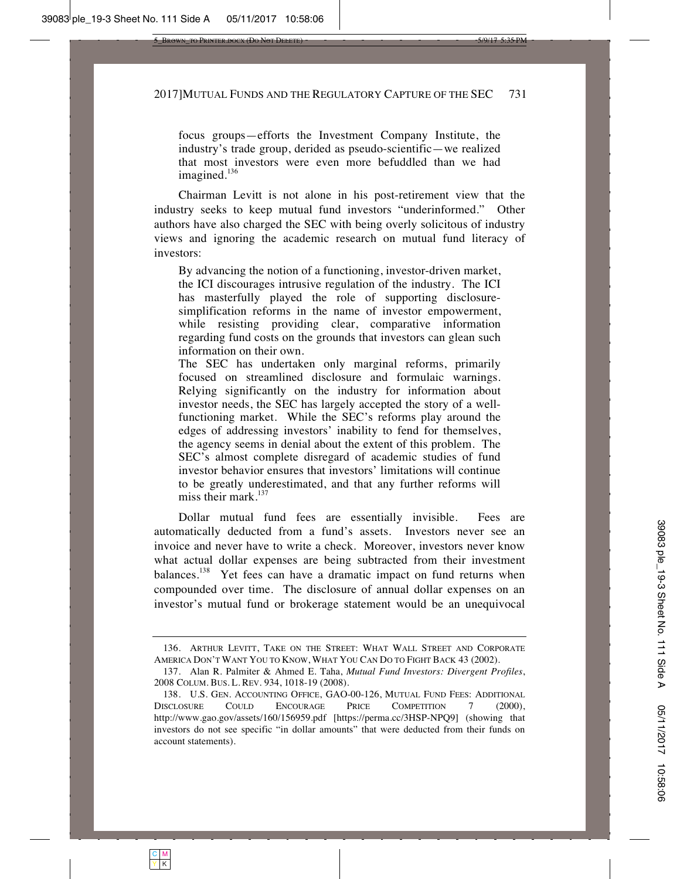> focus groups—efforts the Investment Company Institute, the industry's trade group, derided as pseudo-scientific—we realized that most investors were even more befuddled than we had imagined.[136]

Chairman Levitt is not alone in his post-retirement view that the industry seeks to keep mutual fund investors "underinformed." Other authors have also charged the SEC with being overly solicitous of industry views and ignoring the academic research on mutual fund literacy of investors:

> By advancing the notion of a functioning, investor-driven market, the ICI discourages intrusive regulation of the industry. The ICI has masterfully played the role of supporting disclosure-simplification reforms in the name of investor empowerment, while resisting providing clear, comparative information regarding fund costs on the grounds that investors can glean such information on their own.
>
> The SEC has undertaken only marginal reforms, primarily focused on streamlined disclosure and formulaic warnings. Relying significantly on the industry for information about investor needs, the SEC has largely accepted the story of a well-functioning market. While the SEC's reforms play around the edges of addressing investors' inability to fend for themselves, the agency seems in denial about the extent of this problem. The SEC's almost complete disregard of academic studies of fund investor behavior ensures that investors' limitations will continue to be greatly underestimated, and that any further reforms will miss their mark.[137]

Dollar mutual fund fees are essentially invisible. Fees are automatically deducted from a fund's assets. Investors never see an invoice and never have to write a check. Moreover, investors never know what actual dollar expenses are being subtracted from their investment balances.[138] Yet fees can have a dramatic impact on fund returns when compounded over time. The disclosure of annual dollar expenses on an investor's mutual fund or brokerage statement would be an unequivocal

---

136. ARTHUR LEVITT, TAKE ON THE STREET: WHAT WALL STREET AND CORPORATE AMERICA DON'T WANT YOU TO KNOW, WHAT YOU CAN DO TO FIGHT BACK 43 (2002).

137. Alan R. Palmiter & Ahmed E. Taha, *Mutual Fund Investors: Divergent Profiles*, 2008 COLUM. BUS. L. REV. 934, 1018-19 (2008).

138. U.S. GEN. ACCOUNTING OFFICE, GAO-00-126, MUTUAL FUND FEES: ADDITIONAL DISCLOSURE COULD ENCOURAGE PRICE COMPETITION 7 (2000), http://www.gao.gov/assets/160/156959.pdf [https://perma.cc/3HSP-NPQ9] (showing that investors do not see specific "in dollar amounts" that were deducted from their funds on account statements).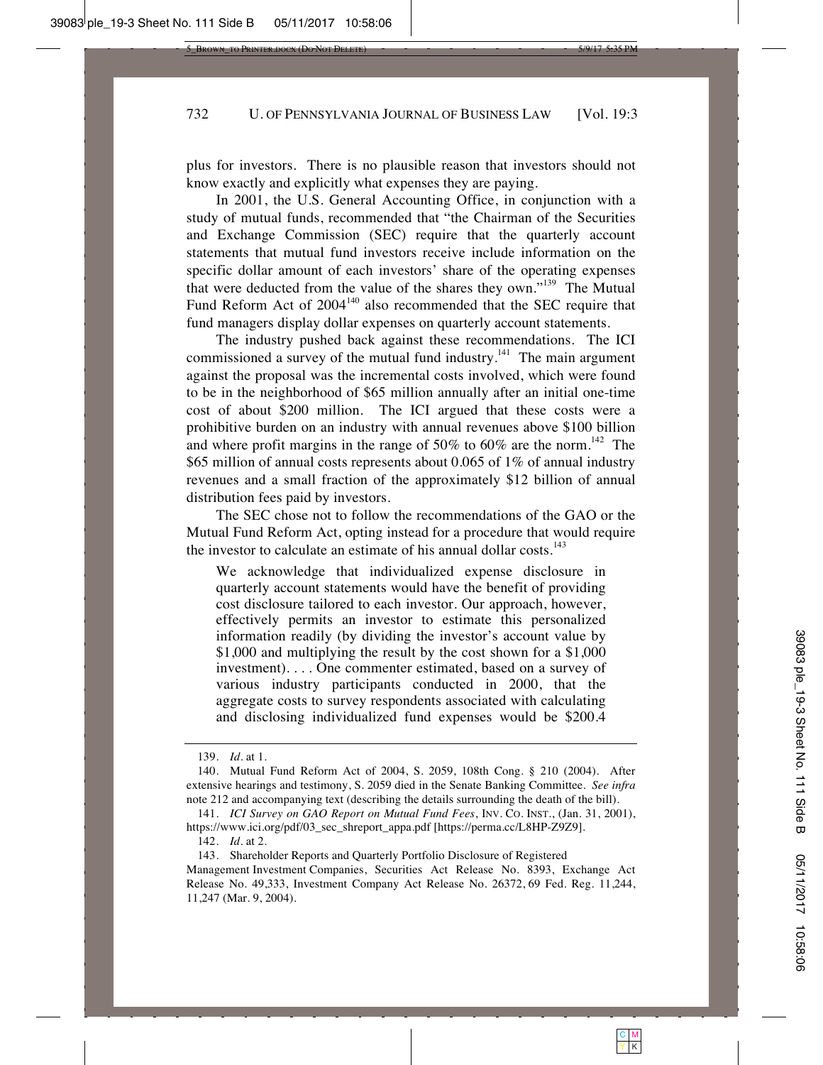plus for investors. There is no plausible reason that investors should not know exactly and explicitly what expenses they are paying.

In 2001, the U.S. General Accounting Office, in conjunction with a study of mutual funds, recommended that "the Chairman of the Securities and Exchange Commission (SEC) require that the quarterly account statements that mutual fund investors receive include information on the specific dollar amount of each investors' share of the operating expenses that were deducted from the value of the shares they own."[139] The Mutual Fund Reform Act of 2004[140] also recommended that the SEC require that fund managers display dollar expenses on quarterly account statements.

The industry pushed back against these recommendations. The ICI commissioned a survey of the mutual fund industry.[141] The main argument against the proposal was the incremental costs involved, which were found to be in the neighborhood of $65 million annually after an initial one-time cost of about $200 million. The ICI argued that these costs were a prohibitive burden on an industry with annual revenues above $100 billion and where profit margins in the range of 50% to 60% are the norm.[142] The $65 million of annual costs represents about 0.065 of 1% of annual industry revenues and a small fraction of the approximately $12 billion of annual distribution fees paid by investors.

The SEC chose not to follow the recommendations of the GAO or the Mutual Fund Reform Act, opting instead for a procedure that would require the investor to calculate an estimate of his annual dollar costs.[143]

> We acknowledge that individualized expense disclosure in quarterly account statements would have the benefit of providing cost disclosure tailored to each investor. Our approach, however, effectively permits an investor to estimate this personalized information readily (by dividing the investor's account value by $1,000 and multiplying the result by the cost shown for a $1,000 investment). . . . One commenter estimated, based on a survey of various industry participants conducted in 2000, that the aggregate costs to survey respondents associated with calculating and disclosing individualized fund expenses would be $200.4

---

139. *Id.* at 1.

140. Mutual Fund Reform Act of 2004, S. 2059, 108th Cong. § 210 (2004). After extensive hearings and testimony, S. 2059 died in the Senate Banking Committee. *See infra* note 212 and accompanying text (describing the details surrounding the death of the bill).

141. *ICI Survey on GAO Report on Mutual Fund Fees*, INV. CO. INST., (Jan. 31, 2001), https://www.ici.org/pdf/03_sec_shreport_appa.pdf [https://perma.cc/L8HP-Z9Z9].

142. *Id.* at 2.

143. Shareholder Reports and Quarterly Portfolio Disclosure of Registered Management Investment Companies, Securities Act Release No. 8393, Exchange Act Release No. 49,333, Investment Company Act Release No. 26372, 69 Fed. Reg. 11,244, 11,247 (Mar. 9, 2004).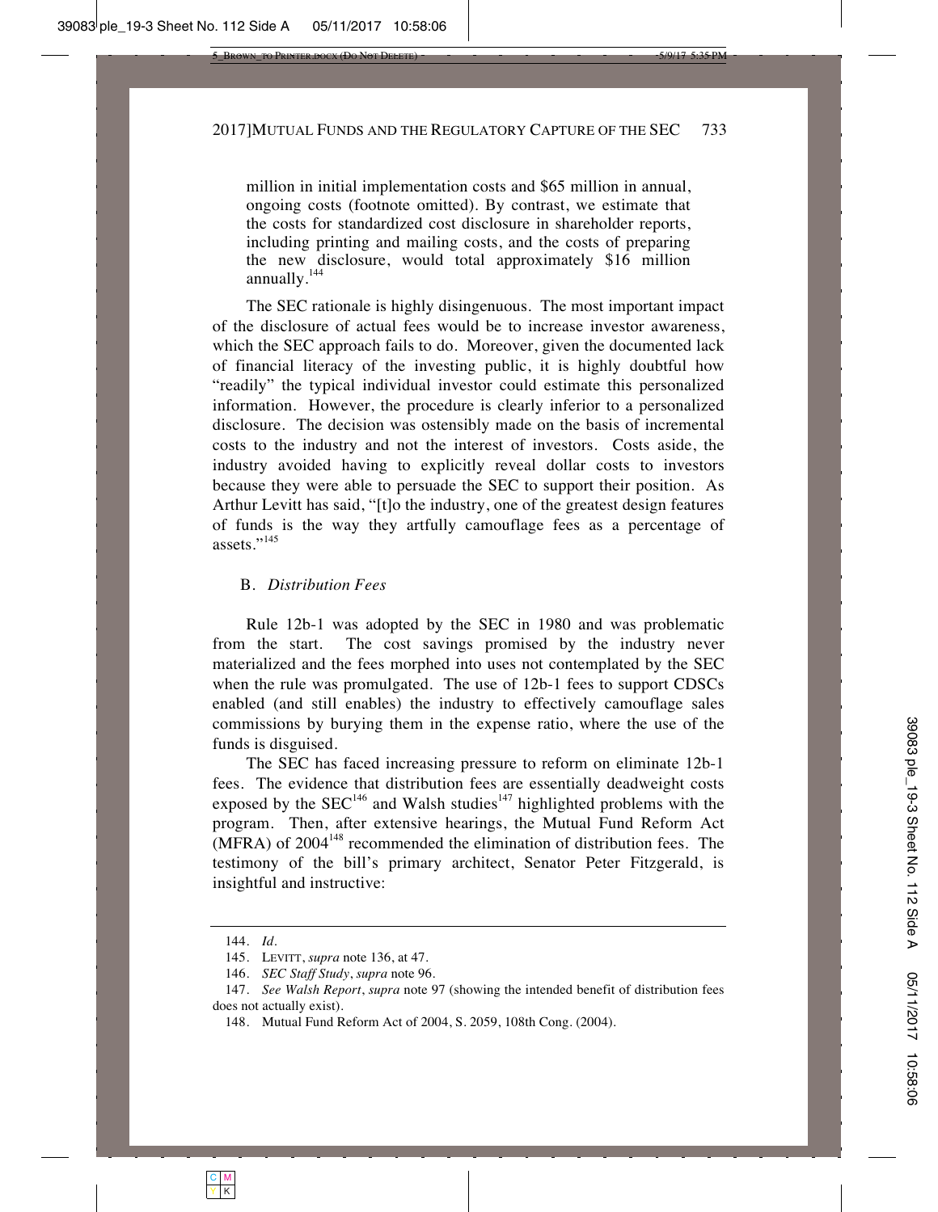> million in initial implementation costs and $65 million in annual, ongoing costs (footnote omitted). By contrast, we estimate that the costs for standardized cost disclosure in shareholder reports, including printing and mailing costs, and the costs of preparing the new disclosure, would total approximately $16 million annually.[144]

The SEC rationale is highly disingenuous. The most important impact of the disclosure of actual fees would be to increase investor awareness, which the SEC approach fails to do. Moreover, given the documented lack of financial literacy of the investing public, it is highly doubtful how "readily" the typical individual investor could estimate this personalized information. However, the procedure is clearly inferior to a personalized disclosure. The decision was ostensibly made on the basis of incremental costs to the industry and not the interest of investors. Costs aside, the industry avoided having to explicitly reveal dollar costs to investors because they were able to persuade the SEC to support their position. As Arthur Levitt has said, "[t]o the industry, one of the greatest design features of funds is the way they artfully camouflage fees as a percentage of assets."[145]

## B. *Distribution Fees*

Rule 12b-1 was adopted by the SEC in 1980 and was problematic from the start. The cost savings promised by the industry never materialized and the fees morphed into uses not contemplated by the SEC when the rule was promulgated. The use of 12b-1 fees to support CDSCs enabled (and still enables) the industry to effectively camouflage sales commissions by burying them in the expense ratio, where the use of the funds is disguised.

The SEC has faced increasing pressure to reform on eliminate 12b-1 fees. The evidence that distribution fees are essentially deadweight costs exposed by the SEC[146] and Walsh studies[147] highlighted problems with the program. Then, after extensive hearings, the Mutual Fund Reform Act (MFRA) of 2004[148] recommended the elimination of distribution fees. The testimony of the bill's primary architect, Senator Peter Fitzgerald, is insightful and instructive:

---

144. *Id.*

145. LEVITT, *supra* note 136, at 47.

146. *SEC Staff Study*, *supra* note 96.

147. *See Walsh Report*, *supra* note 97 (showing the intended benefit of distribution fees does not actually exist).

148. Mutual Fund Reform Act of 2004, S. 2059, 108th Cong. (2004).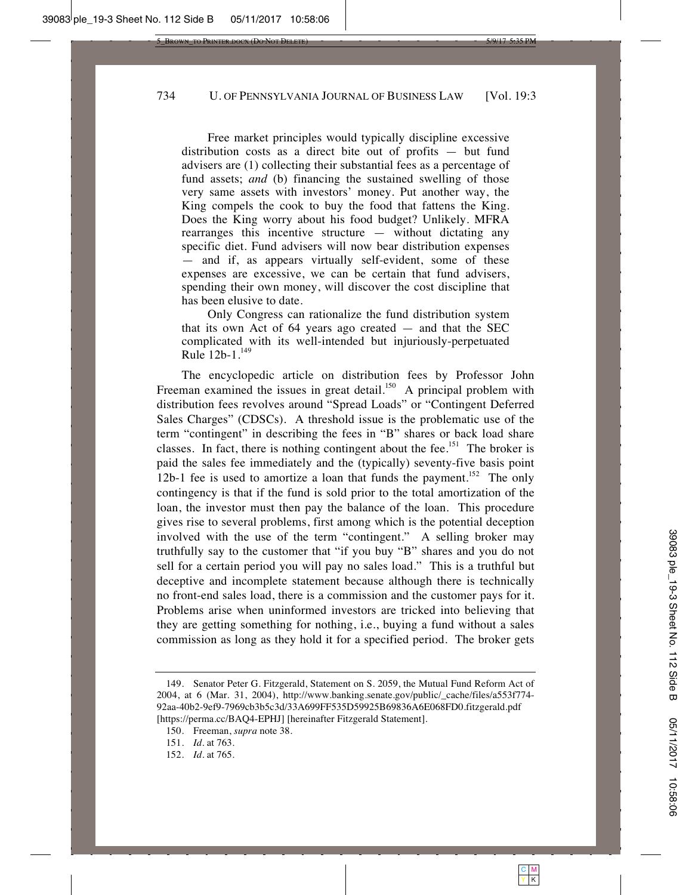> Free market principles would typically discipline excessive distribution costs as a direct bite out of profits — but fund advisers are (1) collecting their substantial fees as a percentage of fund assets; *and* (b) financing the sustained swelling of those very same assets with investors' money. Put another way, the King compels the cook to buy the food that fattens the King. Does the King worry about his food budget? Unlikely. MFRA rearranges this incentive structure — without dictating any specific diet. Fund advisers will now bear distribution expenses — and if, as appears virtually self-evident, some of these expenses are excessive, we can be certain that fund advisers, spending their own money, will discover the cost discipline that has been elusive to date.
>
> Only Congress can rationalize the fund distribution system that its own Act of 64 years ago created — and that the SEC complicated with its well-intended but injuriously-perpetuated Rule 12b-1.[149]

The encyclopedic article on distribution fees by Professor John Freeman examined the issues in great detail.[150] A principal problem with distribution fees revolves around "Spread Loads" or "Contingent Deferred Sales Charges" (CDSCs). A threshold issue is the problematic use of the term "contingent" in describing the fees in "B" shares or back load share classes. In fact, there is nothing contingent about the fee.[151] The broker is paid the sales fee immediately and the (typically) seventy-five basis point 12b-1 fee is used to amortize a loan that funds the payment.[152] The only contingency is that if the fund is sold prior to the total amortization of the loan, the investor must then pay the balance of the loan. This procedure gives rise to several problems, first among which is the potential deception involved with the use of the term "contingent." A selling broker may truthfully say to the customer that "if you buy "B" shares and you do not sell for a certain period you will pay no sales load." This is a truthful but deceptive and incomplete statement because although there is technically no front-end sales load, there is a commission and the customer pays for it. Problems arise when uninformed investors are tricked into believing that they are getting something for nothing, i.e., buying a fund without a sales commission as long as they hold it for a specified period. The broker gets

---

149. Senator Peter G. Fitzgerald, Statement on S. 2059, the Mutual Fund Reform Act of 2004, at 6 (Mar. 31, 2004), http://www.banking.senate.gov/public/_cache/files/a553f774-92aa-40b2-9ef9-7969cb3b5c3d/33A699FF535D59925B69836A6E068FD0.fitzgerald.pdf [https://perma.cc/BAQ4-EPHJ] [hereinafter Fitzgerald Statement].

150. Freeman, *supra* note 38.

151. *Id*. at 763.

152. *Id*. at 765.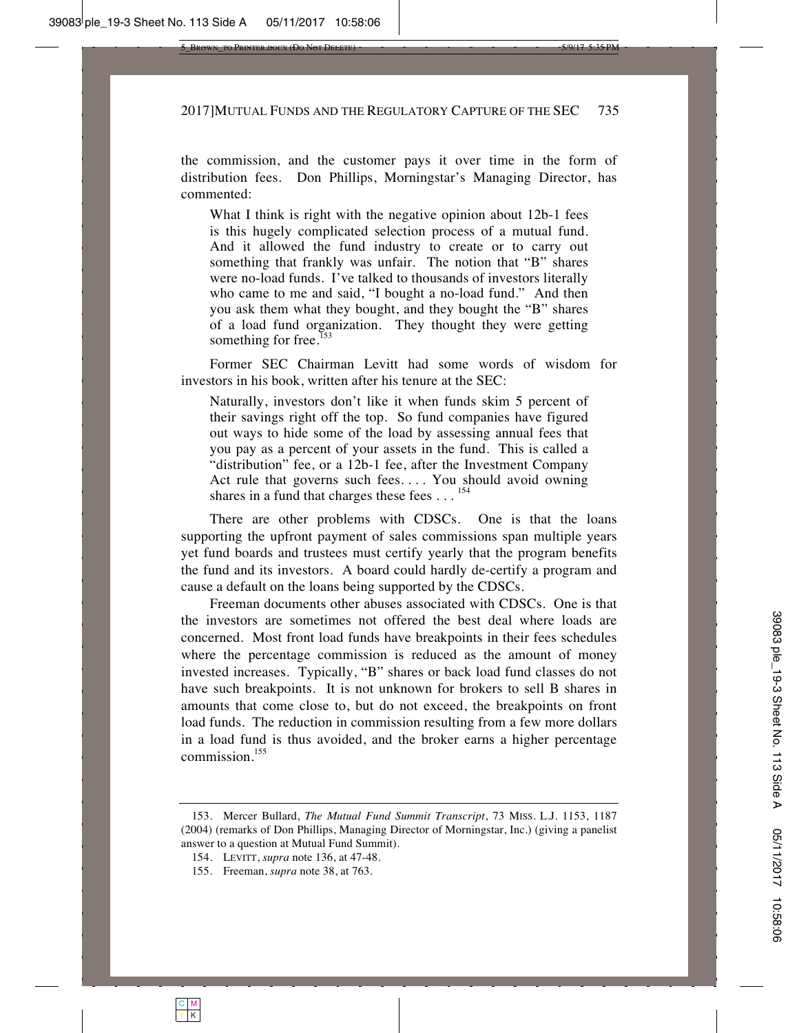the commission, and the customer pays it over time in the form of distribution fees. Don Phillips, Morningstar's Managing Director, has commented:

> What I think is right with the negative opinion about 12b-1 fees is this hugely complicated selection process of a mutual fund. And it allowed the fund industry to create or to carry out something that frankly was unfair. The notion that "B" shares were no-load funds. I've talked to thousands of investors literally who came to me and said, "I bought a no-load fund." And then you ask them what they bought, and they bought the "B" shares of a load fund organization. They thought they were getting something for free.[153]

Former SEC Chairman Levitt had some words of wisdom for investors in his book, written after his tenure at the SEC:

> Naturally, investors don't like it when funds skim 5 percent of their savings right off the top. So fund companies have figured out ways to hide some of the load by assessing annual fees that you pay as a percent of your assets in the fund. This is called a "distribution" fee, or a 12b-1 fee, after the Investment Company Act rule that governs such fees. . . . You should avoid owning shares in a fund that charges these fees . . . [154]

There are other problems with CDSCs. One is that the loans supporting the upfront payment of sales commissions span multiple years yet fund boards and trustees must certify yearly that the program benefits the fund and its investors. A board could hardly de-certify a program and cause a default on the loans being supported by the CDSCs.

Freeman documents other abuses associated with CDSCs. One is that the investors are sometimes not offered the best deal where loads are concerned. Most front load funds have breakpoints in their fees schedules where the percentage commission is reduced as the amount of money invested increases. Typically, "B" shares or back load fund classes do not have such breakpoints. It is not unknown for brokers to sell B shares in amounts that come close to, but do not exceed, the breakpoints on front load funds. The reduction in commission resulting from a few more dollars in a load fund is thus avoided, and the broker earns a higher percentage commission.[155]

---

153. Mercer Bullard, *The Mutual Fund Summit Transcript*, 73 MISS. L.J. 1153, 1187 (2004) (remarks of Don Phillips, Managing Director of Morningstar, Inc.) (giving a panelist answer to a question at Mutual Fund Summit).

154. LEVITT, *supra* note 136, at 47-48.

155. Freeman, *supra* note 38, at 763.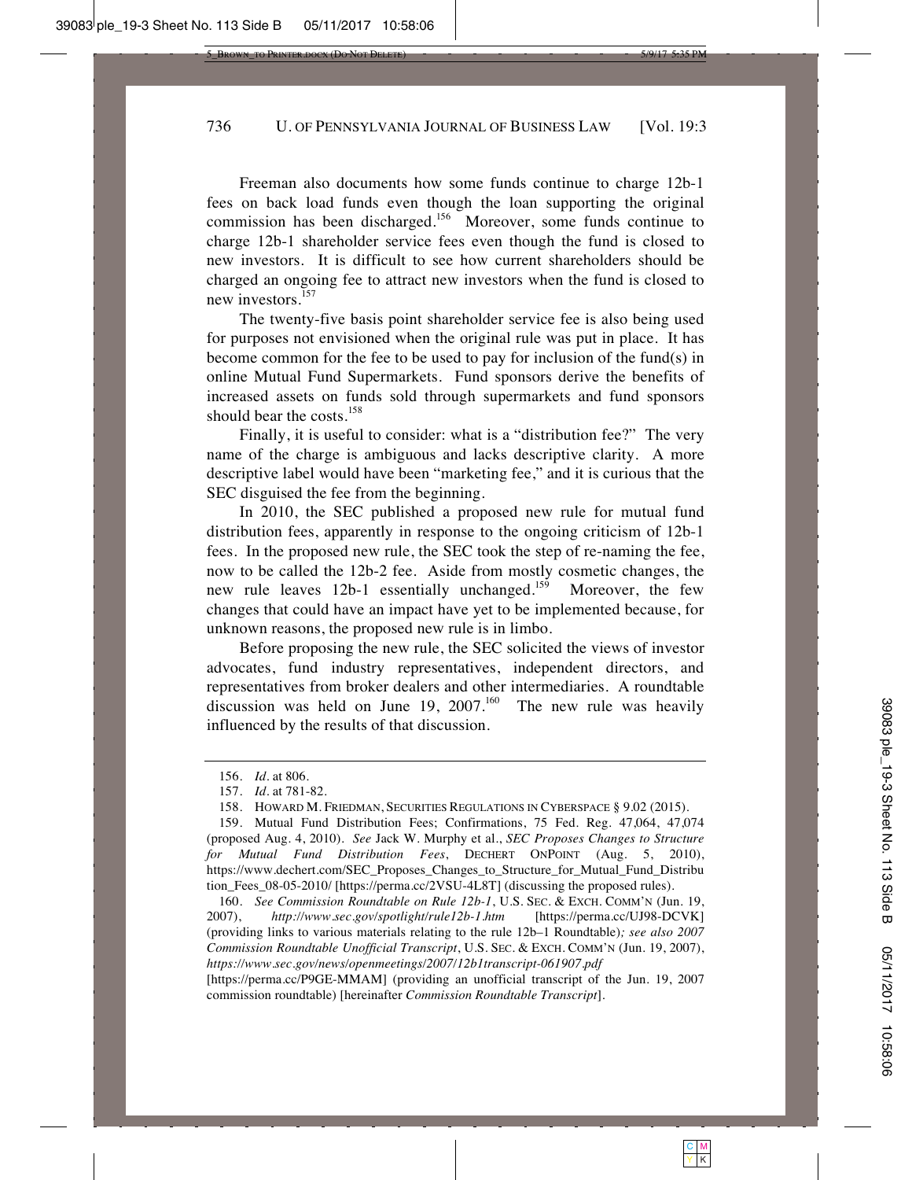Freeman also documents how some funds continue to charge 12b-1 fees on back load funds even though the loan supporting the original commission has been discharged.[156] Moreover, some funds continue to charge 12b-1 shareholder service fees even though the fund is closed to new investors. It is difficult to see how current shareholders should be charged an ongoing fee to attract new investors when the fund is closed to new investors.[157]

The twenty-five basis point shareholder service fee is also being used for purposes not envisioned when the original rule was put in place. It has become common for the fee to be used to pay for inclusion of the fund(s) in online Mutual Fund Supermarkets. Fund sponsors derive the benefits of increased assets on funds sold through supermarkets and fund sponsors should bear the costs.[158]

Finally, it is useful to consider: what is a "distribution fee?" The very name of the charge is ambiguous and lacks descriptive clarity. A more descriptive label would have been "marketing fee," and it is curious that the SEC disguised the fee from the beginning.

In 2010, the SEC published a proposed new rule for mutual fund distribution fees, apparently in response to the ongoing criticism of 12b-1 fees. In the proposed new rule, the SEC took the step of re-naming the fee, now to be called the 12b-2 fee. Aside from mostly cosmetic changes, the new rule leaves 12b-1 essentially unchanged.[159] Moreover, the few changes that could have an impact have yet to be implemented because, for unknown reasons, the proposed new rule is in limbo.

Before proposing the new rule, the SEC solicited the views of investor advocates, fund industry representatives, independent directors, and representatives from broker dealers and other intermediaries. A roundtable discussion was held on June 19, 2007.[160] The new rule was heavily influenced by the results of that discussion.

---

156. *Id.* at 806.

157. *Id.* at 781-82.

158. HOWARD M. FRIEDMAN, SECURITIES REGULATIONS IN CYBERSPACE § 9.02 (2015).

159. Mutual Fund Distribution Fees; Confirmations, 75 Fed. Reg. 47,064, 47,074 (proposed Aug. 4, 2010). *See* Jack W. Murphy et al., *SEC Proposes Changes to Structure for Mutual Fund Distribution Fees*, DECHERT ONPOINT (Aug. 5, 2010), https://www.dechert.com/SEC_Proposes_Changes_to_Structure_for_Mutual_Fund_Distribution_Fees_08-05-2010/ [https://perma.cc/2VSU-4L8T] (discussing the proposed rules).

160. *See Commission Roundtable on Rule 12b-1*, U.S. SEC. & EXCH. COMM'N (Jun. 19, 2007), *http://www.sec.gov/spotlight/rule12b-1.htm* [https://perma.cc/UJ98-DCVK] (providing links to various materials relating to the rule 12b–1 Roundtable)*; see also 2007 Commission Roundtable Unofficial Transcript*, U.S. SEC. & EXCH. COMM'N (Jun. 19, 2007), *https://www.sec.gov/news/openmeetings/2007/12b1transcript-061907.pdf* [https://perma.cc/P9GE-MMAM] (providing an unofficial transcript of the Jun. 19, 2007 commission roundtable) [hereinafter *Commission Roundtable Transcript*].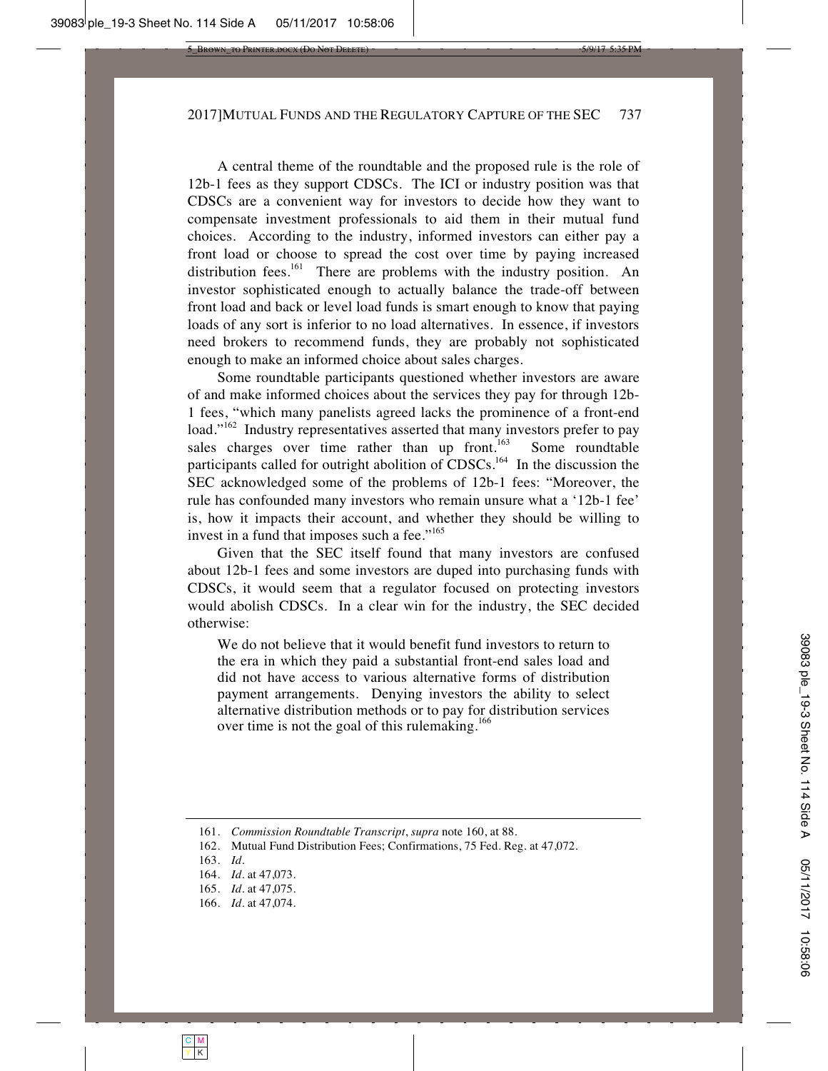A central theme of the roundtable and the proposed rule is the role of 12b-1 fees as they support CDSCs. The ICI or industry position was that CDSCs are a convenient way for investors to decide how they want to compensate investment professionals to aid them in their mutual fund choices. According to the industry, informed investors can either pay a front load or choose to spread the cost over time by paying increased distribution fees.[161] There are problems with the industry position. An investor sophisticated enough to actually balance the trade-off between front load and back or level load funds is smart enough to know that paying loads of any sort is inferior to no load alternatives. In essence, if investors need brokers to recommend funds, they are probably not sophisticated enough to make an informed choice about sales charges.

Some roundtable participants questioned whether investors are aware of and make informed choices about the services they pay for through 12b-1 fees, "which many panelists agreed lacks the prominence of a front-end load."[162] Industry representatives asserted that many investors prefer to pay sales charges over time rather than up front.[163] Some roundtable participants called for outright abolition of CDSCs.[164] In the discussion the SEC acknowledged some of the problems of 12b-1 fees: "Moreover, the rule has confounded many investors who remain unsure what a '12b-1 fee' is, how it impacts their account, and whether they should be willing to invest in a fund that imposes such a fee."[165]

Given that the SEC itself found that many investors are confused about 12b-1 fees and some investors are duped into purchasing funds with CDSCs, it would seem that a regulator focused on protecting investors would abolish CDSCs. In a clear win for the industry, the SEC decided otherwise:

> We do not believe that it would benefit fund investors to return to the era in which they paid a substantial front-end sales load and did not have access to various alternative forms of distribution payment arrangements. Denying investors the ability to select alternative distribution methods or to pay for distribution services over time is not the goal of this rulemaking.[166]

---

161. *Commission Roundtable Transcript*, *supra* note 160, at 88.

162. Mutual Fund Distribution Fees; Confirmations, 75 Fed. Reg. at 47,072.

163. *Id*.

164. *Id*. at 47,073.

165. *Id*. at 47,075.

166. *Id*. at 47,074.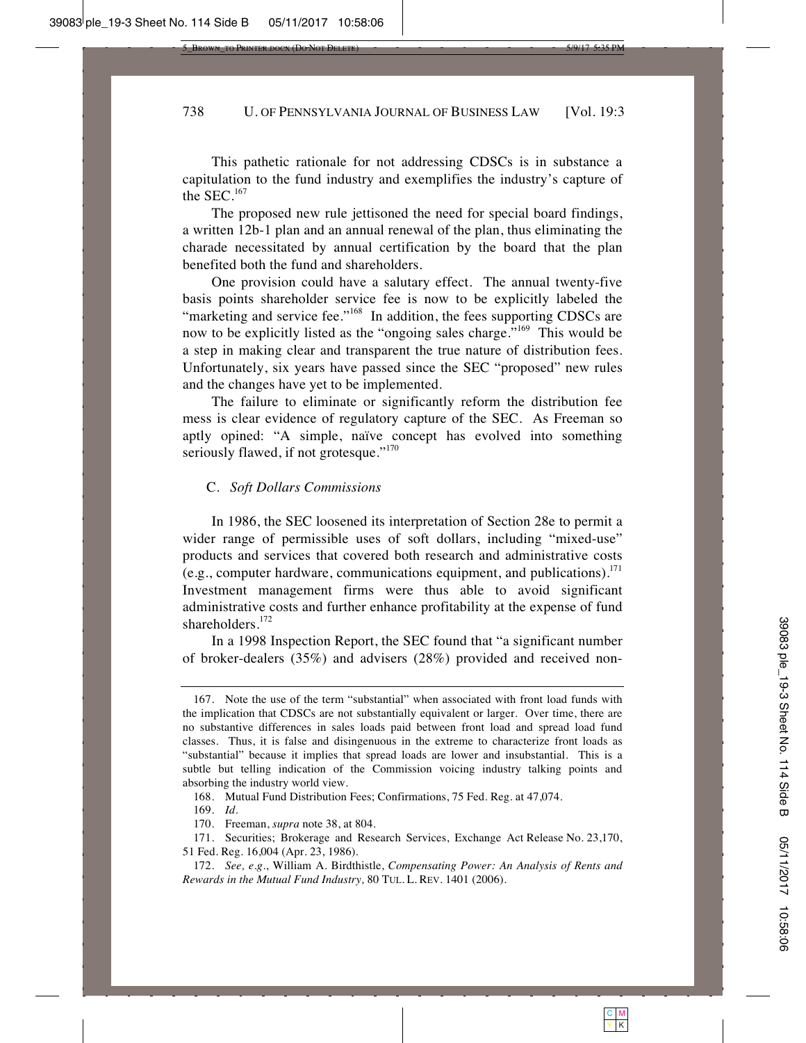This pathetic rationale for not addressing CDSCs is in substance a capitulation to the fund industry and exemplifies the industry's capture of the SEC.[167]

The proposed new rule jettisoned the need for special board findings, a written 12b-1 plan and an annual renewal of the plan, thus eliminating the charade necessitated by annual certification by the board that the plan benefited both the fund and shareholders.

One provision could have a salutary effect. The annual twenty-five basis points shareholder service fee is now to be explicitly labeled the "marketing and service fee."[168] In addition, the fees supporting CDSCs are now to be explicitly listed as the "ongoing sales charge."[169] This would be a step in making clear and transparent the true nature of distribution fees. Unfortunately, six years have passed since the SEC "proposed" new rules and the changes have yet to be implemented.

The failure to eliminate or significantly reform the distribution fee mess is clear evidence of regulatory capture of the SEC. As Freeman so aptly opined: "A simple, naïve concept has evolved into something seriously flawed, if not grotesque."[170]

### C. *Soft Dollars Commissions*

In 1986, the SEC loosened its interpretation of Section 28e to permit a wider range of permissible uses of soft dollars, including "mixed-use" products and services that covered both research and administrative costs (e.g., computer hardware, communications equipment, and publications).[171] Investment management firms were thus able to avoid significant administrative costs and further enhance profitability at the expense of fund shareholders.[172]

In a 1998 Inspection Report, the SEC found that "a significant number of broker-dealers (35%) and advisers (28%) provided and received non-

---

167. Note the use of the term "substantial" when associated with front load funds with the implication that CDSCs are not substantially equivalent or larger. Over time, there are no substantive differences in sales loads paid between front load and spread load fund classes. Thus, it is false and disingenuous in the extreme to characterize front loads as "substantial" because it implies that spread loads are lower and insubstantial. This is a subtle but telling indication of the Commission voicing industry talking points and absorbing the industry world view.

168. Mutual Fund Distribution Fees; Confirmations, 75 Fed. Reg. at 47,074.

169. *Id.*

170. Freeman, *supra* note 38, at 804.

171. Securities; Brokerage and Research Services, Exchange Act Release No. 23,170, 51 Fed. Reg. 16,004 (Apr. 23, 1986).

172. *See, e.g.*, William A. Birdthistle, *Compensating Power: An Analysis of Rents and Rewards in the Mutual Fund Industry,* 80 TUL. L. REV. 1401 (2006).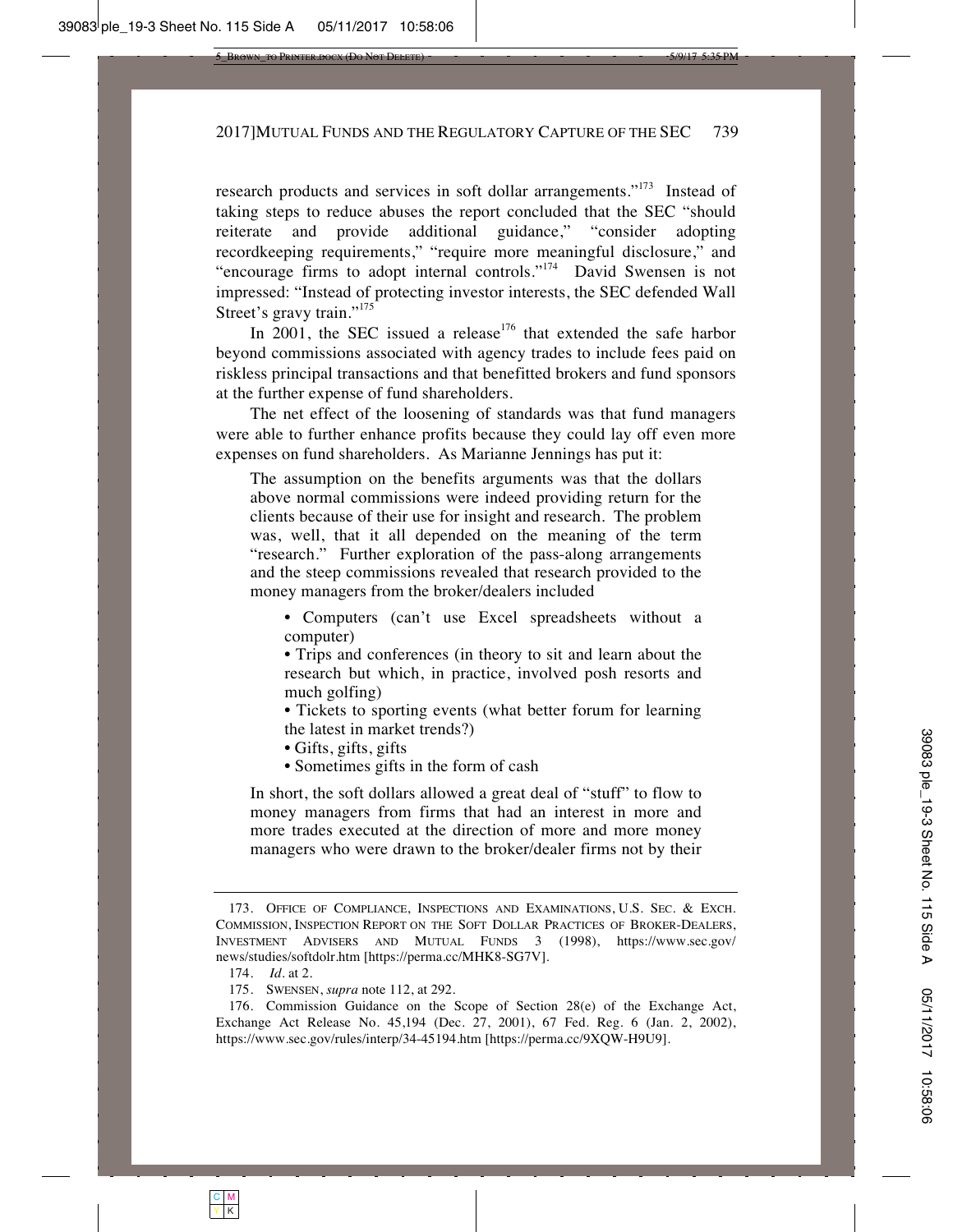research products and services in soft dollar arrangements."[173] Instead of taking steps to reduce abuses the report concluded that the SEC "should reiterate and provide additional guidance," "consider adopting recordkeeping requirements," "require more meaningful disclosure," and "encourage firms to adopt internal controls."[174] David Swensen is not impressed: "Instead of protecting investor interests, the SEC defended Wall Street's gravy train."[175]

In 2001, the SEC issued a release[176] that extended the safe harbor beyond commissions associated with agency trades to include fees paid on riskless principal transactions and that benefitted brokers and fund sponsors at the further expense of fund shareholders.

The net effect of the loosening of standards was that fund managers were able to further enhance profits because they could lay off even more expenses on fund shareholders. As Marianne Jennings has put it:

> The assumption on the benefits arguments was that the dollars above normal commissions were indeed providing return for the clients because of their use for insight and research. The problem was, well, that it all depended on the meaning of the term "research." Further exploration of the pass-along arrangements and the steep commissions revealed that research provided to the money managers from the broker/dealers included
>
> - Computers (can't use Excel spreadsheets without a computer)
> - Trips and conferences (in theory to sit and learn about the research but which, in practice, involved posh resorts and much golfing)
> - Tickets to sporting events (what better forum for learning the latest in market trends?)
> - Gifts, gifts, gifts
> - Sometimes gifts in the form of cash
>
> In short, the soft dollars allowed a great deal of "stuff" to flow to money managers from firms that had an interest in more and more trades executed at the direction of more and more money managers who were drawn to the broker/dealer firms not by their

---

173. OFFICE OF COMPLIANCE, INSPECTIONS AND EXAMINATIONS, U.S. SEC. & EXCH. COMMISSION, INSPECTION REPORT ON THE SOFT DOLLAR PRACTICES OF BROKER-DEALERS, INVESTMENT ADVISERS AND MUTUAL FUNDS 3 (1998), https://www.sec.gov/news/studies/softdolr.htm [https://perma.cc/MHK8-SG7V].

174. *Id.* at 2.

175. SWENSEN, *supra* note 112, at 292.

176. Commission Guidance on the Scope of Section 28(e) of the Exchange Act, Exchange Act Release No. 45,194 (Dec. 27, 2001), 67 Fed. Reg. 6 (Jan. 2, 2002), https://www.sec.gov/rules/interp/34-45194.htm [https://perma.cc/9XQW-H9U9].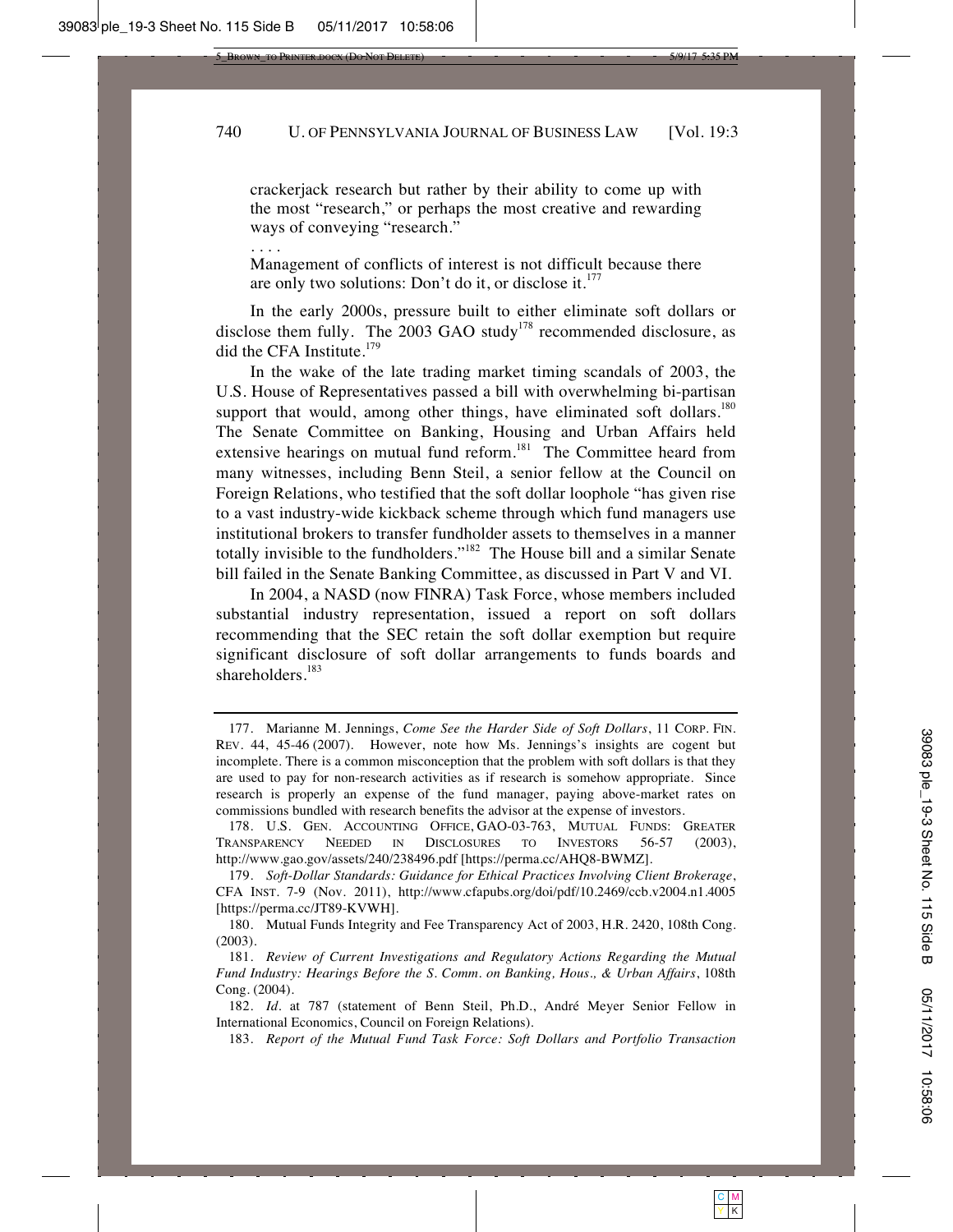> crackerjack research but rather by their ability to come up with the most "research," or perhaps the most creative and rewarding ways of conveying "research."
>
> . . . .
>
> Management of conflicts of interest is not difficult because there are only two solutions: Don't do it, or disclose it.[177]

In the early 2000s, pressure built to either eliminate soft dollars or disclose them fully. The 2003 GAO study[178] recommended disclosure, as did the CFA Institute.[179]

In the wake of the late trading market timing scandals of 2003, the U.S. House of Representatives passed a bill with overwhelming bi-partisan support that would, among other things, have eliminated soft dollars.[180] The Senate Committee on Banking, Housing and Urban Affairs held extensive hearings on mutual fund reform.[181] The Committee heard from many witnesses, including Benn Steil, a senior fellow at the Council on Foreign Relations, who testified that the soft dollar loophole "has given rise to a vast industry-wide kickback scheme through which fund managers use institutional brokers to transfer fundholder assets to themselves in a manner totally invisible to the fundholders."[182] The House bill and a similar Senate bill failed in the Senate Banking Committee, as discussed in Part V and VI.

In 2004, a NASD (now FINRA) Task Force, whose members included substantial industry representation, issued a report on soft dollars recommending that the SEC retain the soft dollar exemption but require significant disclosure of soft dollar arrangements to funds boards and shareholders.[183]

---

177. Marianne M. Jennings, *Come See the Harder Side of Soft Dollars*, 11 CORP. FIN. REV. 44, 45-46 (2007). However, note how Ms. Jennings's insights are cogent but incomplete. There is a common misconception that the problem with soft dollars is that they are used to pay for non-research activities as if research is somehow appropriate. Since research is properly an expense of the fund manager, paying above-market rates on commissions bundled with research benefits the advisor at the expense of investors.

178. U.S. GEN. ACCOUNTING OFFICE, GAO-03-763, MUTUAL FUNDS: GREATER TRANSPARENCY NEEDED IN DISCLOSURES TO INVESTORS 56-57 (2003), http://www.gao.gov/assets/240/238496.pdf [https://perma.cc/AHQ8-BWMZ].

179. *Soft-Dollar Standards: Guidance for Ethical Practices Involving Client Brokerage*, CFA INST. 7-9 (Nov. 2011), http://www.cfapubs.org/doi/pdf/10.2469/ccb.v2004.n1.4005 [https://perma.cc/JT89-KVWH].

180. Mutual Funds Integrity and Fee Transparency Act of 2003, H.R. 2420, 108th Cong. (2003).

181. *Review of Current Investigations and Regulatory Actions Regarding the Mutual Fund Industry: Hearings Before the S. Comm. on Banking, Hous., & Urban Affairs*, 108th Cong. (2004).

182. *Id.* at 787 (statement of Benn Steil, Ph.D., André Meyer Senior Fellow in International Economics, Council on Foreign Relations).

183. *Report of the Mutual Fund Task Force: Soft Dollars and Portfolio Transaction*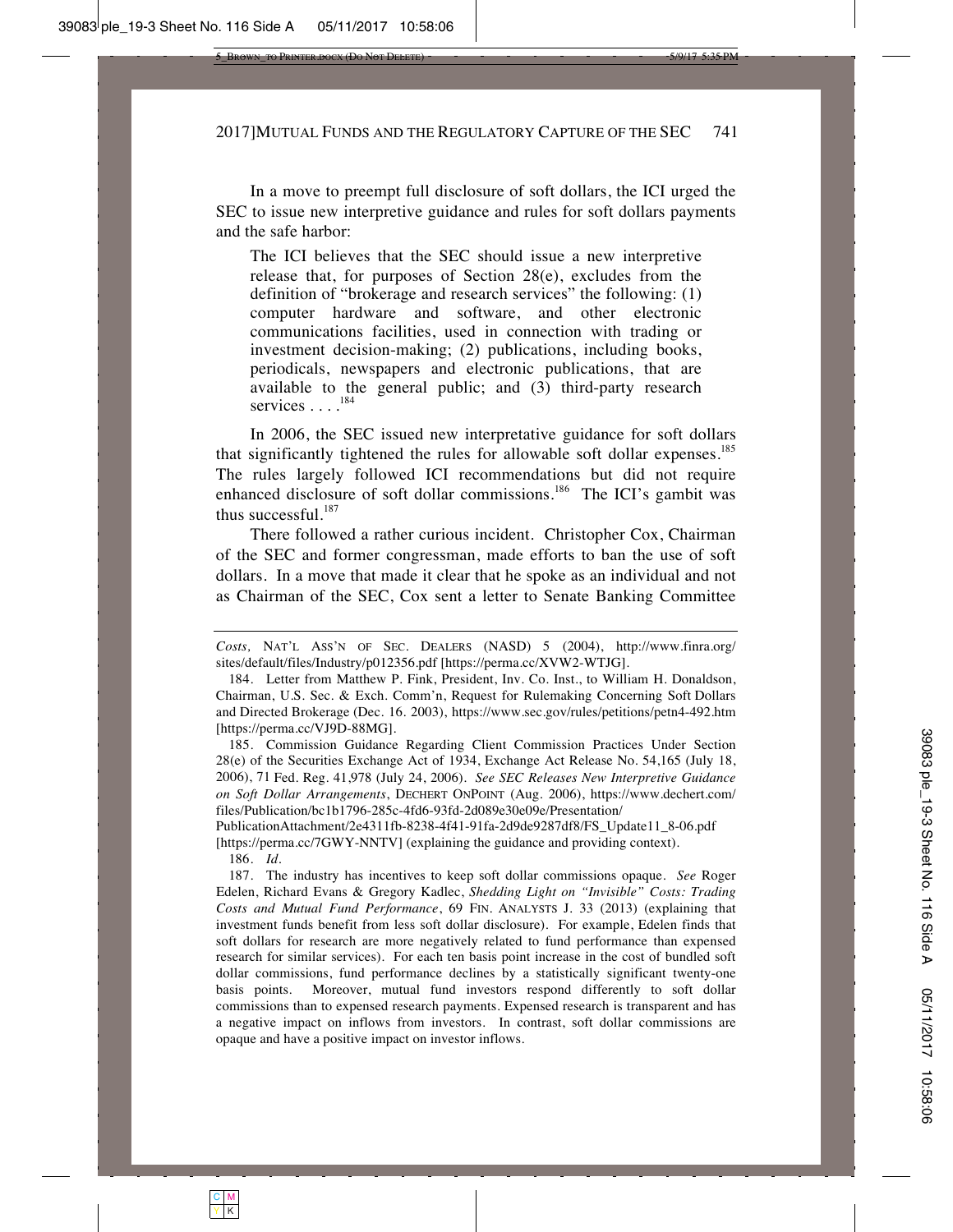In a move to preempt full disclosure of soft dollars, the ICI urged the SEC to issue new interpretive guidance and rules for soft dollars payments and the safe harbor:

> The ICI believes that the SEC should issue a new interpretive release that, for purposes of Section 28(e), excludes from the definition of "brokerage and research services" the following: (1) computer hardware and software, and other electronic communications facilities, used in connection with trading or investment decision-making; (2) publications, including books, periodicals, newspapers and electronic publications, that are available to the general public; and (3) third-party research services . . . .[184]

In 2006, the SEC issued new interpretative guidance for soft dollars that significantly tightened the rules for allowable soft dollar expenses.[185] The rules largely followed ICI recommendations but did not require enhanced disclosure of soft dollar commissions.[186] The ICI's gambit was thus successful.[187]

There followed a rather curious incident. Christopher Cox, Chairman of the SEC and former congressman, made efforts to ban the use of soft dollars. In a move that made it clear that he spoke as an individual and not as Chairman of the SEC, Cox sent a letter to Senate Banking Committee

---

*Costs,* NAT'L ASS'N OF SEC. DEALERS (NASD) 5 (2004), http://www.finra.org/sites/default/files/Industry/p012356.pdf [https://perma.cc/XVW2-WTJG].

184. Letter from Matthew P. Fink, President, Inv. Co. Inst., to William H. Donaldson, Chairman, U.S. Sec. & Exch. Comm'n, Request for Rulemaking Concerning Soft Dollars and Directed Brokerage (Dec. 16. 2003), https://www.sec.gov/rules/petitions/petn4-492.htm [https://perma.cc/VJ9D-88MG].

185. Commission Guidance Regarding Client Commission Practices Under Section 28(e) of the Securities Exchange Act of 1934, Exchange Act Release No. 54,165 (July 18, 2006), 71 Fed. Reg. 41,978 (July 24, 2006). *See SEC Releases New Interpretive Guidance on Soft Dollar Arrangements*, DECHERT ONPOINT (Aug. 2006), https://www.dechert.com/files/Publication/bc1b1796-285c-4fd6-93fd-2d089e30e09e/Presentation/PublicationAttachment/2e4311fb-8238-4f41-91fa-2d9de9287df8/FS_Update11_8-06.pdf [https://perma.cc/7GWY-NNTV] (explaining the guidance and providing context).

186. *Id.*

187. The industry has incentives to keep soft dollar commissions opaque. *See* Roger Edelen, Richard Evans & Gregory Kadlec, *Shedding Light on "Invisible" Costs: Trading Costs and Mutual Fund Performance*, 69 FIN. ANALYSTS J. 33 (2013) (explaining that investment funds benefit from less soft dollar disclosure). For example, Edelen finds that soft dollars for research are more negatively related to fund performance than expensed research for similar services). For each ten basis point increase in the cost of bundled soft dollar commissions, fund performance declines by a statistically significant twenty-one basis points. Moreover, mutual fund investors respond differently to soft dollar commissions than to expensed research payments. Expensed research is transparent and has a negative impact on inflows from investors. In contrast, soft dollar commissions are opaque and have a positive impact on investor inflows.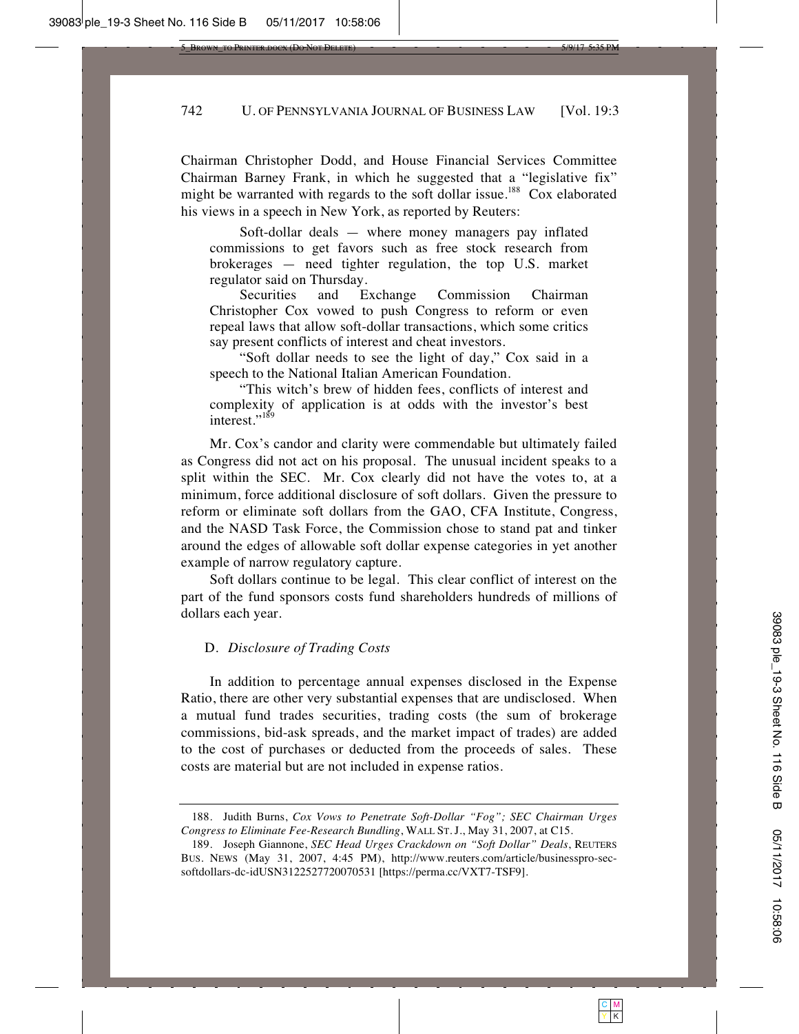Chairman Christopher Dodd, and House Financial Services Committee Chairman Barney Frank, in which he suggested that a "legislative fix" might be warranted with regards to the soft dollar issue.[188] Cox elaborated his views in a speech in New York, as reported by Reuters:

> Soft-dollar deals — where money managers pay inflated commissions to get favors such as free stock research from brokerages — need tighter regulation, the top U.S. market regulator said on Thursday.
>
> Securities and Exchange Commission Chairman Christopher Cox vowed to push Congress to reform or even repeal laws that allow soft-dollar transactions, which some critics say present conflicts of interest and cheat investors.
>
> "Soft dollar needs to see the light of day," Cox said in a speech to the National Italian American Foundation.
>
> "This witch's brew of hidden fees, conflicts of interest and complexity of application is at odds with the investor's best interest."[189]

Mr. Cox's candor and clarity were commendable but ultimately failed as Congress did not act on his proposal. The unusual incident speaks to a split within the SEC. Mr. Cox clearly did not have the votes to, at a minimum, force additional disclosure of soft dollars. Given the pressure to reform or eliminate soft dollars from the GAO, CFA Institute, Congress, and the NASD Task Force, the Commission chose to stand pat and tinker around the edges of allowable soft dollar expense categories in yet another example of narrow regulatory capture.

Soft dollars continue to be legal. This clear conflict of interest on the part of the fund sponsors costs fund shareholders hundreds of millions of dollars each year.

### D. *Disclosure of Trading Costs*

In addition to percentage annual expenses disclosed in the Expense Ratio, there are other very substantial expenses that are undisclosed. When a mutual fund trades securities, trading costs (the sum of brokerage commissions, bid-ask spreads, and the market impact of trades) are added to the cost of purchases or deducted from the proceeds of sales. These costs are material but are not included in expense ratios.

---

188. Judith Burns, *Cox Vows to Penetrate Soft-Dollar "Fog"; SEC Chairman Urges Congress to Eliminate Fee-Research Bundling*, WALL ST. J., May 31, 2007, at C15.

189. Joseph Giannone, *SEC Head Urges Crackdown on "Soft Dollar" Deals*, REUTERS BUS. NEWS (May 31, 2007, 4:45 PM), http://www.reuters.com/article/businesspro-sec-softdollars-dc-idUSN3122527720070531 [https://perma.cc/VXT7-TSF9].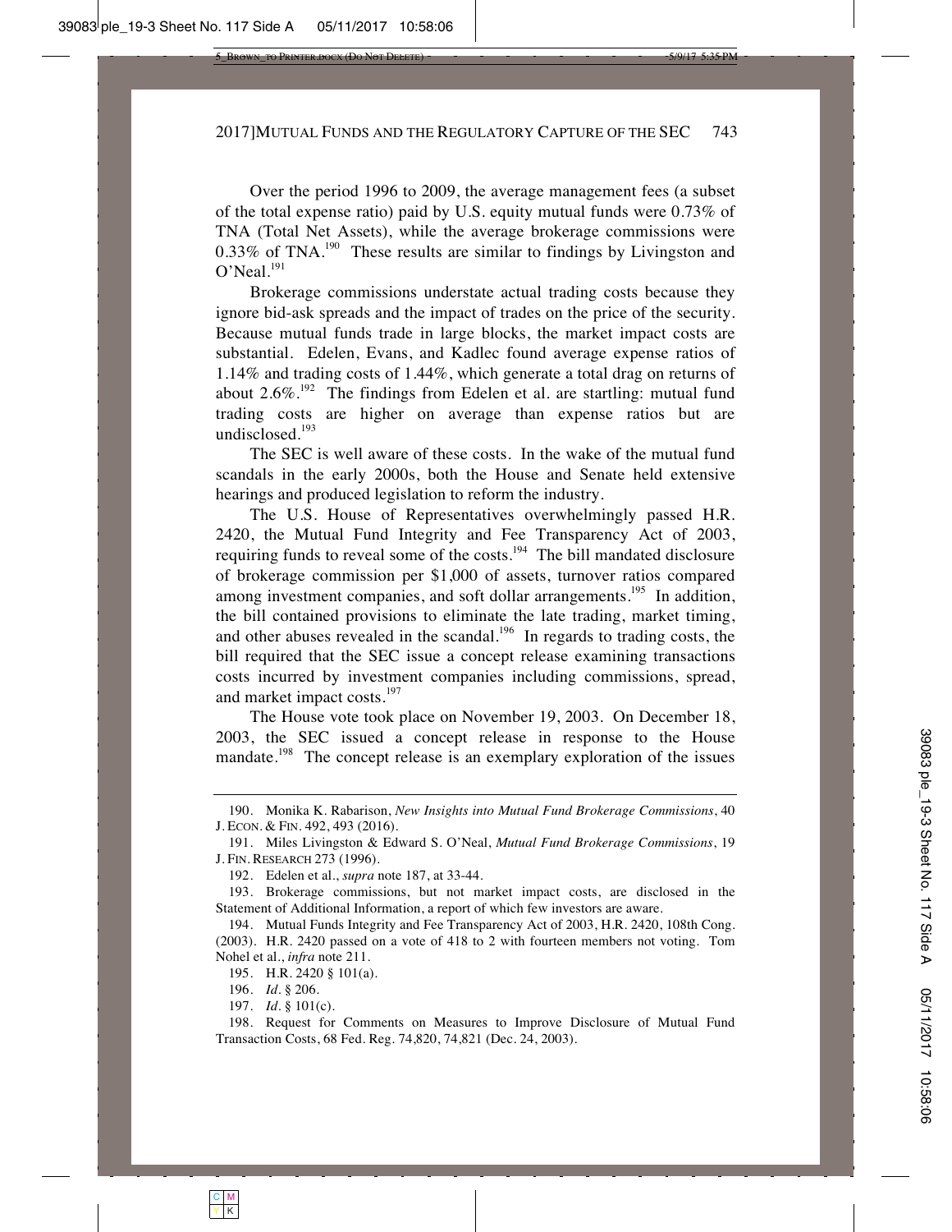Over the period 1996 to 2009, the average management fees (a subset of the total expense ratio) paid by U.S. equity mutual funds were 0.73% of TNA (Total Net Assets), while the average brokerage commissions were 0.33% of TNA.[190] These results are similar to findings by Livingston and O'Neal.[191]

Brokerage commissions understate actual trading costs because they ignore bid-ask spreads and the impact of trades on the price of the security. Because mutual funds trade in large blocks, the market impact costs are substantial. Edelen, Evans, and Kadlec found average expense ratios of 1.14% and trading costs of 1.44%, which generate a total drag on returns of about 2.6%.[192] The findings from Edelen et al. are startling: mutual fund trading costs are higher on average than expense ratios but are undisclosed.[193]

The SEC is well aware of these costs. In the wake of the mutual fund scandals in the early 2000s, both the House and Senate held extensive hearings and produced legislation to reform the industry.

The U.S. House of Representatives overwhelmingly passed H.R. 2420, the Mutual Fund Integrity and Fee Transparency Act of 2003, requiring funds to reveal some of the costs.[194] The bill mandated disclosure of brokerage commission per $1,000 of assets, turnover ratios compared among investment companies, and soft dollar arrangements.[195] In addition, the bill contained provisions to eliminate the late trading, market timing, and other abuses revealed in the scandal.[196] In regards to trading costs, the bill required that the SEC issue a concept release examining transactions costs incurred by investment companies including commissions, spread, and market impact costs.[197]

The House vote took place on November 19, 2003. On December 18, 2003, the SEC issued a concept release in response to the House mandate.[198] The concept release is an exemplary exploration of the issues

---

190. Monika K. Rabarison, *New Insights into Mutual Fund Brokerage Commissions*, 40 J. ECON. & FIN. 492, 493 (2016).

191. Miles Livingston & Edward S. O'Neal, *Mutual Fund Brokerage Commissions*, 19 J. FIN. RESEARCH 273 (1996).

192. Edelen et al., *supra* note 187, at 33-44.

193. Brokerage commissions, but not market impact costs, are disclosed in the Statement of Additional Information, a report of which few investors are aware.

194. Mutual Funds Integrity and Fee Transparency Act of 2003, H.R. 2420, 108th Cong. (2003). H.R. 2420 passed on a vote of 418 to 2 with fourteen members not voting. Tom Nohel et al., *infra* note 211.

195. H.R. 2420 § 101(a).

196. *Id*. § 206.

197. *Id*. § 101(c).

198. Request for Comments on Measures to Improve Disclosure of Mutual Fund Transaction Costs, 68 Fed. Reg. 74,820, 74,821 (Dec. 24, 2003).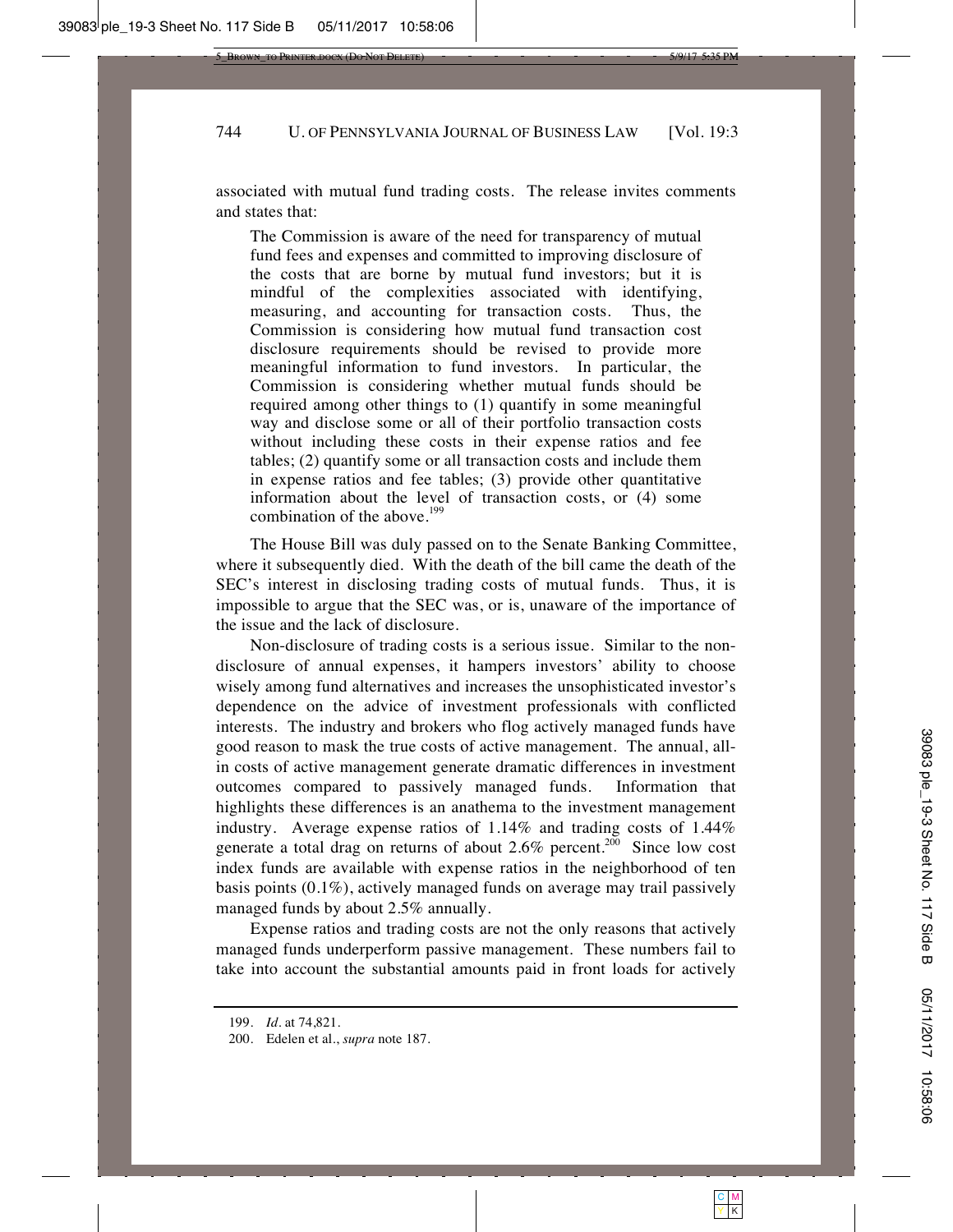associated with mutual fund trading costs. The release invites comments and states that:

> The Commission is aware of the need for transparency of mutual fund fees and expenses and committed to improving disclosure of the costs that are borne by mutual fund investors; but it is mindful of the complexities associated with identifying, measuring, and accounting for transaction costs. Thus, the Commission is considering how mutual fund transaction cost disclosure requirements should be revised to provide more meaningful information to fund investors. In particular, the Commission is considering whether mutual funds should be required among other things to (1) quantify in some meaningful way and disclose some or all of their portfolio transaction costs without including these costs in their expense ratios and fee tables; (2) quantify some or all transaction costs and include them in expense ratios and fee tables; (3) provide other quantitative information about the level of transaction costs, or (4) some combination of the above.[199]

The House Bill was duly passed on to the Senate Banking Committee, where it subsequently died. With the death of the bill came the death of the SEC's interest in disclosing trading costs of mutual funds. Thus, it is impossible to argue that the SEC was, or is, unaware of the importance of the issue and the lack of disclosure.

Non-disclosure of trading costs is a serious issue. Similar to the non-disclosure of annual expenses, it hampers investors' ability to choose wisely among fund alternatives and increases the unsophisticated investor's dependence on the advice of investment professionals with conflicted interests. The industry and brokers who flog actively managed funds have good reason to mask the true costs of active management. The annual, all-in costs of active management generate dramatic differences in investment outcomes compared to passively managed funds. Information that highlights these differences is an anathema to the investment management industry. Average expense ratios of 1.14% and trading costs of 1.44% generate a total drag on returns of about 2.6% percent.[200] Since low cost index funds are available with expense ratios in the neighborhood of ten basis points (0.1%), actively managed funds on average may trail passively managed funds by about 2.5% annually.

Expense ratios and trading costs are not the only reasons that actively managed funds underperform passive management. These numbers fail to take into account the substantial amounts paid in front loads for actively

---

199. *Id.* at 74,821.

200. Edelen et al., *supra* note 187.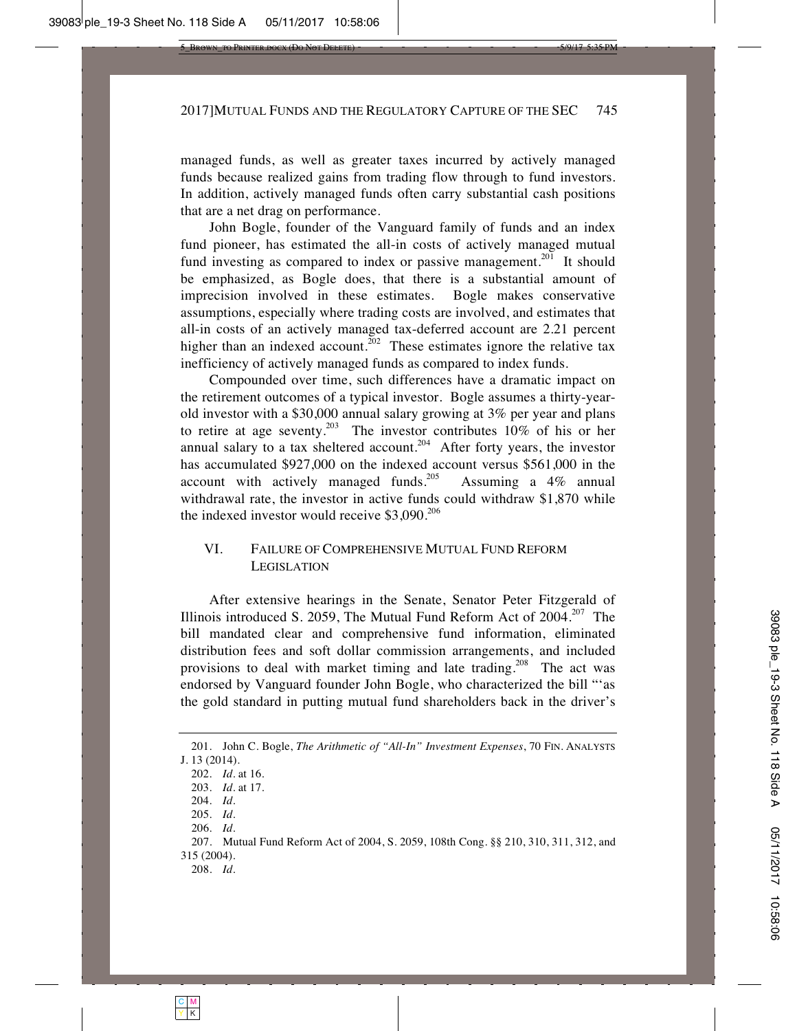managed funds, as well as greater taxes incurred by actively managed funds because realized gains from trading flow through to fund investors. In addition, actively managed funds often carry substantial cash positions that are a net drag on performance.

John Bogle, founder of the Vanguard family of funds and an index fund pioneer, has estimated the all-in costs of actively managed mutual fund investing as compared to index or passive management.[201] It should be emphasized, as Bogle does, that there is a substantial amount of imprecision involved in these estimates. Bogle makes conservative assumptions, especially where trading costs are involved, and estimates that all-in costs of an actively managed tax-deferred account are 2.21 percent higher than an indexed account.[202] These estimates ignore the relative tax inefficiency of actively managed funds as compared to index funds.

Compounded over time, such differences have a dramatic impact on the retirement outcomes of a typical investor. Bogle assumes a thirty-year-old investor with a $30,000 annual salary growing at 3% per year and plans to retire at age seventy.[203] The investor contributes 10% of his or her annual salary to a tax sheltered account.[204] After forty years, the investor has accumulated $927,000 on the indexed account versus $561,000 in the account with actively managed funds.[205] Assuming a 4% annual withdrawal rate, the investor in active funds could withdraw $1,870 while the indexed investor would receive $3,090.[206]

## VI. FAILURE OF COMPREHENSIVE MUTUAL FUND REFORM LEGISLATION

After extensive hearings in the Senate, Senator Peter Fitzgerald of Illinois introduced S. 2059, The Mutual Fund Reform Act of 2004.[207] The bill mandated clear and comprehensive fund information, eliminated distribution fees and soft dollar commission arrangements, and included provisions to deal with market timing and late trading.[208] The act was endorsed by Vanguard founder John Bogle, who characterized the bill "'as the gold standard in putting mutual fund shareholders back in the driver's

---

201. John C. Bogle, *The Arithmetic of "All-In" Investment Expenses*, 70 FIN. ANALYSTS J. 13 (2014).

202. *Id*. at 16.

203. *Id*. at 17.

204. *Id*.

205. *Id*.

206. *Id*.

207. Mutual Fund Reform Act of 2004, S. 2059, 108th Cong. §§ 210, 310, 311, 312, and 315 (2004).

208. *Id*.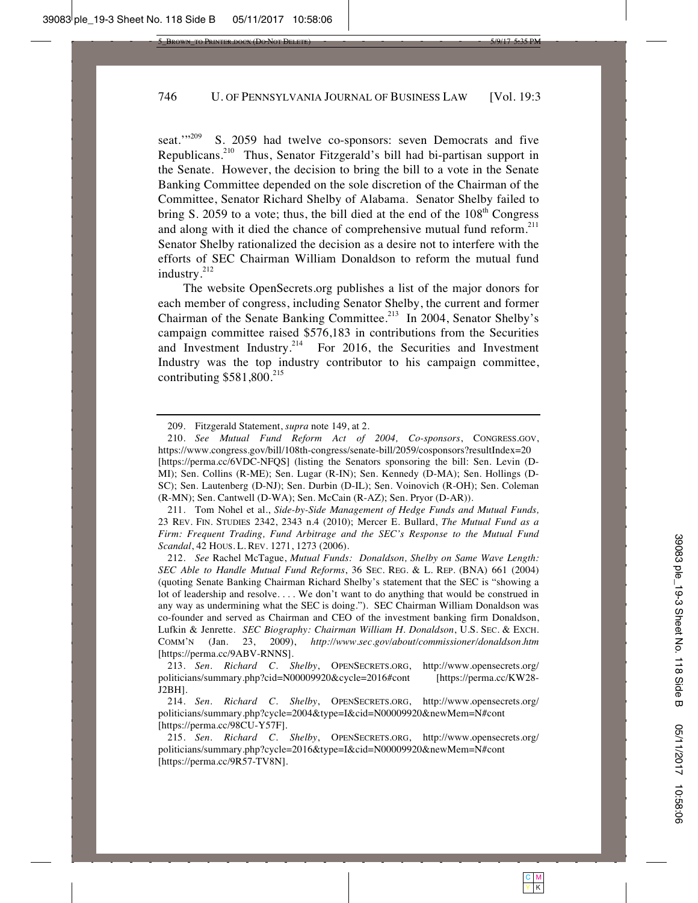seat.'"[209] S. 2059 had twelve co-sponsors: seven Democrats and five Republicans.[210] Thus, Senator Fitzgerald's bill had bi-partisan support in the Senate. However, the decision to bring the bill to a vote in the Senate Banking Committee depended on the sole discretion of the Chairman of the Committee, Senator Richard Shelby of Alabama. Senator Shelby failed to bring S. 2059 to a vote; thus, the bill died at the end of the 108th Congress and along with it died the chance of comprehensive mutual fund reform.[211] Senator Shelby rationalized the decision as a desire not to interfere with the efforts of SEC Chairman William Donaldson to reform the mutual fund industry.[212]

The website OpenSecrets.org publishes a list of the major donors for each member of congress, including Senator Shelby, the current and former Chairman of the Senate Banking Committee.[213] In 2004, Senator Shelby's campaign committee raised $576,183 in contributions from the Securities and Investment Industry.[214] For 2016, the Securities and Investment Industry was the top industry contributor to his campaign committee, contributing $581,800.[215]

---

209. Fitzgerald Statement, *supra* note 149, at 2.

210. *See Mutual Fund Reform Act of 2004, Co-sponsors*, CONGRESS.GOV, https://www.congress.gov/bill/108th-congress/senate-bill/2059/cosponsors?resultIndex=20 [https://perma.cc/6VDC-NFQS] (listing the Senators sponsoring the bill: Sen. Levin (D-MI); Sen. Collins (R-ME); Sen. Lugar (R-IN); Sen. Kennedy (D-MA); Sen. Hollings (D-SC); Sen. Lautenberg (D-NJ); Sen. Durbin (D-IL); Sen. Voinovich (R-OH); Sen. Coleman (R-MN); Sen. Cantwell (D-WA); Sen. McCain (R-AZ); Sen. Pryor (D-AR)).

211. Tom Nohel et al., *Side-by-Side Management of Hedge Funds and Mutual Funds,* 23 REV. FIN. STUDIES 2342, 2343 n.4 (2010); Mercer E. Bullard, *The Mutual Fund as a Firm: Frequent Trading, Fund Arbitrage and the SEC's Response to the Mutual Fund Scandal*, 42 HOUS. L. REV. 1271, 1273 (2006).

212. *See* Rachel McTague, *Mutual Funds: Donaldson, Shelby on Same Wave Length: SEC Able to Handle Mutual Fund Reforms*, 36 SEC. REG. & L. REP. (BNA) 661 (2004) (quoting Senate Banking Chairman Richard Shelby's statement that the SEC is "showing a lot of leadership and resolve. . . . We don't want to do anything that would be construed in any way as undermining what the SEC is doing."). SEC Chairman William Donaldson was co-founder and served as Chairman and CEO of the investment banking firm Donaldson, Lufkin & Jenrette. *SEC Biography: Chairman William H. Donaldson*, U.S. SEC. & EXCH. COMM'N (Jan. 23, 2009), *http://www.sec.gov/about/commissioner/donaldson.htm* [https://perma.cc/9ABV-RNNS].

213. *Sen. Richard C. Shelby*, OPENSECRETS.ORG, http://www.opensecrets.org/politicians/summary.php?cid=N00009920&cycle=2016#cont [https://perma.cc/KW28-J2BH].

214. *Sen. Richard C. Shelby*, OPENSECRETS.ORG, http://www.opensecrets.org/politicians/summary.php?cycle=2004&type=I&cid=N00009920&newMem=N#cont [https://perma.cc/98CU-Y57F].

215. *Sen. Richard C. Shelby*, OPENSECRETS.ORG, http://www.opensecrets.org/politicians/summary.php?cycle=2016&type=I&cid=N00009920&newMem=N#cont [https://perma.cc/9R57-TV8N].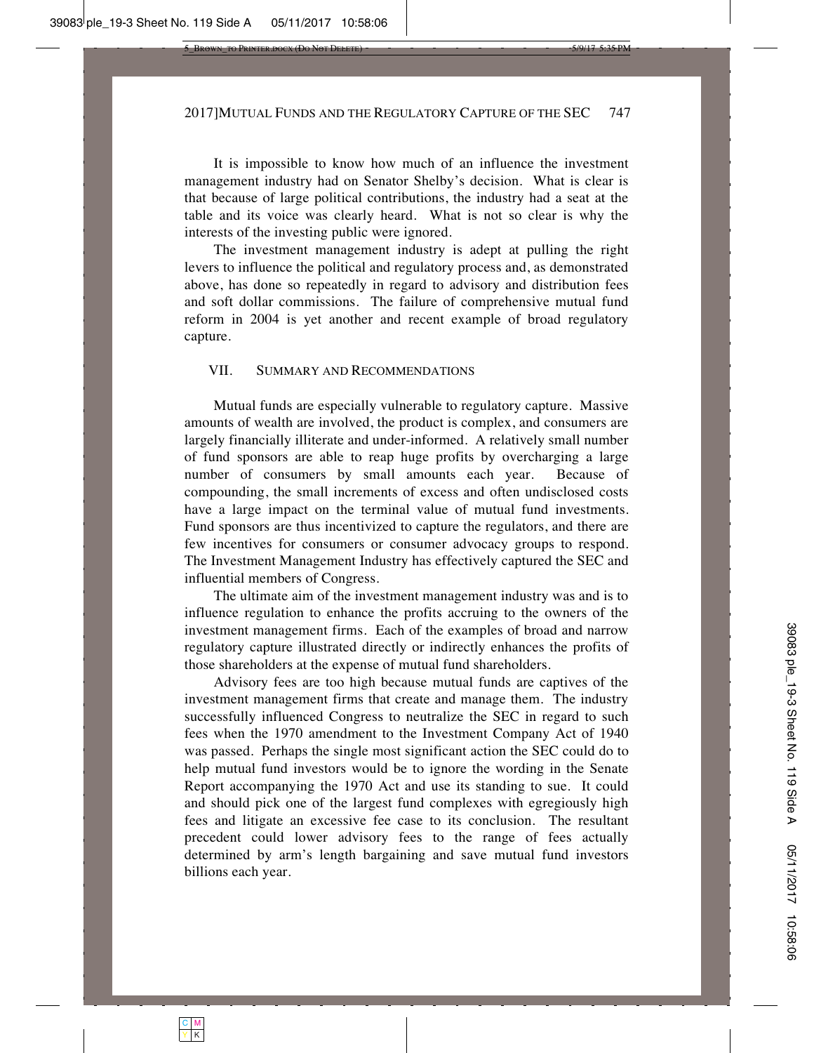It is impossible to know how much of an influence the investment management industry had on Senator Shelby's decision. What is clear is that because of large political contributions, the industry had a seat at the table and its voice was clearly heard. What is not so clear is why the interests of the investing public were ignored.

The investment management industry is adept at pulling the right levers to influence the political and regulatory process and, as demonstrated above, has done so repeatedly in regard to advisory and distribution fees and soft dollar commissions. The failure of comprehensive mutual fund reform in 2004 is yet another and recent example of broad regulatory capture.

## VII. SUMMARY AND RECOMMENDATIONS

Mutual funds are especially vulnerable to regulatory capture. Massive amounts of wealth are involved, the product is complex, and consumers are largely financially illiterate and under-informed. A relatively small number of fund sponsors are able to reap huge profits by overcharging a large number of consumers by small amounts each year. Because of compounding, the small increments of excess and often undisclosed costs have a large impact on the terminal value of mutual fund investments. Fund sponsors are thus incentivized to capture the regulators, and there are few incentives for consumers or consumer advocacy groups to respond. The Investment Management Industry has effectively captured the SEC and influential members of Congress.

The ultimate aim of the investment management industry was and is to influence regulation to enhance the profits accruing to the owners of the investment management firms. Each of the examples of broad and narrow regulatory capture illustrated directly or indirectly enhances the profits of those shareholders at the expense of mutual fund shareholders.

Advisory fees are too high because mutual funds are captives of the investment management firms that create and manage them. The industry successfully influenced Congress to neutralize the SEC in regard to such fees when the 1970 amendment to the Investment Company Act of 1940 was passed. Perhaps the single most significant action the SEC could do to help mutual fund investors would be to ignore the wording in the Senate Report accompanying the 1970 Act and use its standing to sue. It could and should pick one of the largest fund complexes with egregiously high fees and litigate an excessive fee case to its conclusion. The resultant precedent could lower advisory fees to the range of fees actually determined by arm's length bargaining and save mutual fund investors billions each year.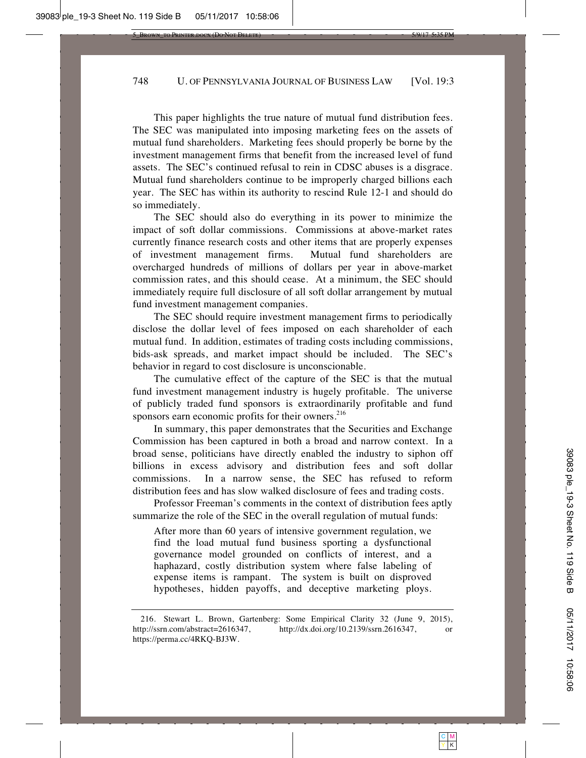This paper highlights the true nature of mutual fund distribution fees. The SEC was manipulated into imposing marketing fees on the assets of mutual fund shareholders. Marketing fees should properly be borne by the investment management firms that benefit from the increased level of fund assets. The SEC's continued refusal to rein in CDSC abuses is a disgrace. Mutual fund shareholders continue to be improperly charged billions each year. The SEC has within its authority to rescind Rule 12-1 and should do so immediately.

The SEC should also do everything in its power to minimize the impact of soft dollar commissions. Commissions at above-market rates currently finance research costs and other items that are properly expenses of investment management firms. Mutual fund shareholders are overcharged hundreds of millions of dollars per year in above-market commission rates, and this should cease. At a minimum, the SEC should immediately require full disclosure of all soft dollar arrangement by mutual fund investment management companies.

The SEC should require investment management firms to periodically disclose the dollar level of fees imposed on each shareholder of each mutual fund. In addition, estimates of trading costs including commissions, bids-ask spreads, and market impact should be included. The SEC's behavior in regard to cost disclosure is unconscionable.

The cumulative effect of the capture of the SEC is that the mutual fund investment management industry is hugely profitable. The universe of publicly traded fund sponsors is extraordinarily profitable and fund sponsors earn economic profits for their owners.[216]

In summary, this paper demonstrates that the Securities and Exchange Commission has been captured in both a broad and narrow context. In a broad sense, politicians have directly enabled the industry to siphon off billions in excess advisory and distribution fees and soft dollar commissions. In a narrow sense, the SEC has refused to reform distribution fees and has slow walked disclosure of fees and trading costs.

Professor Freeman's comments in the context of distribution fees aptly summarize the role of the SEC in the overall regulation of mutual funds:

> After more than 60 years of intensive government regulation, we find the load mutual fund business sporting a dysfunctional governance model grounded on conflicts of interest, and a haphazard, costly distribution system where false labeling of expense items is rampant. The system is built on disproved hypotheses, hidden payoffs, and deceptive marketing ploys.

---

216. Stewart L. Brown, Gartenberg: Some Empirical Clarity 32 (June 9, 2015), http://ssrn.com/abstract=2616347, http://dx.doi.org/10.2139/ssrn.2616347, or https://perma.cc/4RKQ-BJ3W.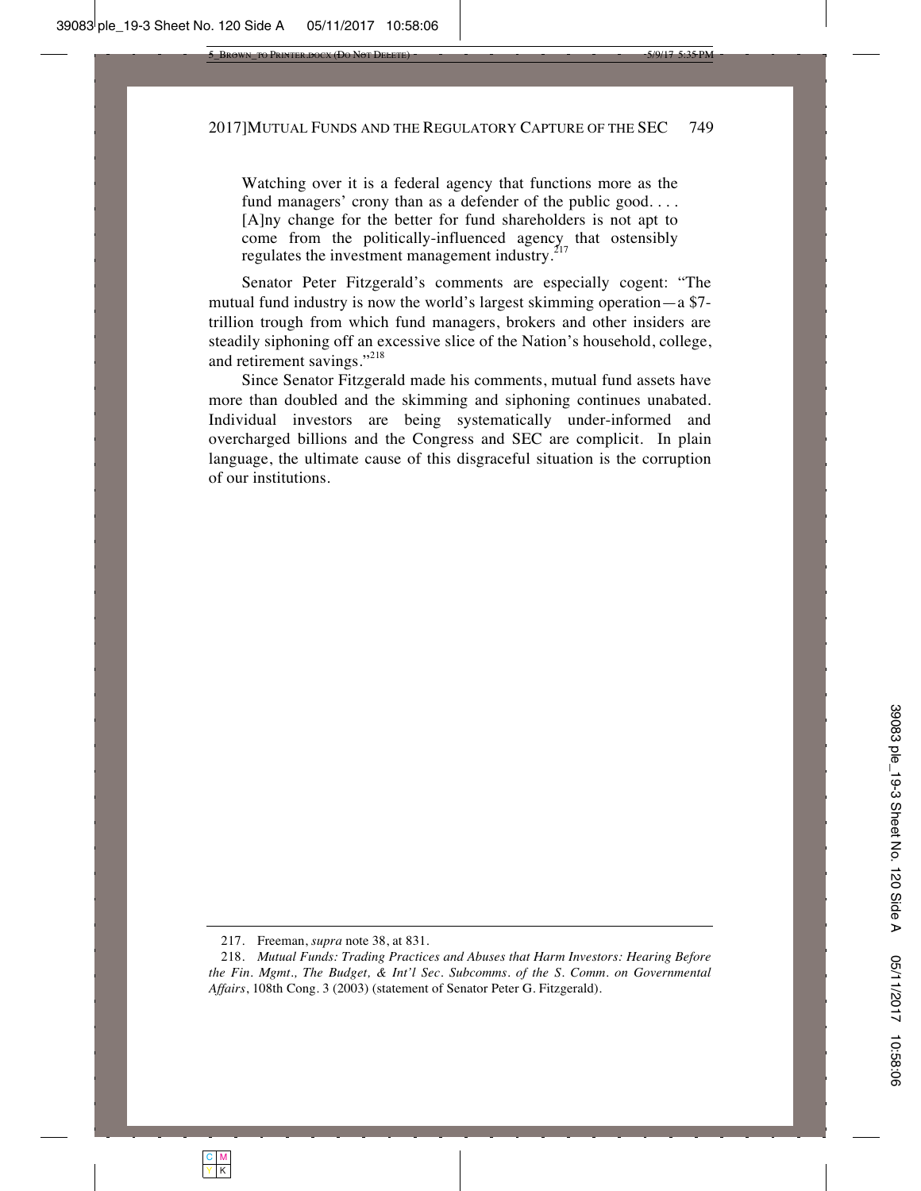> Watching over it is a federal agency that functions more as the fund managers' crony than as a defender of the public good. . . . [A]ny change for the better for fund shareholders is not apt to come from the politically-influenced agency that ostensibly regulates the investment management industry.[217]

Senator Peter Fitzgerald's comments are especially cogent: "The mutual fund industry is now the world's largest skimming operation—a $7-trillion trough from which fund managers, brokers and other insiders are steadily siphoning off an excessive slice of the Nation's household, college, and retirement savings."[218]

Since Senator Fitzgerald made his comments, mutual fund assets have more than doubled and the skimming and siphoning continues unabated. Individual investors are being systematically under-informed and overcharged billions and the Congress and SEC are complicit. In plain language, the ultimate cause of this disgraceful situation is the corruption of our institutions.

---

217. Freeman, *supra* note 38, at 831.

218. *Mutual Funds: Trading Practices and Abuses that Harm Investors: Hearing Before the Fin. Mgmt., The Budget, & Int'l Sec. Subcomms. of the S. Comm. on Governmental Affairs*, 108th Cong. 3 (2003) (statement of Senator Peter G. Fitzgerald).